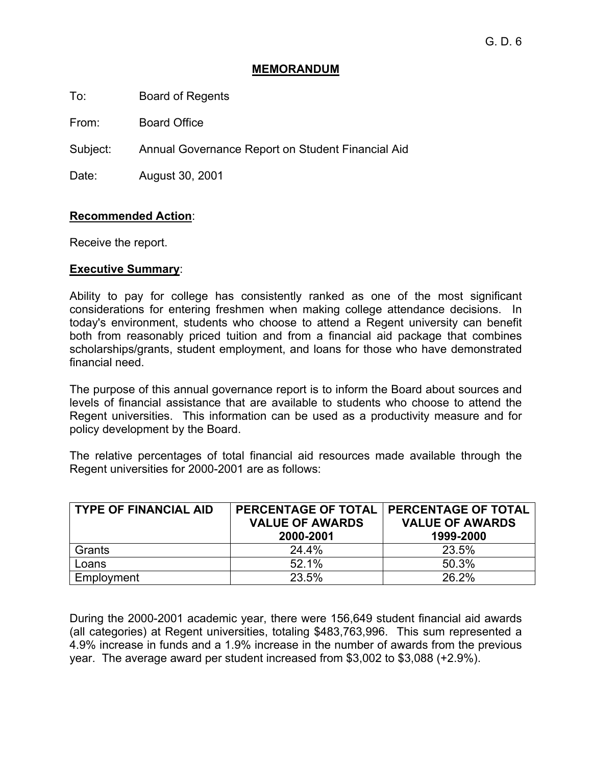G. D. 6

# MEMORANDUM

To: Board of Regents

From: Board Office

Subject: Annual Governance Report on Student Financial Aid

Date: August 30, 2001

**Recommended Action**:

Receive the report.

**Executive Summary**:

Ability to pay for college has consistently ranked as one of the most significant considerations for entering freshmen when making college attendance decisions. In today's environment, students who choose to attend a Regent university can benefit both from reasonably priced tuition and from a financial aid package that combines scholarships/grants, student employment, and loans for those who have demonstrated financial need.

The purpose of this annual governance report is to inform the Board about sources and levels of financial assistance that are available to students who choose to attend the Regent universities. This information can be used as a productivity measure and for policy development by the Board.

The relative percentages of total financial aid resources made available through the Regent universities for 2000-2001 are as follows:

| TYPE OF FINANCIAL AID | PERCENTAGE OF TOTAL VALUE OF AWARDS 2000-2001 | PERCENTAGE OF TOTAL VALUE OF AWARDS 1999-2000 |
|---|---|---|
| Grants | 24.4% | 23.5% |
| Loans | 52.1% | 50.3% |
| Employment | 23.5% | 26.2% |

During the 2000-2001 academic year, there were 156,649 student financial aid awards (all categories) at Regent universities, totaling $483,763,996. This sum represented a 4.9% increase in funds and a 1.9% increase in the number of awards from the previous year. The average award per student increased from $3,002 to $3,088 (+2.9%).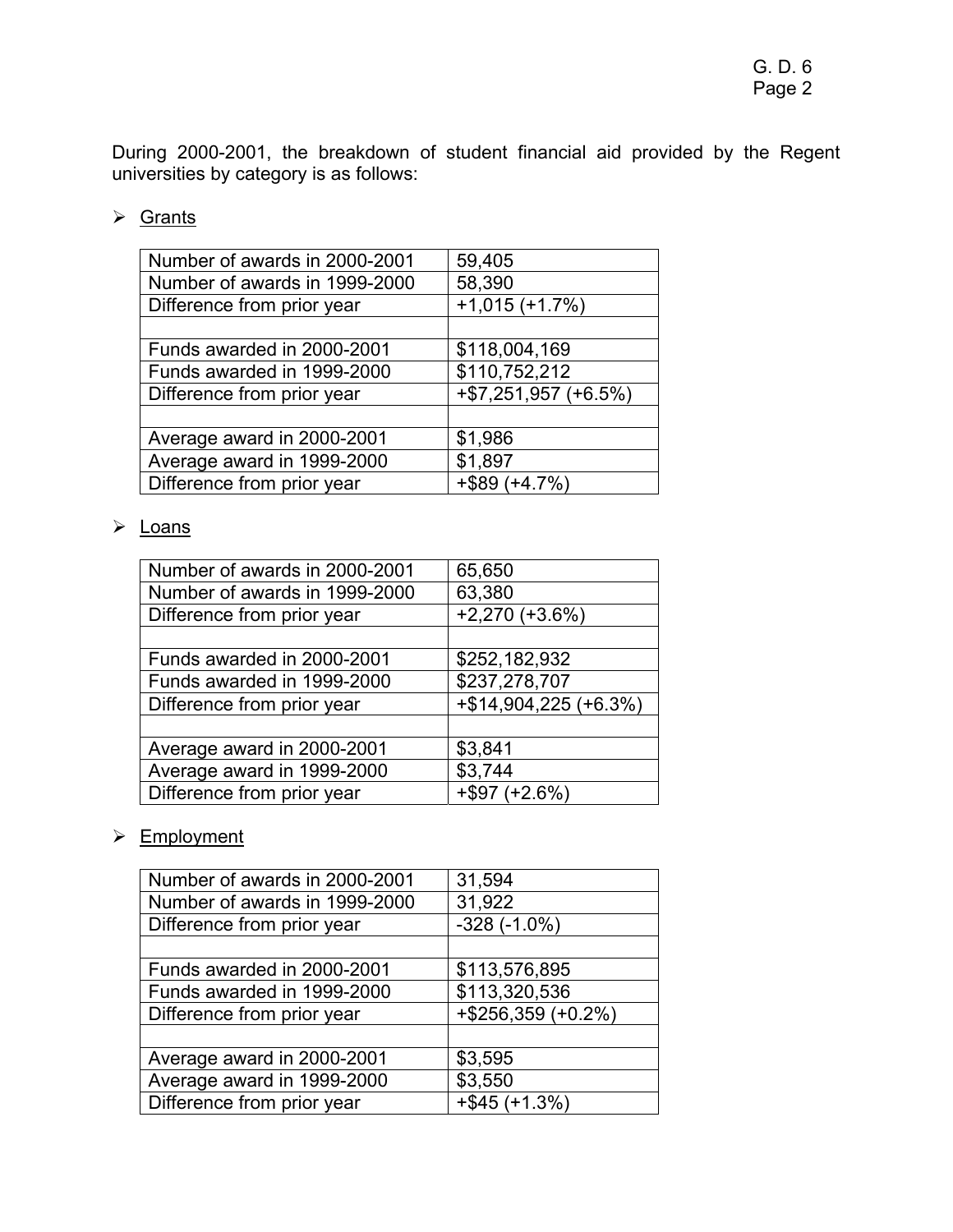During 2000-2001, the breakdown of student financial aid provided by the Regent universities by category is as follows:

- <u>Grants</u>

| | |
|---|---|
| Number of awards in 2000-2001 | 59,405 |
| Number of awards in 1999-2000 | 58,390 |
| Difference from prior year | +1,015 (+1.7%) |
| | |
| Funds awarded in 2000-2001 | $118,004,169 |
| Funds awarded in 1999-2000 | $110,752,212 |
| Difference from prior year | +$7,251,957 (+6.5%) |
| | |
| Average award in 2000-2001 | $1,986 |
| Average award in 1999-2000 | $1,897 |
| Difference from prior year | +$89 (+4.7%) |

- <u>Loans</u>

| | |
|---|---|
| Number of awards in 2000-2001 | 65,650 |
| Number of awards in 1999-2000 | 63,380 |
| Difference from prior year | +2,270 (+3.6%) |
| | |
| Funds awarded in 2000-2001 | $252,182,932 |
| Funds awarded in 1999-2000 | $237,278,707 |
| Difference from prior year | +$14,904,225 (+6.3%) |
| | |
| Average award in 2000-2001 | $3,841 |
| Average award in 1999-2000 | $3,744 |
| Difference from prior year | +$97 (+2.6%) |

- <u>Employment</u>

| | |
|---|---|
| Number of awards in 2000-2001 | 31,594 |
| Number of awards in 1999-2000 | 31,922 |
| Difference from prior year | -328 (-1.0%) |
| | |
| Funds awarded in 2000-2001 | $113,576,895 |
| Funds awarded in 1999-2000 | $113,320,536 |
| Difference from prior year | +$256,359 (+0.2%) |
| | |
| Average award in 2000-2001 | $3,595 |
| Average award in 1999-2000 | $3,550 |
| Difference from prior year | +$45 (+1.3%) |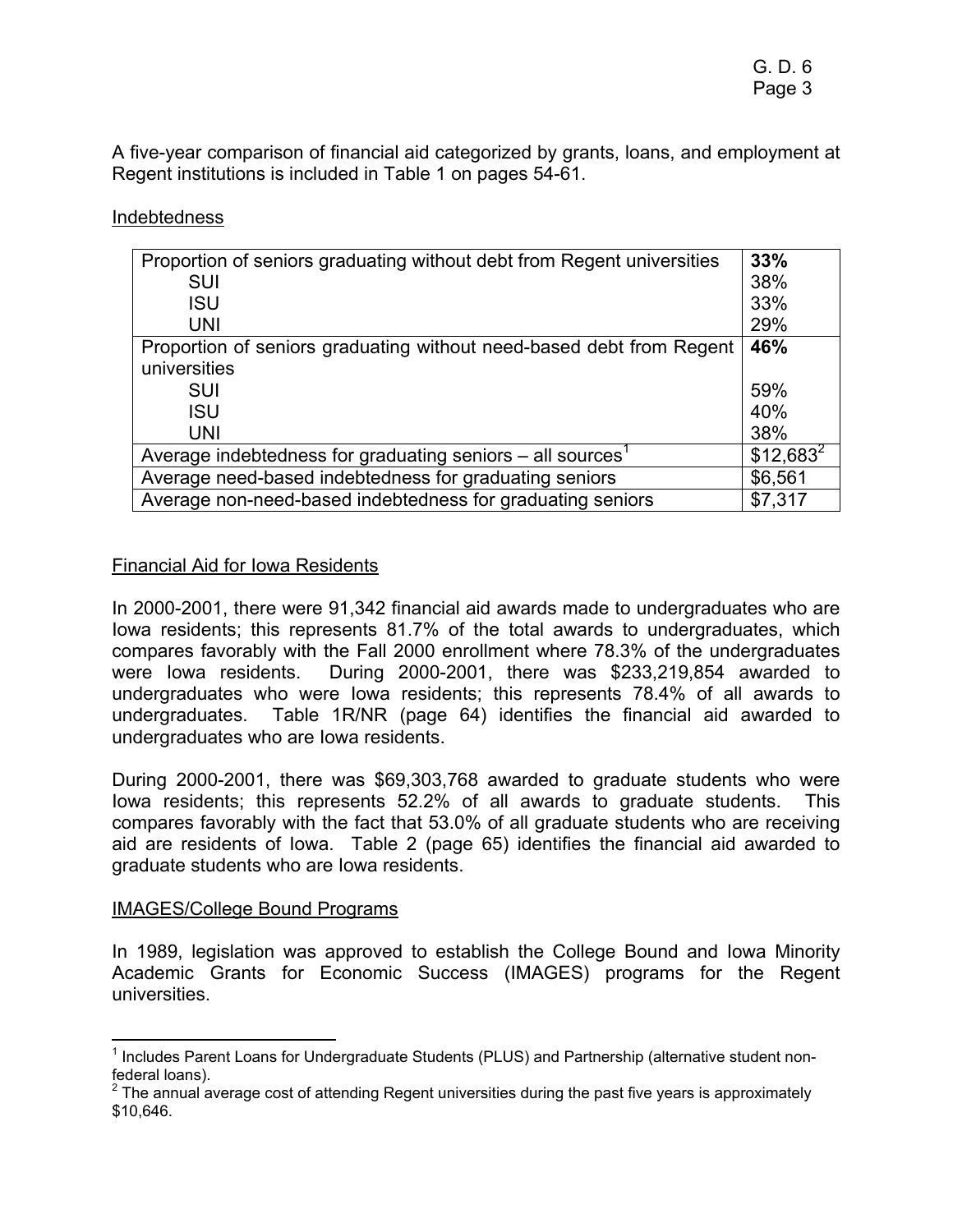A five-year comparison of financial aid categorized by grants, loans, and employment at Regent institutions is included in Table 1 on pages 54-61.

Indebtedness

| | |
|---|---|
| Proportion of seniors graduating without debt from Regent universities | **33%** |
| SUI | 38% |
| ISU | 33% |
| UNI | 29% |
| Proportion of seniors graduating without need-based debt from Regent universities | **46%** |
| SUI | 59% |
| ISU | 40% |
| UNI | 38% |
| Average indebtedness for graduating seniors – all sources[1] | $12,683[2] |
| Average need-based indebtedness for graduating seniors | $6,561 |
| Average non-need-based indebtedness for graduating seniors | $7,317 |

Financial Aid for Iowa Residents

In 2000-2001, there were 91,342 financial aid awards made to undergraduates who are Iowa residents; this represents 81.7% of the total awards to undergraduates, which compares favorably with the Fall 2000 enrollment where 78.3% of the undergraduates were Iowa residents. During 2000-2001, there was $233,219,854 awarded to undergraduates who were Iowa residents; this represents 78.4% of all awards to undergraduates. Table 1R/NR (page 64) identifies the financial aid awarded to undergraduates who are Iowa residents.

During 2000-2001, there was $69,303,768 awarded to graduate students who were Iowa residents; this represents 52.2% of all awards to graduate students. This compares favorably with the fact that 53.0% of all graduate students who are receiving aid are residents of Iowa. Table 2 (page 65) identifies the financial aid awarded to graduate students who are Iowa residents.

IMAGES/College Bound Programs

In 1989, legislation was approved to establish the College Bound and Iowa Minority Academic Grants for Economic Success (IMAGES) programs for the Regent universities.

[1] Includes Parent Loans for Undergraduate Students (PLUS) and Partnership (alternative student non-federal loans).

[2] The annual average cost of attending Regent universities during the past five years is approximately $10,646.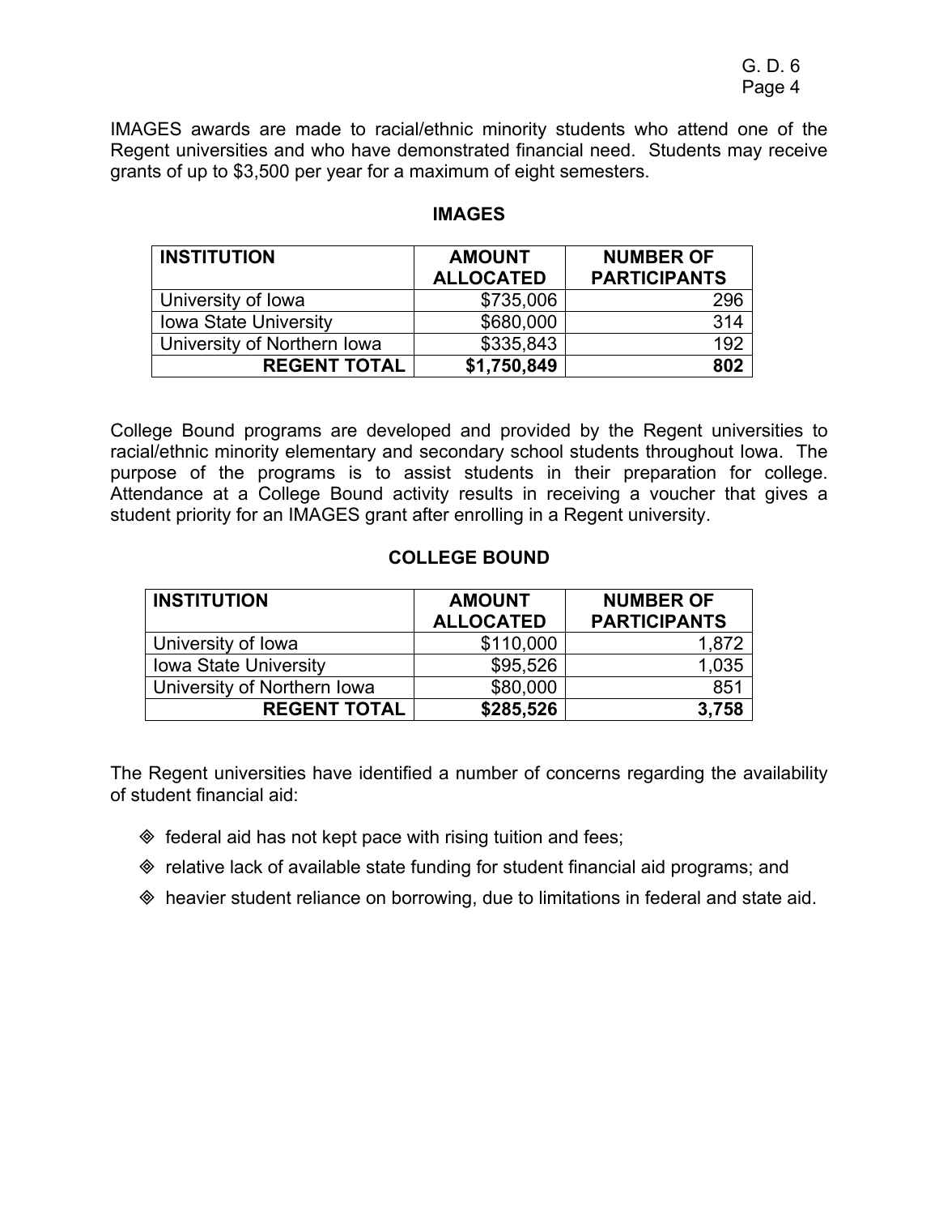IMAGES awards are made to racial/ethnic minority students who attend one of the Regent universities and who have demonstrated financial need. Students may receive grants of up to $3,500 per year for a maximum of eight semesters.

### IMAGES

| INSTITUTION | AMOUNT ALLOCATED | NUMBER OF PARTICIPANTS |
|---|---|---|
| University of Iowa | $735,006 | 296 |
| Iowa State University | $680,000 | 314 |
| University of Northern Iowa | $335,843 | 192 |
| **REGENT TOTAL** | **$1,750,849** | **802** |

College Bound programs are developed and provided by the Regent universities to racial/ethnic minority elementary and secondary school students throughout Iowa. The purpose of the programs is to assist students in their preparation for college. Attendance at a College Bound activity results in receiving a voucher that gives a student priority for an IMAGES grant after enrolling in a Regent university.

### COLLEGE BOUND

| INSTITUTION | AMOUNT ALLOCATED | NUMBER OF PARTICIPANTS |
|---|---|---|
| University of Iowa | $110,000 | 1,872 |
| Iowa State University | $95,526 | 1,035 |
| University of Northern Iowa | $80,000 | 851 |
| **REGENT TOTAL** | **$285,526** | **3,758** |

The Regent universities have identified a number of concerns regarding the availability of student financial aid:

- federal aid has not kept pace with rising tuition and fees;
- relative lack of available state funding for student financial aid programs; and
- heavier student reliance on borrowing, due to limitations in federal and state aid.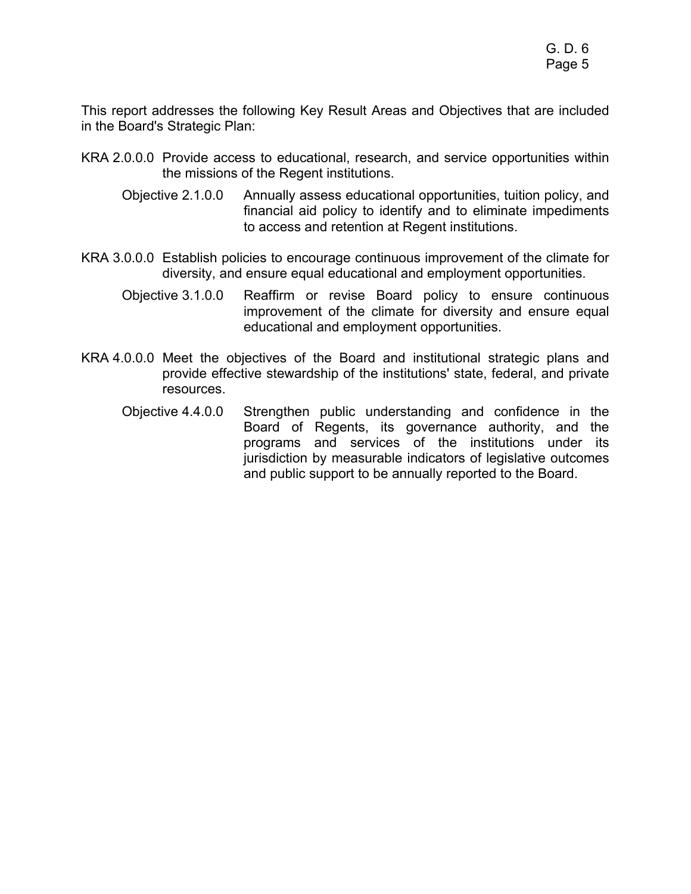This report addresses the following Key Result Areas and Objectives that are included in the Board's Strategic Plan:

KRA 2.0.0.0 Provide access to educational, research, and service opportunities within the missions of the Regent institutions.

- Objective 2.1.0.0 Annually assess educational opportunities, tuition policy, and financial aid policy to identify and to eliminate impediments to access and retention at Regent institutions.

KRA 3.0.0.0 Establish policies to encourage continuous improvement of the climate for diversity, and ensure equal educational and employment opportunities.

- Objective 3.1.0.0 Reaffirm or revise Board policy to ensure continuous improvement of the climate for diversity and ensure equal educational and employment opportunities.

KRA 4.0.0.0 Meet the objectives of the Board and institutional strategic plans and provide effective stewardship of the institutions' state, federal, and private resources.

- Objective 4.4.0.0 Strengthen public understanding and confidence in the Board of Regents, its governance authority, and the programs and services of the institutions under its jurisdiction by measurable indicators of legislative outcomes and public support to be annually reported to the Board.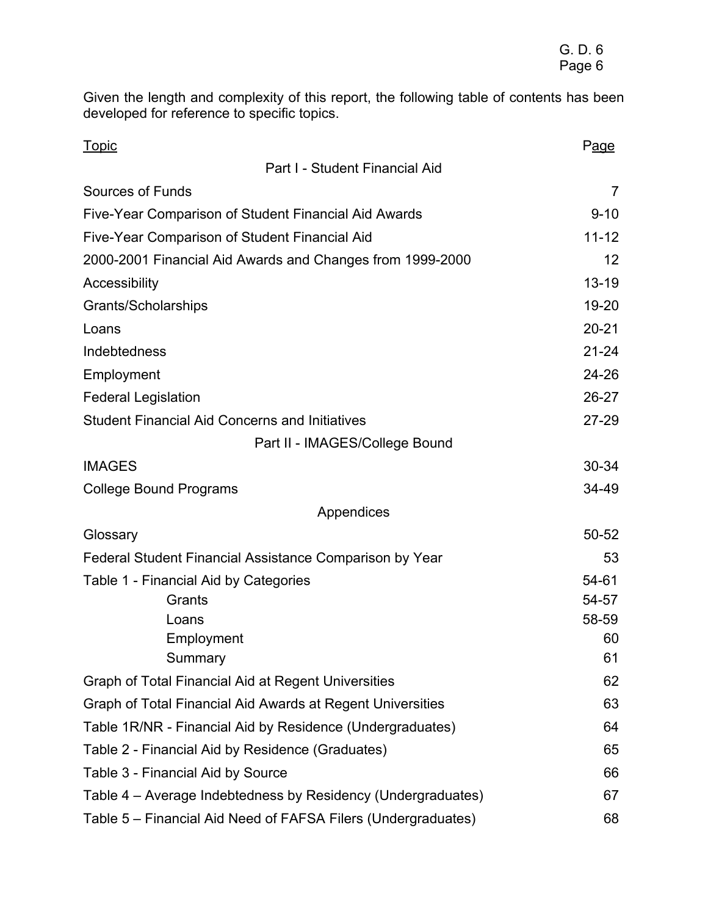Given the length and complexity of this report, the following table of contents has been developed for reference to specific topics.

| Topic | Page |
|---|---|
| **Part I - Student Financial Aid** | |
| Sources of Funds | 7 |
| Five-Year Comparison of Student Financial Aid Awards | 9-10 |
| Five-Year Comparison of Student Financial Aid | 11-12 |
| 2000-2001 Financial Aid Awards and Changes from 1999-2000 | 12 |
| Accessibility | 13-19 |
| Grants/Scholarships | 19-20 |
| Loans | 20-21 |
| Indebtedness | 21-24 |
| Employment | 24-26 |
| Federal Legislation | 26-27 |
| Student Financial Aid Concerns and Initiatives | 27-29 |
| **Part II - IMAGES/College Bound** | |
| IMAGES | 30-34 |
| College Bound Programs | 34-49 |
| **Appendices** | |
| Glossary | 50-52 |
| Federal Student Financial Assistance Comparison by Year | 53 |
| Table 1 - Financial Aid by Categories | 54-61 |
| Grants | 54-57 |
| Loans | 58-59 |
| Employment | 60 |
| Summary | 61 |
| Graph of Total Financial Aid at Regent Universities | 62 |
| Graph of Total Financial Aid Awards at Regent Universities | 63 |
| Table 1R/NR - Financial Aid by Residence (Undergraduates) | 64 |
| Table 2 - Financial Aid by Residence (Graduates) | 65 |
| Table 3 - Financial Aid by Source | 66 |
| Table 4 – Average Indebtedness by Residency (Undergraduates) | 67 |
| Table 5 – Financial Aid Need of FAFSA Filers (Undergraduates) | 68 |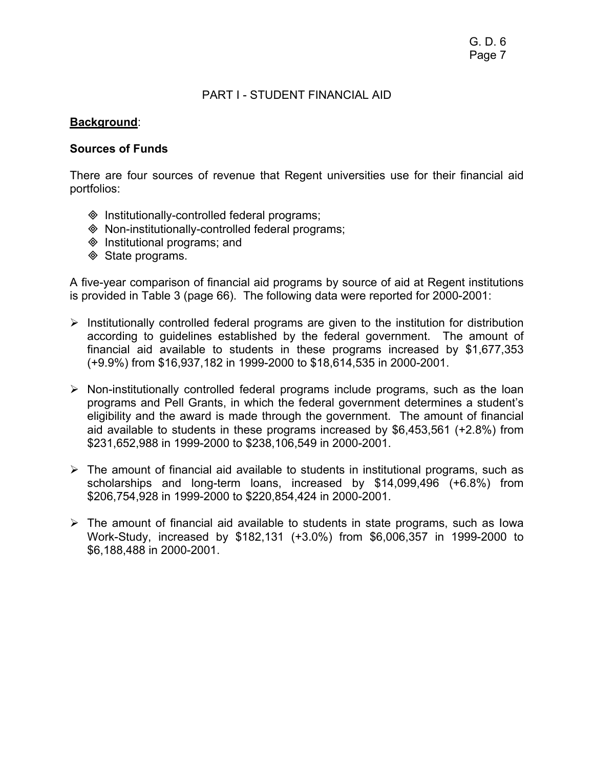## PART I - STUDENT FINANCIAL AID

**Background**:

**Sources of Funds**

There are four sources of revenue that Regent universities use for their financial aid portfolios:

- Institutionally-controlled federal programs;
- Non-institutionally-controlled federal programs;
- Institutional programs; and
- State programs.

A five-year comparison of financial aid programs by source of aid at Regent institutions is provided in Table 3 (page 66). The following data were reported for 2000-2001:

- Institutionally controlled federal programs are given to the institution for distribution according to guidelines established by the federal government. The amount of financial aid available to students in these programs increased by $1,677,353 (+9.9%) from $16,937,182 in 1999-2000 to $18,614,535 in 2000-2001.

- Non-institutionally controlled federal programs include programs, such as the loan programs and Pell Grants, in which the federal government determines a student's eligibility and the award is made through the government. The amount of financial aid available to students in these programs increased by $6,453,561 (+2.8%) from $231,652,988 in 1999-2000 to $238,106,549 in 2000-2001.

- The amount of financial aid available to students in institutional programs, such as scholarships and long-term loans, increased by $14,099,496 (+6.8%) from $206,754,928 in 1999-2000 to $220,854,424 in 2000-2001.

- The amount of financial aid available to students in state programs, such as Iowa Work-Study, increased by $182,131 (+3.0%) from $6,006,357 in 1999-2000 to $6,188,488 in 2000-2001.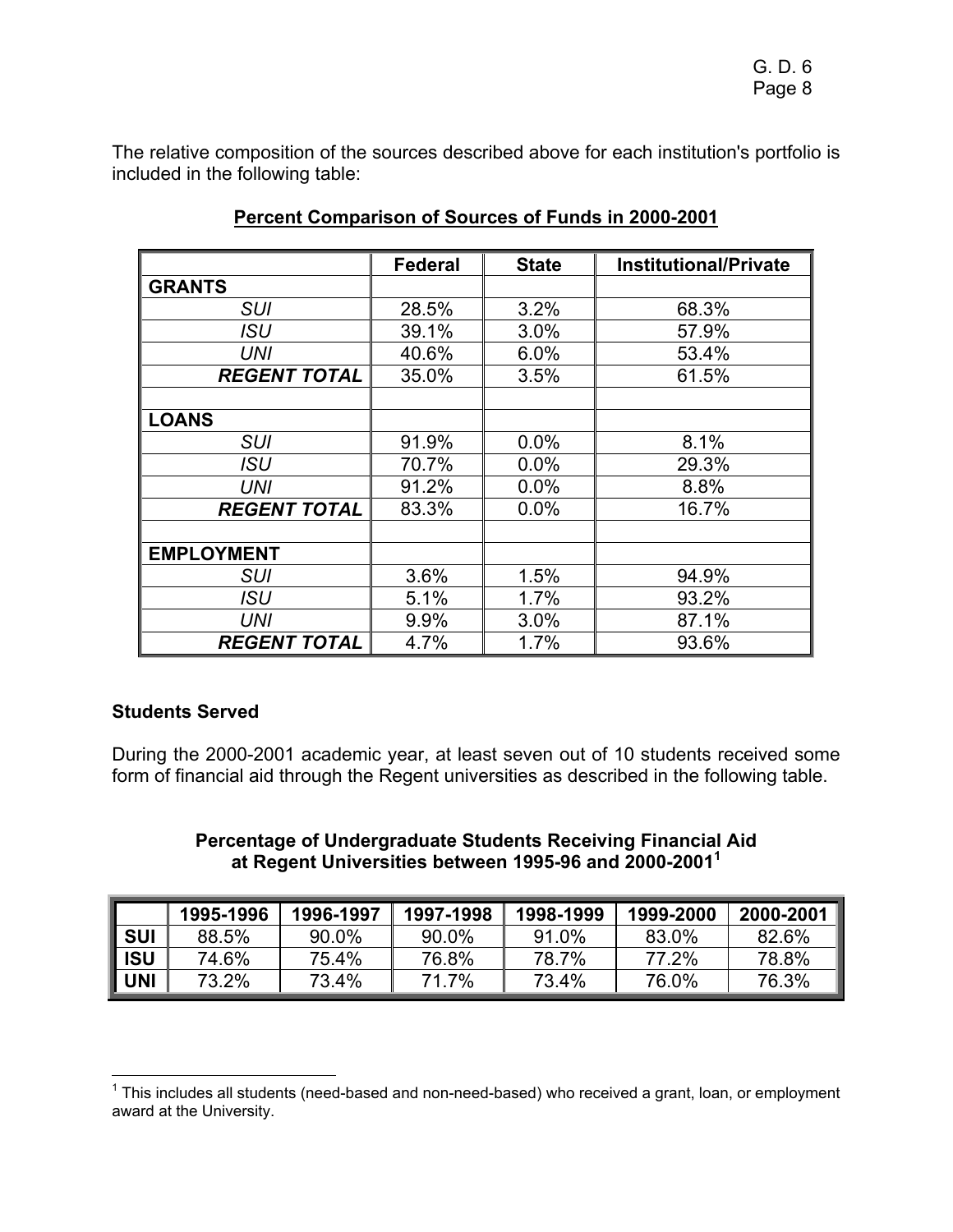The relative composition of the sources described above for each institution's portfolio is included in the following table:

**Percent Comparison of Sources of Funds in 2000-2001**

| | Federal | State | Institutional/Private |
|---|---|---|---|
| **GRANTS** | | | |
| *SUI* | 28.5% | 3.2% | 68.3% |
| *ISU* | 39.1% | 3.0% | 57.9% |
| *UNI* | 40.6% | 6.0% | 53.4% |
| ***REGENT TOTAL*** | 35.0% | 3.5% | 61.5% |
| | | | |
| **LOANS** | | | |
| *SUI* | 91.9% | 0.0% | 8.1% |
| *ISU* | 70.7% | 0.0% | 29.3% |
| *UNI* | 91.2% | 0.0% | 8.8% |
| ***REGENT TOTAL*** | 83.3% | 0.0% | 16.7% |
| | | | |
| **EMPLOYMENT** | | | |
| *SUI* | 3.6% | 1.5% | 94.9% |
| *ISU* | 5.1% | 1.7% | 93.2% |
| *UNI* | 9.9% | 3.0% | 87.1% |
| ***REGENT TOTAL*** | 4.7% | 1.7% | 93.6% |

**Students Served**

During the 2000-2001 academic year, at least seven out of 10 students received some form of financial aid through the Regent universities as described in the following table.

**Percentage of Undergraduate Students Receiving Financial Aid at Regent Universities between 1995-96 and 2000-2001[1]**

| | 1995-1996 | 1996-1997 | 1997-1998 | 1998-1999 | 1999-2000 | 2000-2001 |
|---|---|---|---|---|---|---|
| **SUI** | 88.5% | 90.0% | 90.0% | 91.0% | 83.0% | 82.6% |
| **ISU** | 74.6% | 75.4% | 76.8% | 78.7% | 77.2% | 78.8% |
| **UNI** | 73.2% | 73.4% | 71.7% | 73.4% | 76.0% | 76.3% |

[1] This includes all students (need-based and non-need-based) who received a grant, loan, or employment award at the University.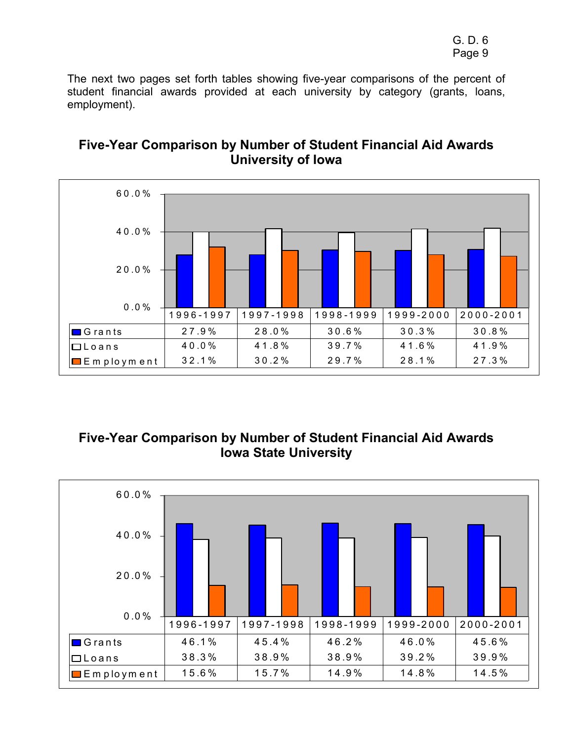The next two pages set forth tables showing five-year comparisons of the percent of student financial awards provided at each university by category (grants, loans, employment).

## Five-Year Comparison by Number of Student Financial Aid Awards University of Iowa

| | 1996-1997 | 1997-1998 | 1998-1999 | 1999-2000 | 2000-2001 |
|---|---|---|---|---|---|
| Grants | 27.9% | 28.0% | 30.6% | 30.3% | 30.8% |
| Loans | 40.0% | 41.8% | 39.7% | 41.6% | 41.9% |
| Employment | 32.1% | 30.2% | 29.7% | 28.1% | 27.3% |

## Five-Year Comparison by Number of Student Financial Aid Awards Iowa State University

| | 1996-1997 | 1997-1998 | 1998-1999 | 1999-2000 | 2000-2001 |
|---|---|---|---|---|---|
| Grants | 46.1% | 45.4% | 46.2% | 46.0% | 45.6% |
| Loans | 38.3% | 38.9% | 38.9% | 39.2% | 39.9% |
| Employment | 15.6% | 15.7% | 14.9% | 14.8% | 14.5% |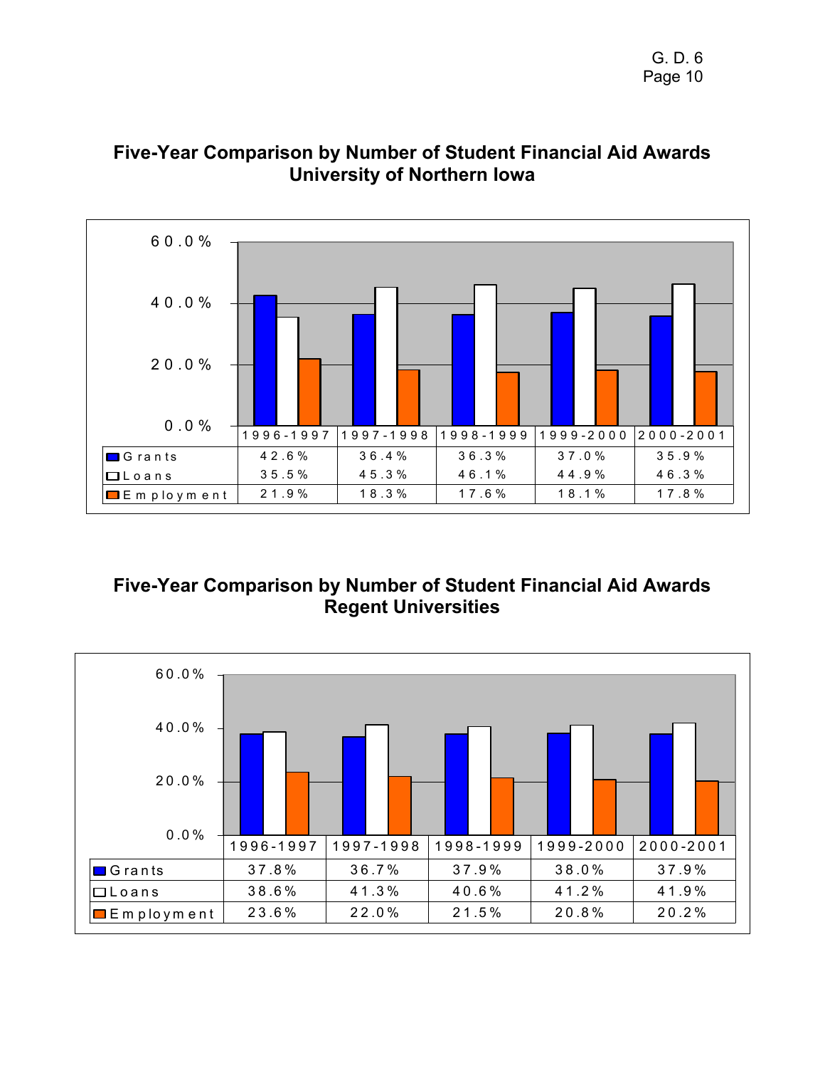## Five-Year Comparison by Number of Student Financial Aid Awards
## University of Northern Iowa

| | 1996-1997 | 1997-1998 | 1998-1999 | 1999-2000 | 2000-2001 |
|---|---|---|---|---|---|
| Grants | 42.6% | 36.4% | 36.3% | 37.0% | 35.9% |
| Loans | 35.5% | 45.3% | 46.1% | 44.9% | 46.3% |
| Employment | 21.9% | 18.3% | 17.6% | 18.1% | 17.8% |

## Five-Year Comparison by Number of Student Financial Aid Awards
## Regent Universities

| | 1996-1997 | 1997-1998 | 1998-1999 | 1999-2000 | 2000-2001 |
|---|---|---|---|---|---|
| Grants | 37.8% | 36.7% | 37.9% | 38.0% | 37.9% |
| Loans | 38.6% | 41.3% | 40.6% | 41.2% | 41.9% |
| Employment | 23.6% | 22.0% | 21.5% | 20.8% | 20.2% |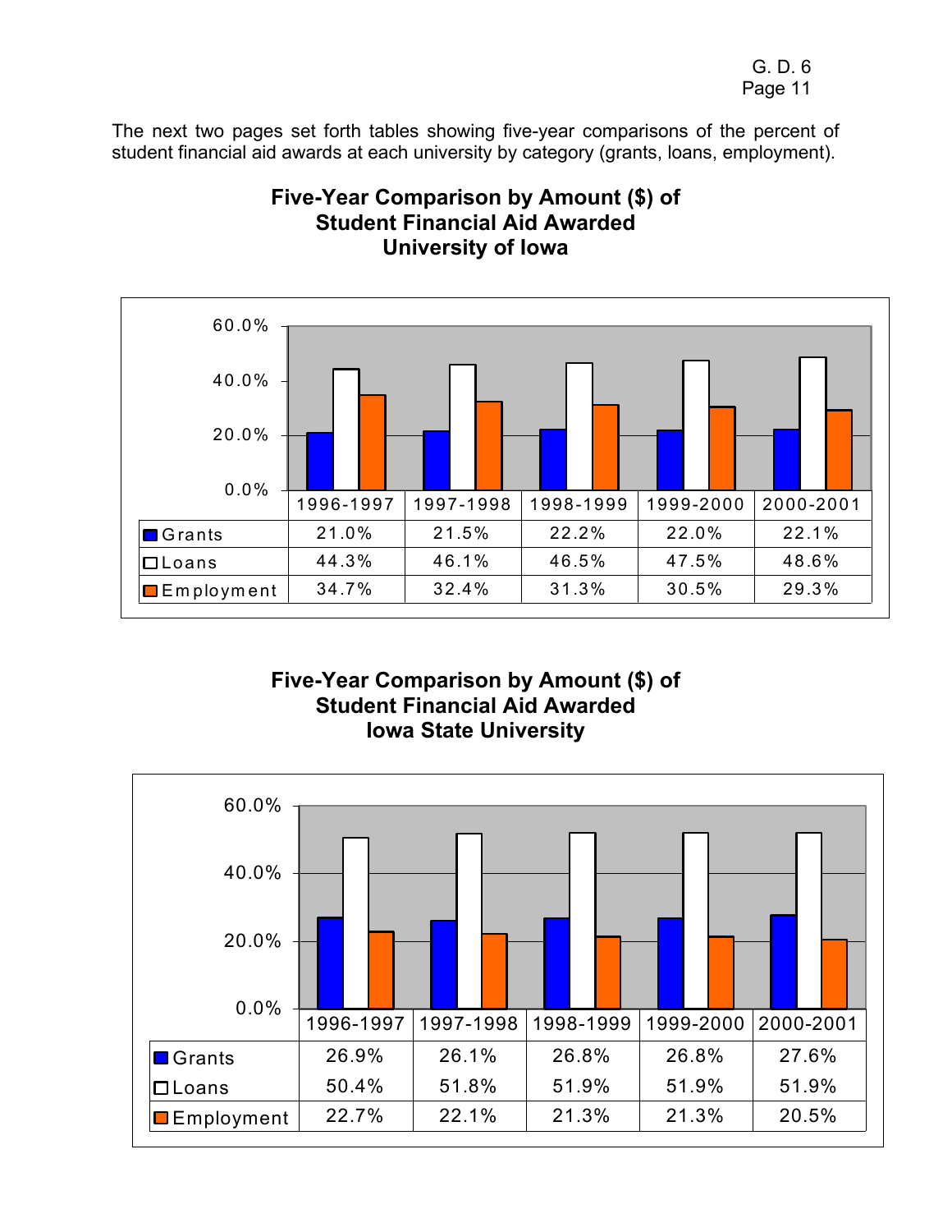The next two pages set forth tables showing five-year comparisons of the percent of student financial aid awards at each university by category (grants, loans, employment).

## Five-Year Comparison by Amount ($) of Student Financial Aid Awarded University of Iowa

| | 1996-1997 | 1997-1998 | 1998-1999 | 1999-2000 | 2000-2001 |
|---|---|---|---|---|---|
| Grants | 21.0% | 21.5% | 22.2% | 22.0% | 22.1% |
| Loans | 44.3% | 46.1% | 46.5% | 47.5% | 48.6% |
| Employment | 34.7% | 32.4% | 31.3% | 30.5% | 29.3% |

## Five-Year Comparison by Amount ($) of Student Financial Aid Awarded Iowa State University

| | 1996-1997 | 1997-1998 | 1998-1999 | 1999-2000 | 2000-2001 |
|---|---|---|---|---|---|
| Grants | 26.9% | 26.1% | 26.8% | 26.8% | 27.6% |
| Loans | 50.4% | 51.8% | 51.9% | 51.9% | 51.9% |
| Employment | 22.7% | 22.1% | 21.3% | 21.3% | 20.5% |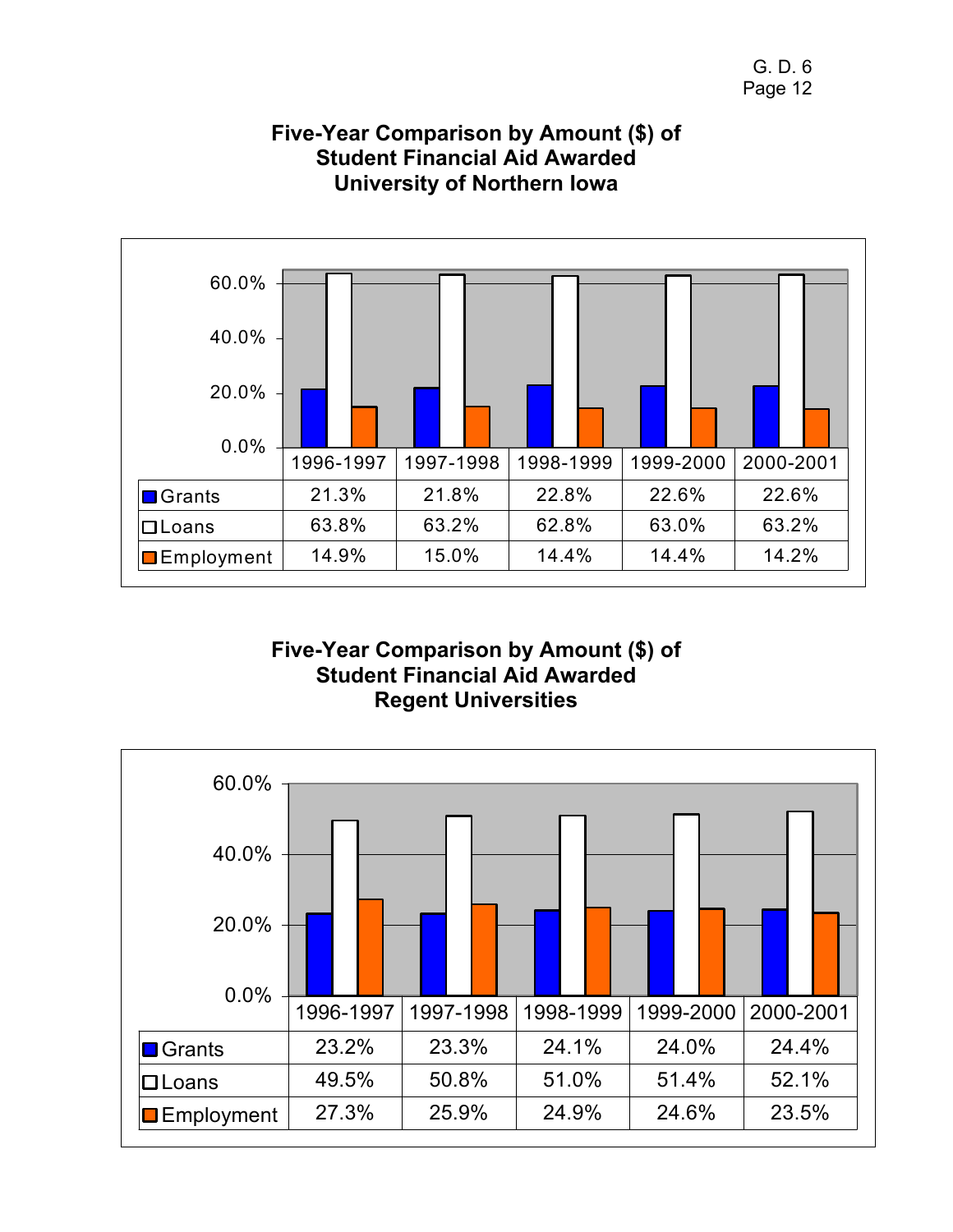G. D. 6

## Five-Year Comparison by Amount ($) of Student Financial Aid Awarded University of Northern Iowa

| | 1996-1997 | 1997-1998 | 1998-1999 | 1999-2000 | 2000-2001 |
|---|---|---|---|---|---|
| Grants | 21.3% | 21.8% | 22.8% | 22.6% | 22.6% |
| Loans | 63.8% | 63.2% | 62.8% | 63.0% | 63.2% |
| Employment | 14.9% | 15.0% | 14.4% | 14.4% | 14.2% |

## Five-Year Comparison by Amount ($) of Student Financial Aid Awarded Regent Universities

| | 1996-1997 | 1997-1998 | 1998-1999 | 1999-2000 | 2000-2001 |
|---|---|---|---|---|---|
| Grants | 23.2% | 23.3% | 24.1% | 24.0% | 24.4% |
| Loans | 49.5% | 50.8% | 51.0% | 51.4% | 52.1% |
| Employment | 27.3% | 25.9% | 24.9% | 24.6% | 23.5% |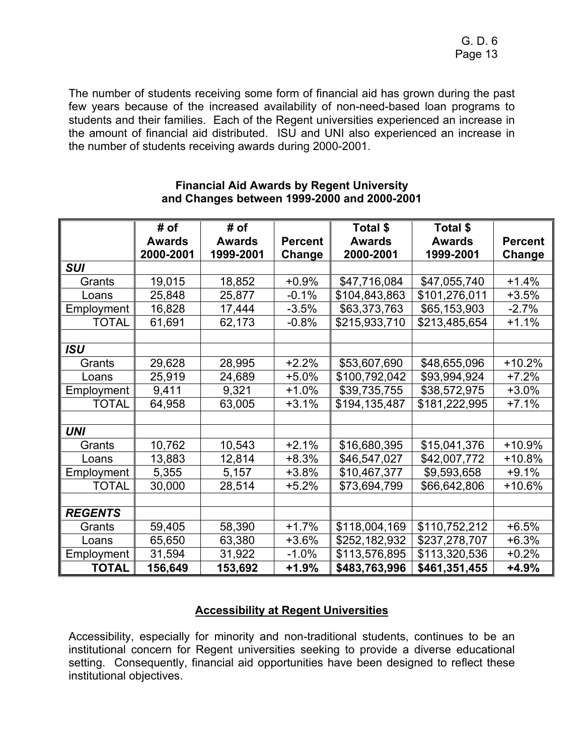The number of students receiving some form of financial aid has grown during the past few years because of the increased availability of non-need-based loan programs to students and their families. Each of the Regent universities experienced an increase in the amount of financial aid distributed. ISU and UNI also experienced an increase in the number of students receiving awards during 2000-2001.

**Financial Aid Awards by Regent University and Changes between 1999-2000 and 2000-2001**

| | # of Awards 2000-2001 | # of Awards 1999-2001 | Percent Change | Total $ Awards 2000-2001 | Total $ Awards 1999-2001 | Percent Change |
|---|---|---|---|---|---|---|
| ***SUI*** | | | | | | |
| Grants | 19,015 | 18,852 | +0.9% | $47,716,084 | $47,055,740 | +1.4% |
| Loans | 25,848 | 25,877 | -0.1% | $104,843,863 | $101,276,011 | +3.5% |
| Employment | 16,828 | 17,444 | -3.5% | $63,373,763 | $65,153,903 | -2.7% |
| TOTAL | 61,691 | 62,173 | -0.8% | $215,933,710 | $213,485,654 | +1.1% |
| | | | | | | |
| ***ISU*** | | | | | | |
| Grants | 29,628 | 28,995 | +2.2% | $53,607,690 | $48,655,096 | +10.2% |
| Loans | 25,919 | 24,689 | +5.0% | $100,792,042 | $93,994,924 | +7.2% |
| Employment | 9,411 | 9,321 | +1.0% | $39,735,755 | $38,572,975 | +3.0% |
| TOTAL | 64,958 | 63,005 | +3.1% | $194,135,487 | $181,222,995 | +7.1% |
| | | | | | | |
| ***UNI*** | | | | | | |
| Grants | 10,762 | 10,543 | +2.1% | $16,680,395 | $15,041,376 | +10.9% |
| Loans | 13,883 | 12,814 | +8.3% | $46,547,027 | $42,007,772 | +10.8% |
| Employment | 5,355 | 5,157 | +3.8% | $10,467,377 | $9,593,658 | +9.1% |
| TOTAL | 30,000 | 28,514 | +5.2% | $73,694,799 | $66,642,806 | +10.6% |
| | | | | | | |
| ***REGENTS*** | | | | | | |
| Grants | 59,405 | 58,390 | +1.7% | $118,004,169 | $110,752,212 | +6.5% |
| Loans | 65,650 | 63,380 | +3.6% | $252,182,932 | $237,278,707 | +6.3% |
| Employment | 31,594 | 31,922 | -1.0% | $113,576,895 | $113,320,536 | +0.2% |
| **TOTAL** | **156,649** | **153,692** | **+1.9%** | **$483,763,996** | **$461,351,455** | **+4.9%** |

## Accessibility at Regent Universities

Accessibility, especially for minority and non-traditional students, continues to be an institutional concern for Regent universities seeking to provide a diverse educational setting. Consequently, financial aid opportunities have been designed to reflect these institutional objectives.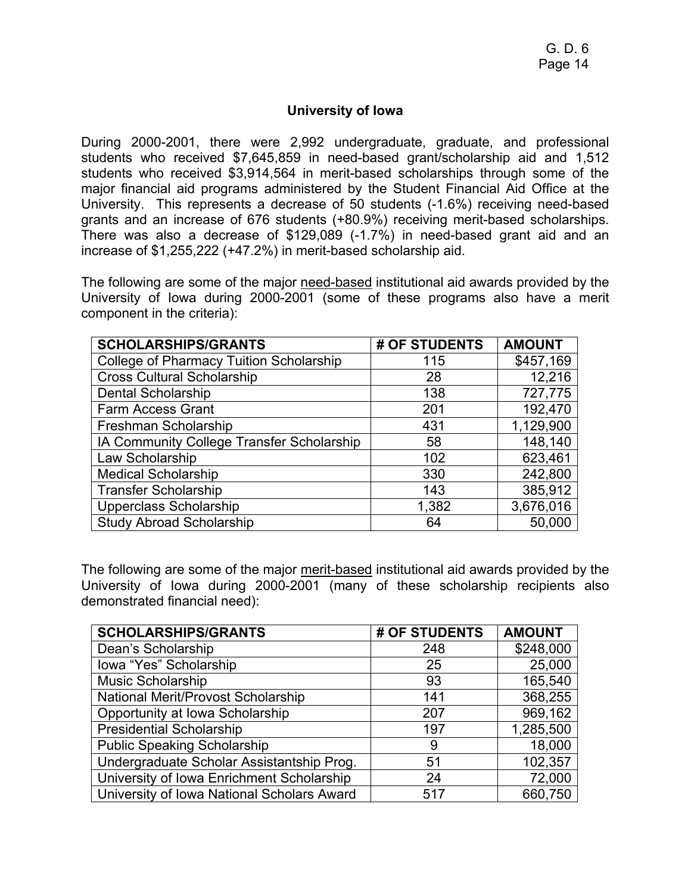## University of Iowa

During 2000-2001, there were 2,992 undergraduate, graduate, and professional students who received $7,645,859 in need-based grant/scholarship aid and 1,512 students who received $3,914,564 in merit-based scholarships through some of the major financial aid programs administered by the Student Financial Aid Office at the University. This represents a decrease of 50 students (-1.6%) receiving need-based grants and an increase of 676 students (+80.9%) receiving merit-based scholarships. There was also a decrease of $129,089 (-1.7%) in need-based grant aid and an increase of $1,255,222 (+47.2%) in merit-based scholarship aid.

The following are some of the major need-based institutional aid awards provided by the University of Iowa during 2000-2001 (some of these programs also have a merit component in the criteria):

| SCHOLARSHIPS/GRANTS | # OF STUDENTS | AMOUNT |
|---|---|---|
| College of Pharmacy Tuition Scholarship | 115 | $457,169 |
| Cross Cultural Scholarship | 28 | 12,216 |
| Dental Scholarship | 138 | 727,775 |
| Farm Access Grant | 201 | 192,470 |
| Freshman Scholarship | 431 | 1,129,900 |
| IA Community College Transfer Scholarship | 58 | 148,140 |
| Law Scholarship | 102 | 623,461 |
| Medical Scholarship | 330 | 242,800 |
| Transfer Scholarship | 143 | 385,912 |
| Upperclass Scholarship | 1,382 | 3,676,016 |
| Study Abroad Scholarship | 64 | 50,000 |

The following are some of the major merit-based institutional aid awards provided by the University of Iowa during 2000-2001 (many of these scholarship recipients also demonstrated financial need):

| SCHOLARSHIPS/GRANTS | # OF STUDENTS | AMOUNT |
|---|---|---|
| Dean's Scholarship | 248 | $248,000 |
| Iowa "Yes" Scholarship | 25 | 25,000 |
| Music Scholarship | 93 | 165,540 |
| National Merit/Provost Scholarship | 141 | 368,255 |
| Opportunity at Iowa Scholarship | 207 | 969,162 |
| Presidential Scholarship | 197 | 1,285,500 |
| Public Speaking Scholarship | 9 | 18,000 |
| Undergraduate Scholar Assistantship Prog. | 51 | 102,357 |
| University of Iowa Enrichment Scholarship | 24 | 72,000 |
| University of Iowa National Scholars Award | 517 | 660,750 |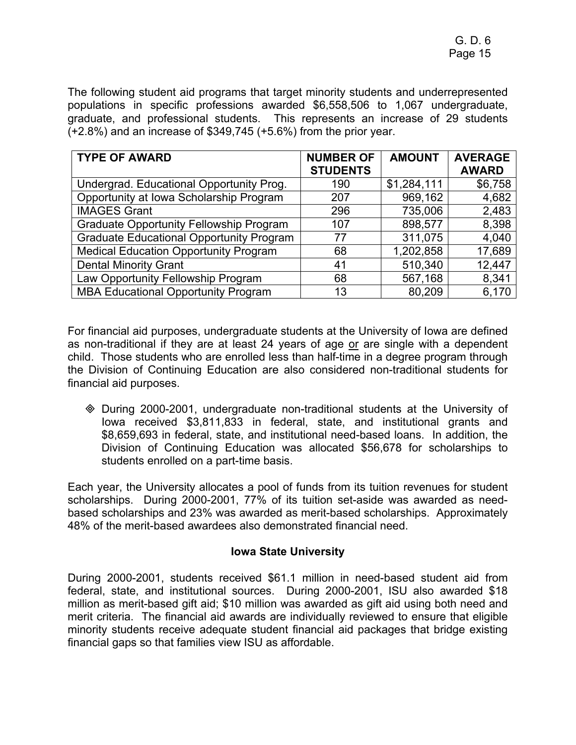The following student aid programs that target minority students and underrepresented populations in specific professions awarded $6,558,506 to 1,067 undergraduate, graduate, and professional students. This represents an increase of 29 students (+2.8%) and an increase of $349,745 (+5.6%) from the prior year.

| TYPE OF AWARD | NUMBER OF STUDENTS | AMOUNT | AVERAGE AWARD |
|---|---|---|---|
| Undergrad. Educational Opportunity Prog. | 190 | $1,284,111 | $6,758 |
| Opportunity at Iowa Scholarship Program | 207 | 969,162 | 4,682 |
| IMAGES Grant | 296 | 735,006 | 2,483 |
| Graduate Opportunity Fellowship Program | 107 | 898,577 | 8,398 |
| Graduate Educational Opportunity Program | 77 | 311,075 | 4,040 |
| Medical Education Opportunity Program | 68 | 1,202,858 | 17,689 |
| Dental Minority Grant | 41 | 510,340 | 12,447 |
| Law Opportunity Fellowship Program | 68 | 567,168 | 8,341 |
| MBA Educational Opportunity Program | 13 | 80,209 | 6,170 |

For financial aid purposes, undergraduate students at the University of Iowa are defined as non-traditional if they are at least 24 years of age <u>or</u> are single with a dependent child. Those students who are enrolled less than half-time in a degree program through the Division of Continuing Education are also considered non-traditional students for financial aid purposes.

- During 2000-2001, undergraduate non-traditional students at the University of Iowa received $3,811,833 in federal, state, and institutional grants and $8,659,693 in federal, state, and institutional need-based loans. In addition, the Division of Continuing Education was allocated $56,678 for scholarships to students enrolled on a part-time basis.

Each year, the University allocates a pool of funds from its tuition revenues for student scholarships. During 2000-2001, 77% of its tuition set-aside was awarded as need-based scholarships and 23% was awarded as merit-based scholarships. Approximately 48% of the merit-based awardees also demonstrated financial need.

### Iowa State University

During 2000-2001, students received $61.1 million in need-based student aid from federal, state, and institutional sources. During 2000-2001, ISU also awarded $18 million as merit-based gift aid; $10 million was awarded as gift aid using both need and merit criteria. The financial aid awards are individually reviewed to ensure that eligible minority students receive adequate student financial aid packages that bridge existing financial gaps so that families view ISU as affordable.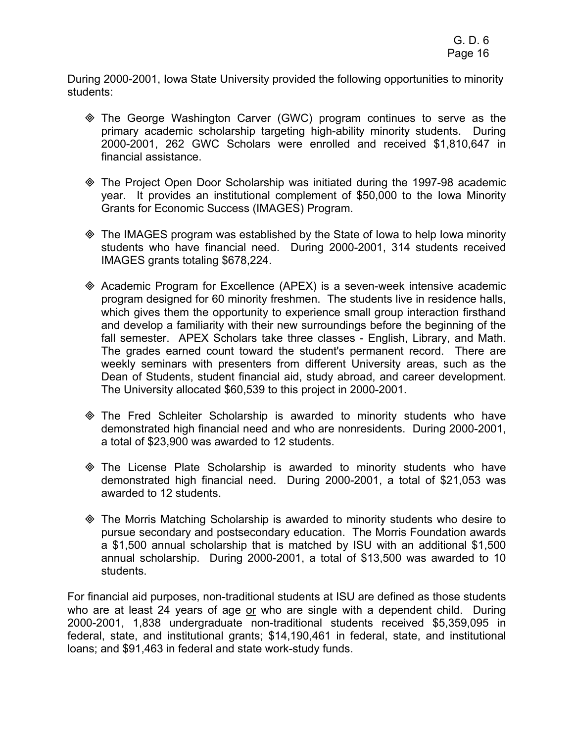During 2000-2001, Iowa State University provided the following opportunities to minority students:

- The George Washington Carver (GWC) program continues to serve as the primary academic scholarship targeting high-ability minority students. During 2000-2001, 262 GWC Scholars were enrolled and received $1,810,647 in financial assistance.

- The Project Open Door Scholarship was initiated during the 1997-98 academic year. It provides an institutional complement of $50,000 to the Iowa Minority Grants for Economic Success (IMAGES) Program.

- The IMAGES program was established by the State of Iowa to help Iowa minority students who have financial need. During 2000-2001, 314 students received IMAGES grants totaling $678,224.

- Academic Program for Excellence (APEX) is a seven-week intensive academic program designed for 60 minority freshmen. The students live in residence halls, which gives them the opportunity to experience small group interaction firsthand and develop a familiarity with their new surroundings before the beginning of the fall semester. APEX Scholars take three classes - English, Library, and Math. The grades earned count toward the student's permanent record. There are weekly seminars with presenters from different University areas, such as the Dean of Students, student financial aid, study abroad, and career development. The University allocated $60,539 to this project in 2000-2001.

- The Fred Schleiter Scholarship is awarded to minority students who have demonstrated high financial need and who are nonresidents. During 2000-2001, a total of $23,900 was awarded to 12 students.

- The License Plate Scholarship is awarded to minority students who have demonstrated high financial need. During 2000-2001, a total of $21,053 was awarded to 12 students.

- The Morris Matching Scholarship is awarded to minority students who desire to pursue secondary and postsecondary education. The Morris Foundation awards a $1,500 annual scholarship that is matched by ISU with an additional $1,500 annual scholarship. During 2000-2001, a total of $13,500 was awarded to 10 students.

For financial aid purposes, non-traditional students at ISU are defined as those students who are at least 24 years of age <u>or</u> who are single with a dependent child. During 2000-2001, 1,838 undergraduate non-traditional students received $5,359,095 in federal, state, and institutional grants; $14,190,461 in federal, state, and institutional loans; and $91,463 in federal and state work-study funds.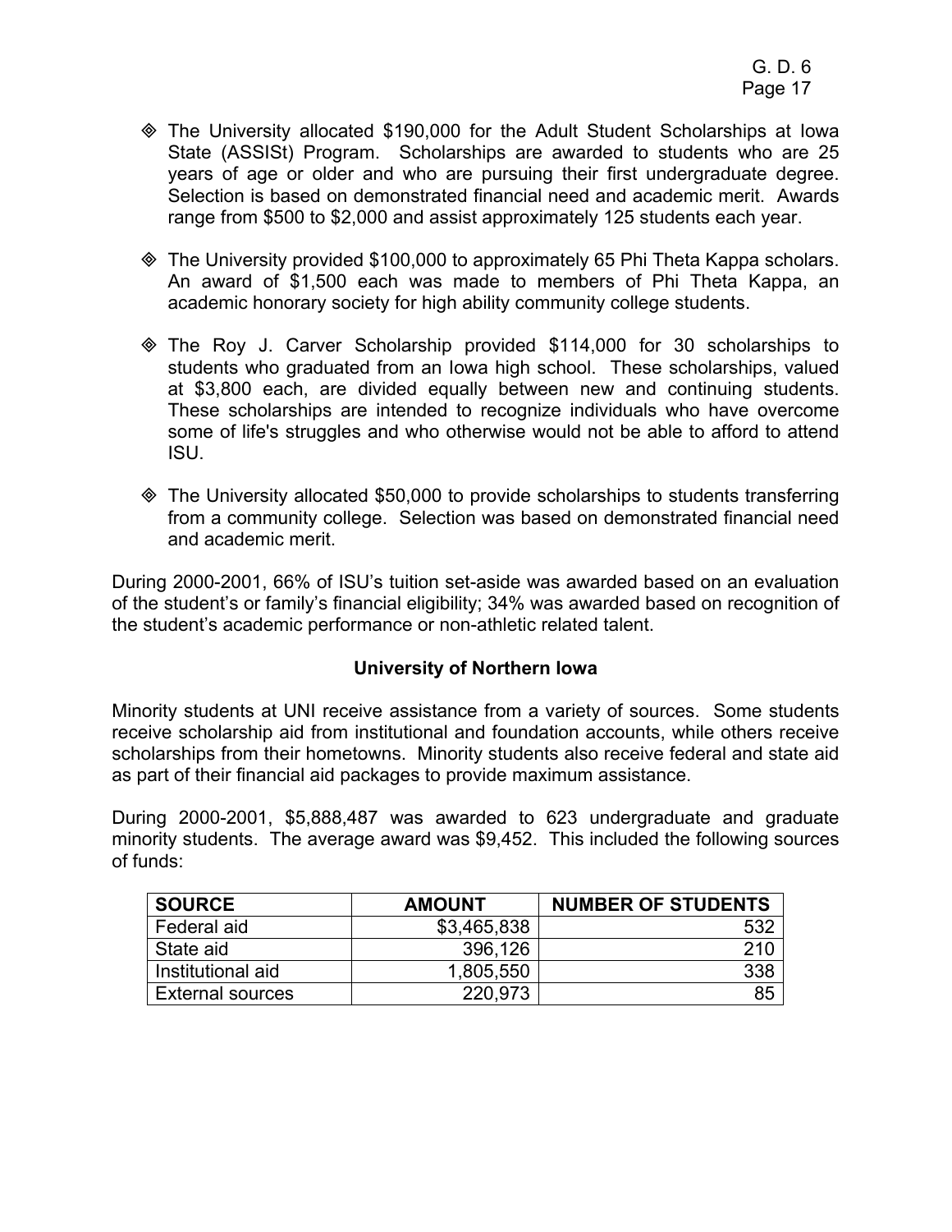- The University allocated $190,000 for the Adult Student Scholarships at Iowa State (ASSISt) Program. Scholarships are awarded to students who are 25 years of age or older and who are pursuing their first undergraduate degree. Selection is based on demonstrated financial need and academic merit. Awards range from $500 to $2,000 and assist approximately 125 students each year.

- The University provided $100,000 to approximately 65 Phi Theta Kappa scholars. An award of $1,500 each was made to members of Phi Theta Kappa, an academic honorary society for high ability community college students.

- The Roy J. Carver Scholarship provided $114,000 for 30 scholarships to students who graduated from an Iowa high school. These scholarships, valued at $3,800 each, are divided equally between new and continuing students. These scholarships are intended to recognize individuals who have overcome some of life's struggles and who otherwise would not be able to afford to attend ISU.

- The University allocated $50,000 to provide scholarships to students transferring from a community college. Selection was based on demonstrated financial need and academic merit.

During 2000-2001, 66% of ISU's tuition set-aside was awarded based on an evaluation of the student's or family's financial eligibility; 34% was awarded based on recognition of the student's academic performance or non-athletic related talent.

**University of Northern Iowa**

Minority students at UNI receive assistance from a variety of sources. Some students receive scholarship aid from institutional and foundation accounts, while others receive scholarships from their hometowns. Minority students also receive federal and state aid as part of their financial aid packages to provide maximum assistance.

During 2000-2001, $5,888,487 was awarded to 623 undergraduate and graduate minority students. The average award was $9,452. This included the following sources of funds:

| SOURCE | AMOUNT | NUMBER OF STUDENTS |
|---|---:|---:|
| Federal aid | $3,465,838 | 532 |
| State aid | 396,126 | 210 |
| Institutional aid | 1,805,550 | 338 |
| External sources | 220,973 | 85 |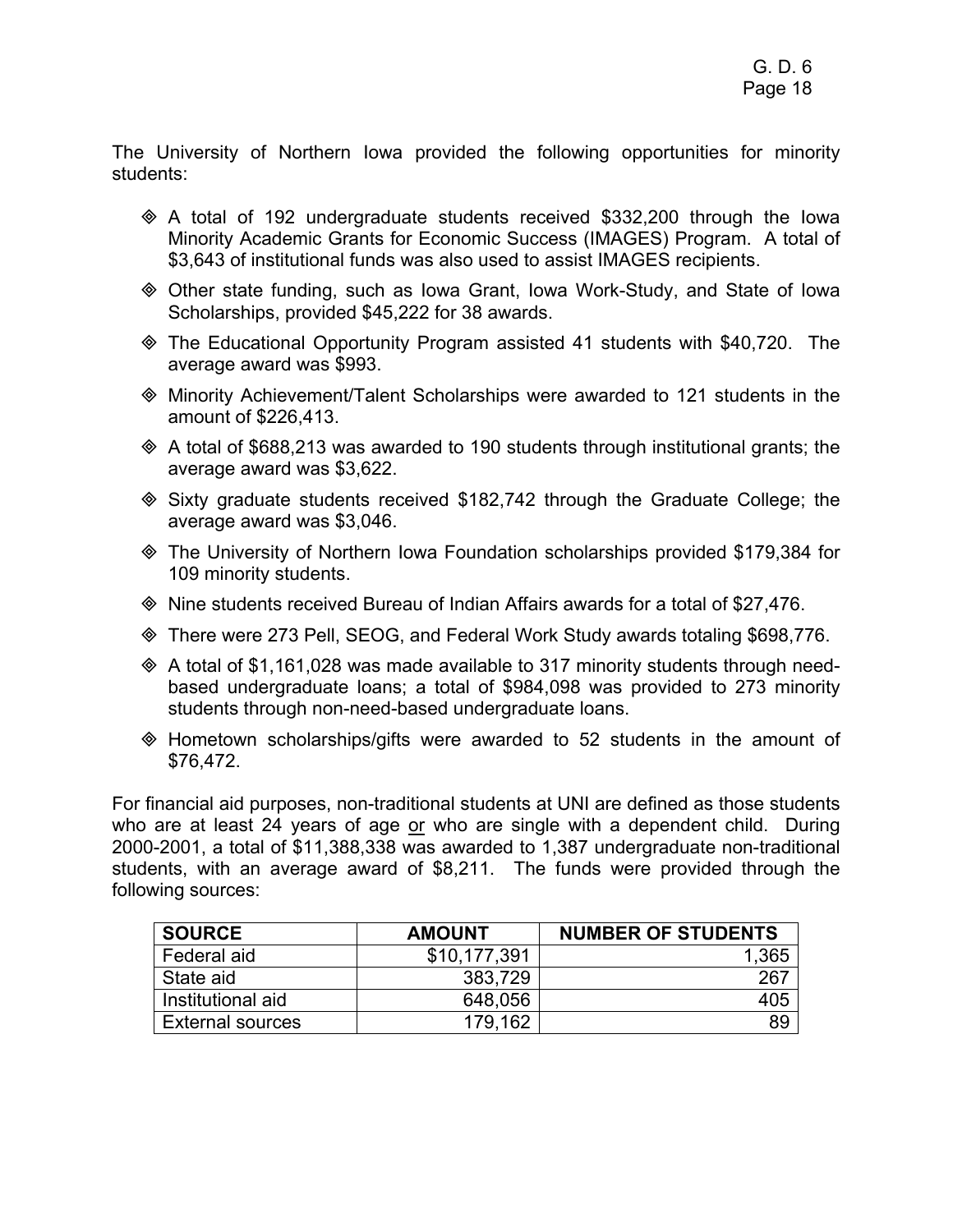The University of Northern Iowa provided the following opportunities for minority students:

- A total of 192 undergraduate students received \$332,200 through the Iowa Minority Academic Grants for Economic Success (IMAGES) Program. A total of \$3,643 of institutional funds was also used to assist IMAGES recipients.
- Other state funding, such as Iowa Grant, Iowa Work-Study, and State of Iowa Scholarships, provided \$45,222 for 38 awards.
- The Educational Opportunity Program assisted 41 students with \$40,720. The average award was \$993.
- Minority Achievement/Talent Scholarships were awarded to 121 students in the amount of \$226,413.
- A total of \$688,213 was awarded to 190 students through institutional grants; the average award was \$3,622.
- Sixty graduate students received \$182,742 through the Graduate College; the average award was \$3,046.
- The University of Northern Iowa Foundation scholarships provided \$179,384 for 109 minority students.
- Nine students received Bureau of Indian Affairs awards for a total of \$27,476.
- There were 273 Pell, SEOG, and Federal Work Study awards totaling \$698,776.
- A total of \$1,161,028 was made available to 317 minority students through need-based undergraduate loans; a total of \$984,098 was provided to 273 minority students through non-need-based undergraduate loans.
- Hometown scholarships/gifts were awarded to 52 students in the amount of \$76,472.

For financial aid purposes, non-traditional students at UNI are defined as those students who are at least 24 years of age <u>or</u> who are single with a dependent child. During 2000-2001, a total of \$11,388,338 was awarded to 1,387 undergraduate non-traditional students, with an average award of \$8,211. The funds were provided through the following sources:

| SOURCE | AMOUNT | NUMBER OF STUDENTS |
|---|---:|---:|
| Federal aid | \$10,177,391 | 1,365 |
| State aid | 383,729 | 267 |
| Institutional aid | 648,056 | 405 |
| External sources | 179,162 | 89 |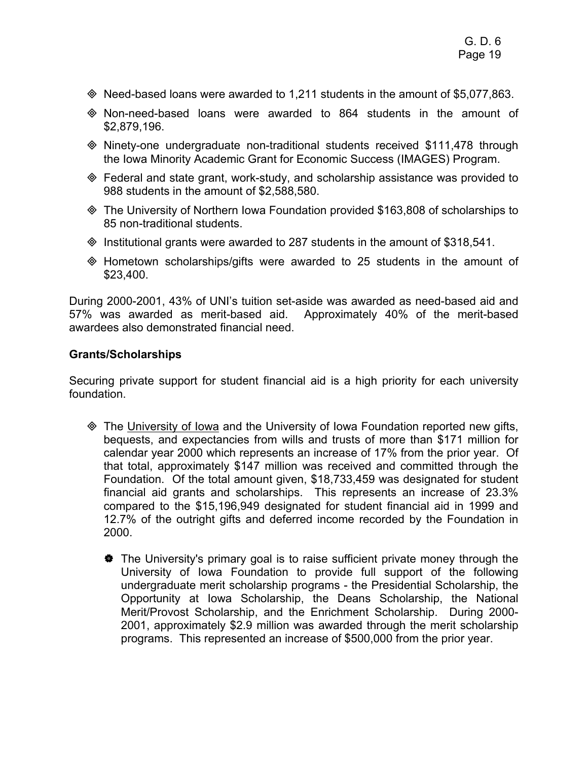- Need-based loans were awarded to 1,211 students in the amount of $5,077,863.
- Non-need-based loans were awarded to 864 students in the amount of $2,879,196.
- Ninety-one undergraduate non-traditional students received $111,478 through the Iowa Minority Academic Grant for Economic Success (IMAGES) Program.
- Federal and state grant, work-study, and scholarship assistance was provided to 988 students in the amount of $2,588,580.
- The University of Northern Iowa Foundation provided $163,808 of scholarships to 85 non-traditional students.
- Institutional grants were awarded to 287 students in the amount of $318,541.
- Hometown scholarships/gifts were awarded to 25 students in the amount of $23,400.

During 2000-2001, 43% of UNI's tuition set-aside was awarded as need-based aid and 57% was awarded as merit-based aid. Approximately 40% of the merit-based awardees also demonstrated financial need.

**Grants/Scholarships**

Securing private support for student financial aid is a high priority for each university foundation.

- The University of Iowa and the University of Iowa Foundation reported new gifts, bequests, and expectancies from wills and trusts of more than $171 million for calendar year 2000 which represents an increase of 17% from the prior year. Of that total, approximately $147 million was received and committed through the Foundation. Of the total amount given, $18,733,459 was designated for student financial aid grants and scholarships. This represents an increase of 23.3% compared to the $15,196,949 designated for student financial aid in 1999 and 12.7% of the outright gifts and deferred income recorded by the Foundation in 2000.
  - The University's primary goal is to raise sufficient private money through the University of Iowa Foundation to provide full support of the following undergraduate merit scholarship programs - the Presidential Scholarship, the Opportunity at Iowa Scholarship, the Deans Scholarship, the National Merit/Provost Scholarship, and the Enrichment Scholarship. During 2000-2001, approximately $2.9 million was awarded through the merit scholarship programs. This represented an increase of $500,000 from the prior year.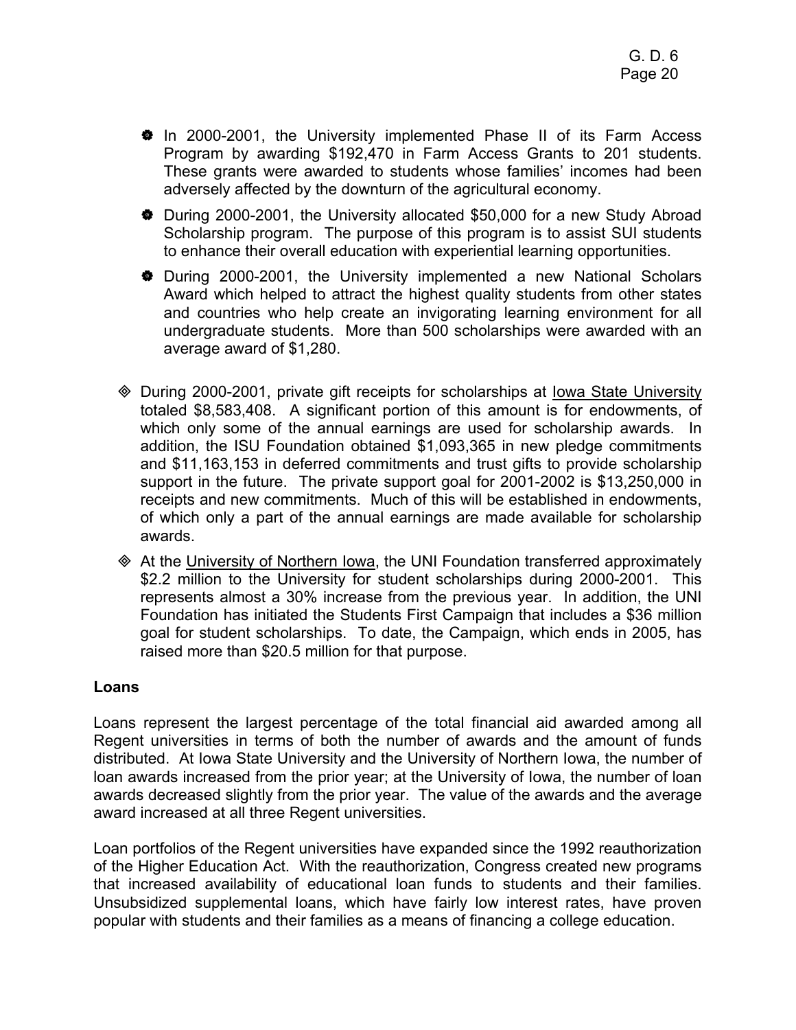- In 2000-2001, the University implemented Phase II of its Farm Access Program by awarding $192,470 in Farm Access Grants to 201 students. These grants were awarded to students whose families' incomes had been adversely affected by the downturn of the agricultural economy.
- During 2000-2001, the University allocated $50,000 for a new Study Abroad Scholarship program. The purpose of this program is to assist SUI students to enhance their overall education with experiential learning opportunities.
- During 2000-2001, the University implemented a new National Scholars Award which helped to attract the highest quality students from other states and countries who help create an invigorating learning environment for all undergraduate students. More than 500 scholarships were awarded with an average award of $1,280.

- During 2000-2001, private gift receipts for scholarships at Iowa State University totaled $8,583,408. A significant portion of this amount is for endowments, of which only some of the annual earnings are used for scholarship awards. In addition, the ISU Foundation obtained $1,093,365 in new pledge commitments and $11,163,153 in deferred commitments and trust gifts to provide scholarship support in the future. The private support goal for 2001-2002 is $13,250,000 in receipts and new commitments. Much of this will be established in endowments, of which only a part of the annual earnings are made available for scholarship awards.
- At the University of Northern Iowa, the UNI Foundation transferred approximately $2.2 million to the University for student scholarships during 2000-2001. This represents almost a 30% increase from the previous year. In addition, the UNI Foundation has initiated the Students First Campaign that includes a $36 million goal for student scholarships. To date, the Campaign, which ends in 2005, has raised more than $20.5 million for that purpose.

**Loans**

Loans represent the largest percentage of the total financial aid awarded among all Regent universities in terms of both the number of awards and the amount of funds distributed. At Iowa State University and the University of Northern Iowa, the number of loan awards increased from the prior year; at the University of Iowa, the number of loan awards decreased slightly from the prior year. The value of the awards and the average award increased at all three Regent universities.

Loan portfolios of the Regent universities have expanded since the 1992 reauthorization of the Higher Education Act. With the reauthorization, Congress created new programs that increased availability of educational loan funds to students and their families. Unsubsidized supplemental loans, which have fairly low interest rates, have proven popular with students and their families as a means of financing a college education.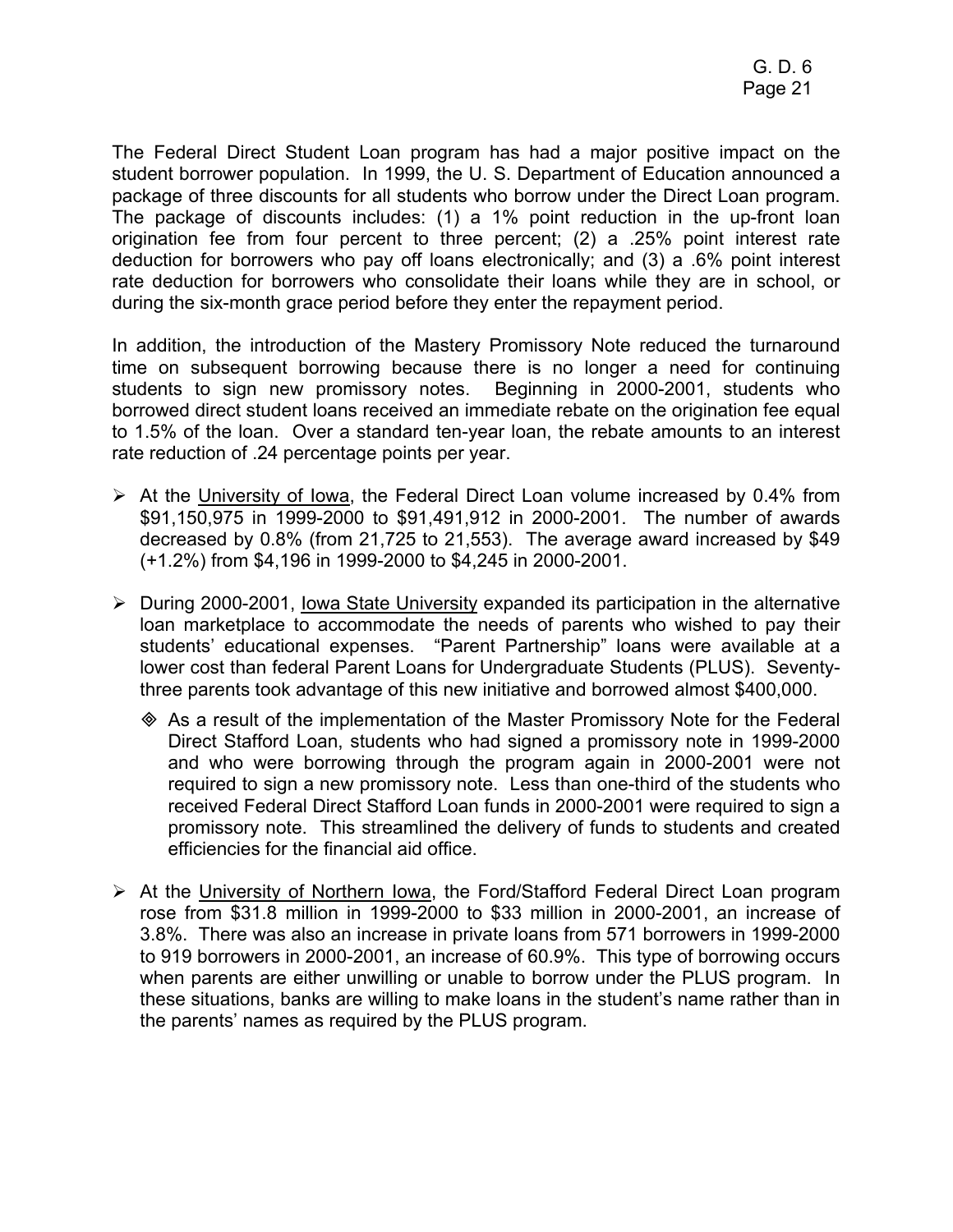The Federal Direct Student Loan program has had a major positive impact on the student borrower population. In 1999, the U. S. Department of Education announced a package of three discounts for all students who borrow under the Direct Loan program. The package of discounts includes: (1) a 1% point reduction in the up-front loan origination fee from four percent to three percent; (2) a .25% point interest rate deduction for borrowers who pay off loans electronically; and (3) a .6% point interest rate deduction for borrowers who consolidate their loans while they are in school, or during the six-month grace period before they enter the repayment period.

In addition, the introduction of the Mastery Promissory Note reduced the turnaround time on subsequent borrowing because there is no longer a need for continuing students to sign new promissory notes. Beginning in 2000-2001, students who borrowed direct student loans received an immediate rebate on the origination fee equal to 1.5% of the loan. Over a standard ten-year loan, the rebate amounts to an interest rate reduction of .24 percentage points per year.

- At the University of Iowa, the Federal Direct Loan volume increased by 0.4% from $91,150,975 in 1999-2000 to $91,491,912 in 2000-2001. The number of awards decreased by 0.8% (from 21,725 to 21,553). The average award increased by $49 (+1.2%) from $4,196 in 1999-2000 to $4,245 in 2000-2001.

- During 2000-2001, Iowa State University expanded its participation in the alternative loan marketplace to accommodate the needs of parents who wished to pay their students' educational expenses. "Parent Partnership" loans were available at a lower cost than federal Parent Loans for Undergraduate Students (PLUS). Seventy-three parents took advantage of this new initiative and borrowed almost $400,000.

  - As a result of the implementation of the Master Promissory Note for the Federal Direct Stafford Loan, students who had signed a promissory note in 1999-2000 and who were borrowing through the program again in 2000-2001 were not required to sign a new promissory note. Less than one-third of the students who received Federal Direct Stafford Loan funds in 2000-2001 were required to sign a promissory note. This streamlined the delivery of funds to students and created efficiencies for the financial aid office.

- At the University of Northern Iowa, the Ford/Stafford Federal Direct Loan program rose from $31.8 million in 1999-2000 to $33 million in 2000-2001, an increase of 3.8%. There was also an increase in private loans from 571 borrowers in 1999-2000 to 919 borrowers in 2000-2001, an increase of 60.9%. This type of borrowing occurs when parents are either unwilling or unable to borrow under the PLUS program. In these situations, banks are willing to make loans in the student's name rather than in the parents' names as required by the PLUS program.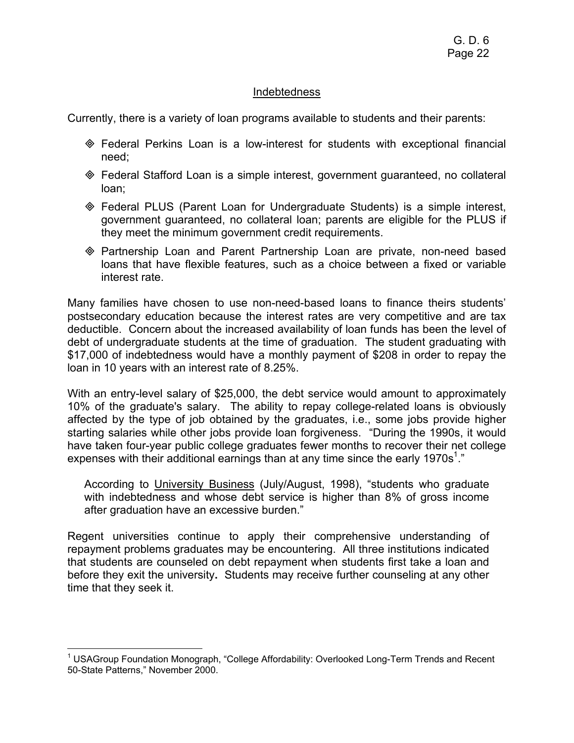## Indebtedness

Currently, there is a variety of loan programs available to students and their parents:

- Federal Perkins Loan is a low-interest for students with exceptional financial need;
- Federal Stafford Loan is a simple interest, government guaranteed, no collateral loan;
- Federal PLUS (Parent Loan for Undergraduate Students) is a simple interest, government guaranteed, no collateral loan; parents are eligible for the PLUS if they meet the minimum government credit requirements.
- Partnership Loan and Parent Partnership Loan are private, non-need based loans that have flexible features, such as a choice between a fixed or variable interest rate.

Many families have chosen to use non-need-based loans to finance theirs students' postsecondary education because the interest rates are very competitive and are tax deductible. Concern about the increased availability of loan funds has been the level of debt of undergraduate students at the time of graduation. The student graduating with $17,000 of indebtedness would have a monthly payment of $208 in order to repay the loan in 10 years with an interest rate of 8.25%.

With an entry-level salary of $25,000, the debt service would amount to approximately 10% of the graduate's salary. The ability to repay college-related loans is obviously affected by the type of job obtained by the graduates, i.e., some jobs provide higher starting salaries while other jobs provide loan forgiveness. "During the 1990s, it would have taken four-year public college graduates fewer months to recover their net college expenses with their additional earnings than at any time since the early 1970s[1]."

> According to University Business (July/August, 1998), "students who graduate with indebtedness and whose debt service is higher than 8% of gross income after graduation have an excessive burden."

Regent universities continue to apply their comprehensive understanding of repayment problems graduates may be encountering. All three institutions indicated that students are counseled on debt repayment when students first take a loan and before they exit the university**.** Students may receive further counseling at any other time that they seek it.

---

[1] USAGroup Foundation Monograph, "College Affordability: Overlooked Long-Term Trends and Recent 50-State Patterns," November 2000.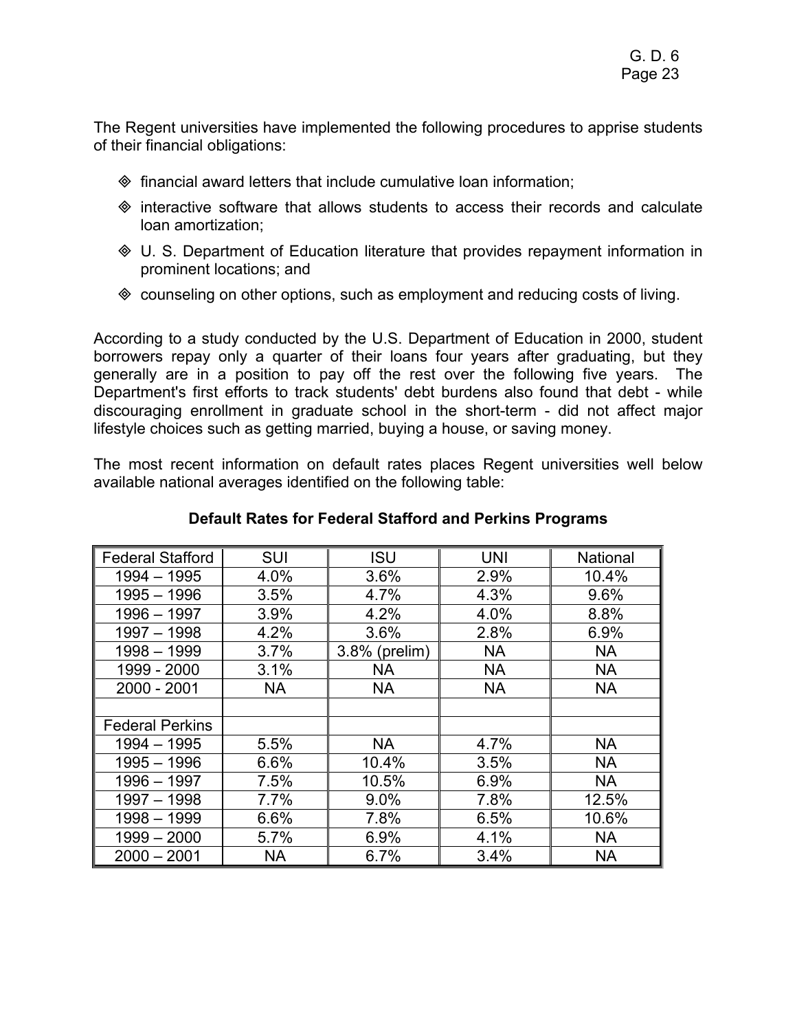The Regent universities have implemented the following procedures to apprise students of their financial obligations:

- financial award letters that include cumulative loan information;
- interactive software that allows students to access their records and calculate loan amortization;
- U. S. Department of Education literature that provides repayment information in prominent locations; and
- counseling on other options, such as employment and reducing costs of living.

According to a study conducted by the U.S. Department of Education in 2000, student borrowers repay only a quarter of their loans four years after graduating, but they generally are in a position to pay off the rest over the following five years. The Department's first efforts to track students' debt burdens also found that debt - while discouraging enrollment in graduate school in the short-term - did not affect major lifestyle choices such as getting married, buying a house, or saving money.

The most recent information on default rates places Regent universities well below available national averages identified on the following table:

**Default Rates for Federal Stafford and Perkins Programs**

| Federal Stafford | SUI | ISU | UNI | National |
|---|---|---|---|---|
| 1994 – 1995 | 4.0% | 3.6% | 2.9% | 10.4% |
| 1995 – 1996 | 3.5% | 4.7% | 4.3% | 9.6% |
| 1996 – 1997 | 3.9% | 4.2% | 4.0% | 8.8% |
| 1997 – 1998 | 4.2% | 3.6% | 2.8% | 6.9% |
| 1998 – 1999 | 3.7% | 3.8% (prelim) | NA | NA |
| 1999 - 2000 | 3.1% | NA | NA | NA |
| 2000 - 2001 | NA | NA | NA | NA |
| | | | | |
| Federal Perkins | | | | |
| 1994 – 1995 | 5.5% | NA | 4.7% | NA |
| 1995 – 1996 | 6.6% | 10.4% | 3.5% | NA |
| 1996 – 1997 | 7.5% | 10.5% | 6.9% | NA |
| 1997 – 1998 | 7.7% | 9.0% | 7.8% | 12.5% |
| 1998 – 1999 | 6.6% | 7.8% | 6.5% | 10.6% |
| 1999 – 2000 | 5.7% | 6.9% | 4.1% | NA |
| 2000 – 2001 | NA | 6.7% | 3.4% | NA |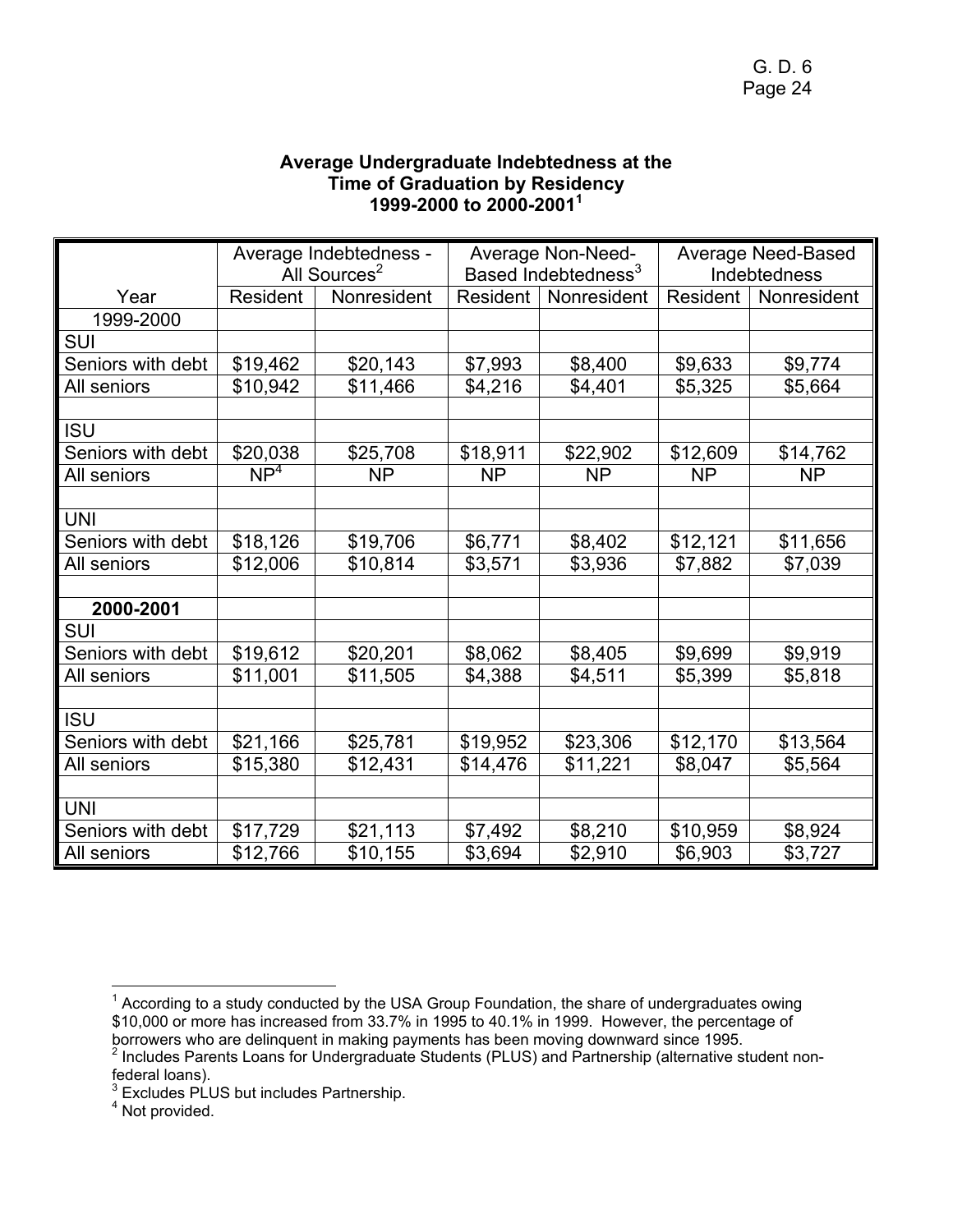**Average Undergraduate Indebtedness at the Time of Graduation by Residency 1999-2000 to 2000-2001[1]**

| | Average Indebtedness - All Sources[2] | | Average Non-Need-Based Indebtedness[3] | | Average Need-Based Indebtedness | |
|---|---|---|---|---|---|---|
| Year | Resident | Nonresident | Resident | Nonresident | Resident | Nonresident |
| 1999-2000 | | | | | | |
| SUI | | | | | | |
| Seniors with debt | $19,462 | $20,143 | $7,993 | $8,400 | $9,633 | $9,774 |
| All seniors | $10,942 | $11,466 | $4,216 | $4,401 | $5,325 | $5,664 |
| | | | | | | |
| ISU | | | | | | |
| Seniors with debt | $20,038 | $25,708 | $18,911 | $22,902 | $12,609 | $14,762 |
| All seniors | NP[4] | NP | NP | NP | NP | NP |
| | | | | | | |
| UNI | | | | | | |
| Seniors with debt | $18,126 | $19,706 | $6,771 | $8,402 | $12,121 | $11,656 |
| All seniors | $12,006 | $10,814 | $3,571 | $3,936 | $7,882 | $7,039 |
| | | | | | | |
| **2000-2001** | | | | | | |
| SUI | | | | | | |
| Seniors with debt | $19,612 | $20,201 | $8,062 | $8,405 | $9,699 | $9,919 |
| All seniors | $11,001 | $11,505 | $4,388 | $4,511 | $5,399 | $5,818 |
| | | | | | | |
| ISU | | | | | | |
| Seniors with debt | $21,166 | $25,781 | $19,952 | $23,306 | $12,170 | $13,564 |
| All seniors | $15,380 | $12,431 | $14,476 | $11,221 | $8,047 | $5,564 |
| | | | | | | |
| UNI | | | | | | |
| Seniors with debt | $17,729 | $21,113 | $7,492 | $8,210 | $10,959 | $8,924 |
| All seniors | $12,766 | $10,155 | $3,694 | $2,910 | $6,903 | $3,727 |

[1] According to a study conducted by the USA Group Foundation, the share of undergraduates owing $10,000 or more has increased from 33.7% in 1995 to 40.1% in 1999. However, the percentage of borrowers who are delinquent in making payments has been moving downward since 1995.

[2] Includes Parents Loans for Undergraduate Students (PLUS) and Partnership (alternative student non-federal loans).

[3] Excludes PLUS but includes Partnership.

[4] Not provided.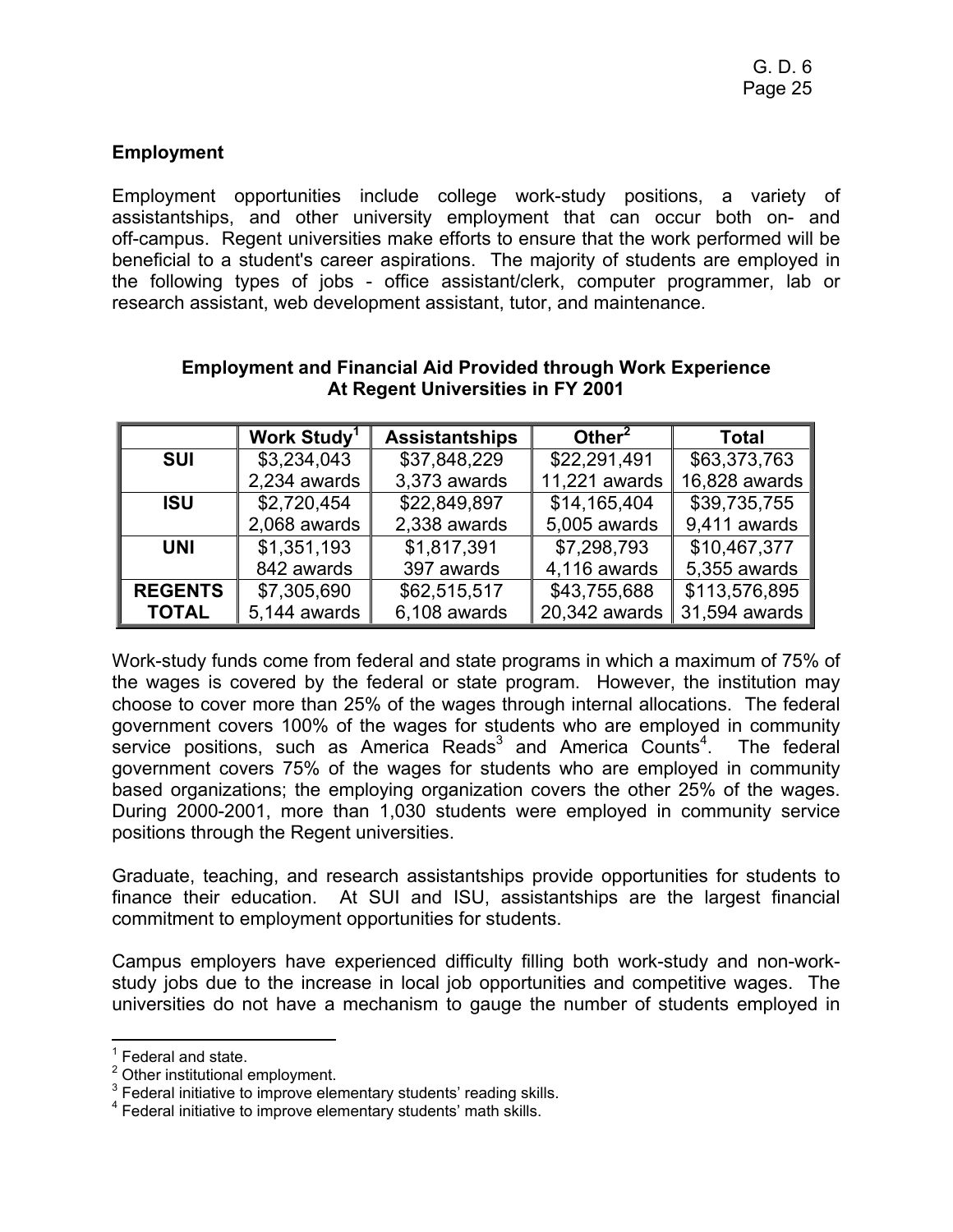## Employment

Employment opportunities include college work-study positions, a variety of assistantships, and other university employment that can occur both on- and off-campus. Regent universities make efforts to ensure that the work performed will be beneficial to a student's career aspirations. The majority of students are employed in the following types of jobs - office assistant/clerk, computer programmer, lab or research assistant, web development assistant, tutor, and maintenance.

**Employment and Financial Aid Provided through Work Experience At Regent Universities in FY 2001**

| | Work Study[1] | Assistantships | Other[2] | Total |
|---|---|---|---|---|
| **SUI** | $3,234,043<br>2,234 awards | $37,848,229<br>3,373 awards | $22,291,491<br>11,221 awards | $63,373,763<br>16,828 awards |
| **ISU** | $2,720,454<br>2,068 awards | $22,849,897<br>2,338 awards | $14,165,404<br>5,005 awards | $39,735,755<br>9,411 awards |
| **UNI** | $1,351,193<br>842 awards | $1,817,391<br>397 awards | $7,298,793<br>4,116 awards | $10,467,377<br>5,355 awards |
| **REGENTS TOTAL** | $7,305,690<br>5,144 awards | $62,515,517<br>6,108 awards | $43,755,688<br>20,342 awards | $113,576,895<br>31,594 awards |

Work-study funds come from federal and state programs in which a maximum of 75% of the wages is covered by the federal or state program. However, the institution may choose to cover more than 25% of the wages through internal allocations. The federal government covers 100% of the wages for students who are employed in community service positions, such as America Reads[3] and America Counts[4]. The federal government covers 75% of the wages for students who are employed in community based organizations; the employing organization covers the other 25% of the wages. During 2000-2001, more than 1,030 students were employed in community service positions through the Regent universities.

Graduate, teaching, and research assistantships provide opportunities for students to finance their education. At SUI and ISU, assistantships are the largest financial commitment to employment opportunities for students.

Campus employers have experienced difficulty filling both work-study and non-work-study jobs due to the increase in local job opportunities and competitive wages. The universities do not have a mechanism to gauge the number of students employed in

---

[1] Federal and state.
[2] Other institutional employment.
[3] Federal initiative to improve elementary students' reading skills.
[4] Federal initiative to improve elementary students' math skills.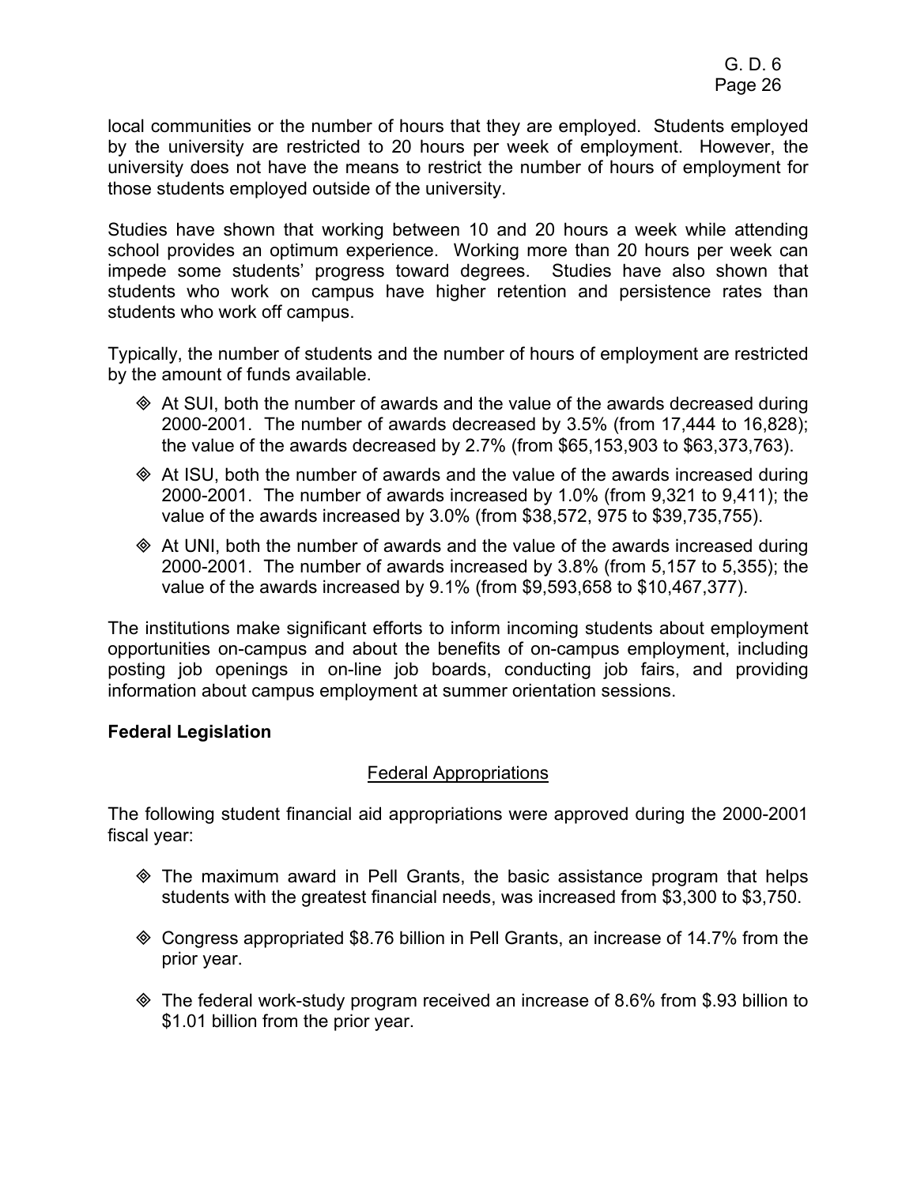local communities or the number of hours that they are employed. Students employed by the university are restricted to 20 hours per week of employment. However, the university does not have the means to restrict the number of hours of employment for those students employed outside of the university.

Studies have shown that working between 10 and 20 hours a week while attending school provides an optimum experience. Working more than 20 hours per week can impede some students' progress toward degrees. Studies have also shown that students who work on campus have higher retention and persistence rates than students who work off campus.

Typically, the number of students and the number of hours of employment are restricted by the amount of funds available.

- At SUI, both the number of awards and the value of the awards decreased during 2000-2001. The number of awards decreased by 3.5% (from 17,444 to 16,828); the value of the awards decreased by 2.7% (from $65,153,903 to $63,373,763).
- At ISU, both the number of awards and the value of the awards increased during 2000-2001. The number of awards increased by 1.0% (from 9,321 to 9,411); the value of the awards increased by 3.0% (from $38,572, 975 to $39,735,755).
- At UNI, both the number of awards and the value of the awards increased during 2000-2001. The number of awards increased by 3.8% (from 5,157 to 5,355); the value of the awards increased by 9.1% (from $9,593,658 to $10,467,377).

The institutions make significant efforts to inform incoming students about employment opportunities on-campus and about the benefits of on-campus employment, including posting job openings in on-line job boards, conducting job fairs, and providing information about campus employment at summer orientation sessions.

**Federal Legislation**

Federal Appropriations

The following student financial aid appropriations were approved during the 2000-2001 fiscal year:

- The maximum award in Pell Grants, the basic assistance program that helps students with the greatest financial needs, was increased from $3,300 to $3,750.
- Congress appropriated $8.76 billion in Pell Grants, an increase of 14.7% from the prior year.
- The federal work-study program received an increase of 8.6% from $.93 billion to $1.01 billion from the prior year.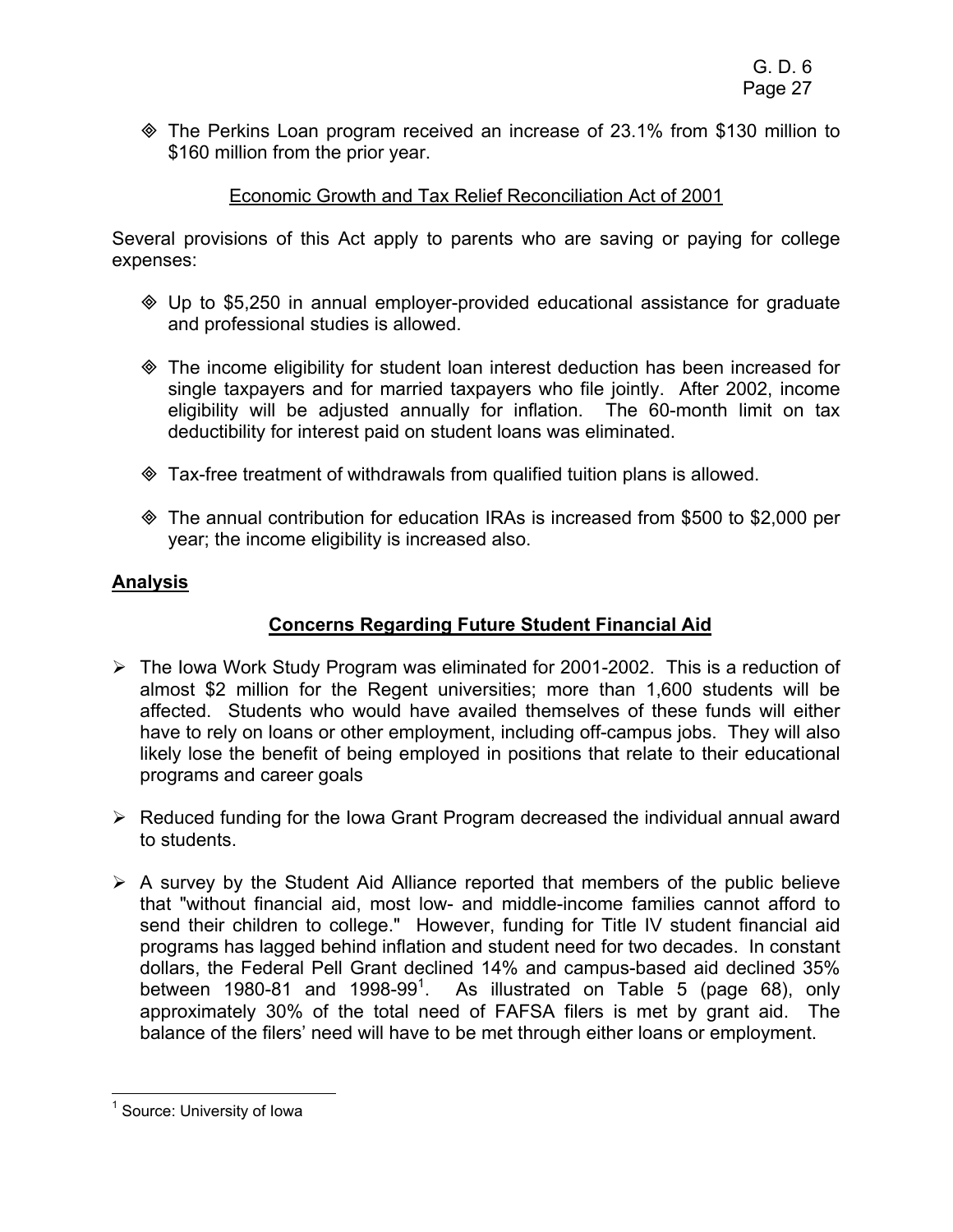- The Perkins Loan program received an increase of 23.1% from $130 million to $160 million from the prior year.

<u>Economic Growth and Tax Relief Reconciliation Act of 2001</u>

Several provisions of this Act apply to parents who are saving or paying for college expenses:

- Up to $5,250 in annual employer-provided educational assistance for graduate and professional studies is allowed.
- The income eligibility for student loan interest deduction has been increased for single taxpayers and for married taxpayers who file jointly. After 2002, income eligibility will be adjusted annually for inflation. The 60-month limit on tax deductibility for interest paid on student loans was eliminated.
- Tax-free treatment of withdrawals from qualified tuition plans is allowed.
- The annual contribution for education IRAs is increased from $500 to $2,000 per year; the income eligibility is increased also.

## Analysis

### Concerns Regarding Future Student Financial Aid

- The Iowa Work Study Program was eliminated for 2001-2002. This is a reduction of almost $2 million for the Regent universities; more than 1,600 students will be affected. Students who would have availed themselves of these funds will either have to rely on loans or other employment, including off-campus jobs. They will also likely lose the benefit of being employed in positions that relate to their educational programs and career goals
- Reduced funding for the Iowa Grant Program decreased the individual annual award to students.
- A survey by the Student Aid Alliance reported that members of the public believe that "without financial aid, most low- and middle-income families cannot afford to send their children to college." However, funding for Title IV student financial aid programs has lagged behind inflation and student need for two decades. In constant dollars, the Federal Pell Grant declined 14% and campus-based aid declined 35% between 1980-81 and 1998-99[1]. As illustrated on Table 5 (page 68), only approximately 30% of the total need of FAFSA filers is met by grant aid. The balance of the filers' need will have to be met through either loans or employment.

[1] Source: University of Iowa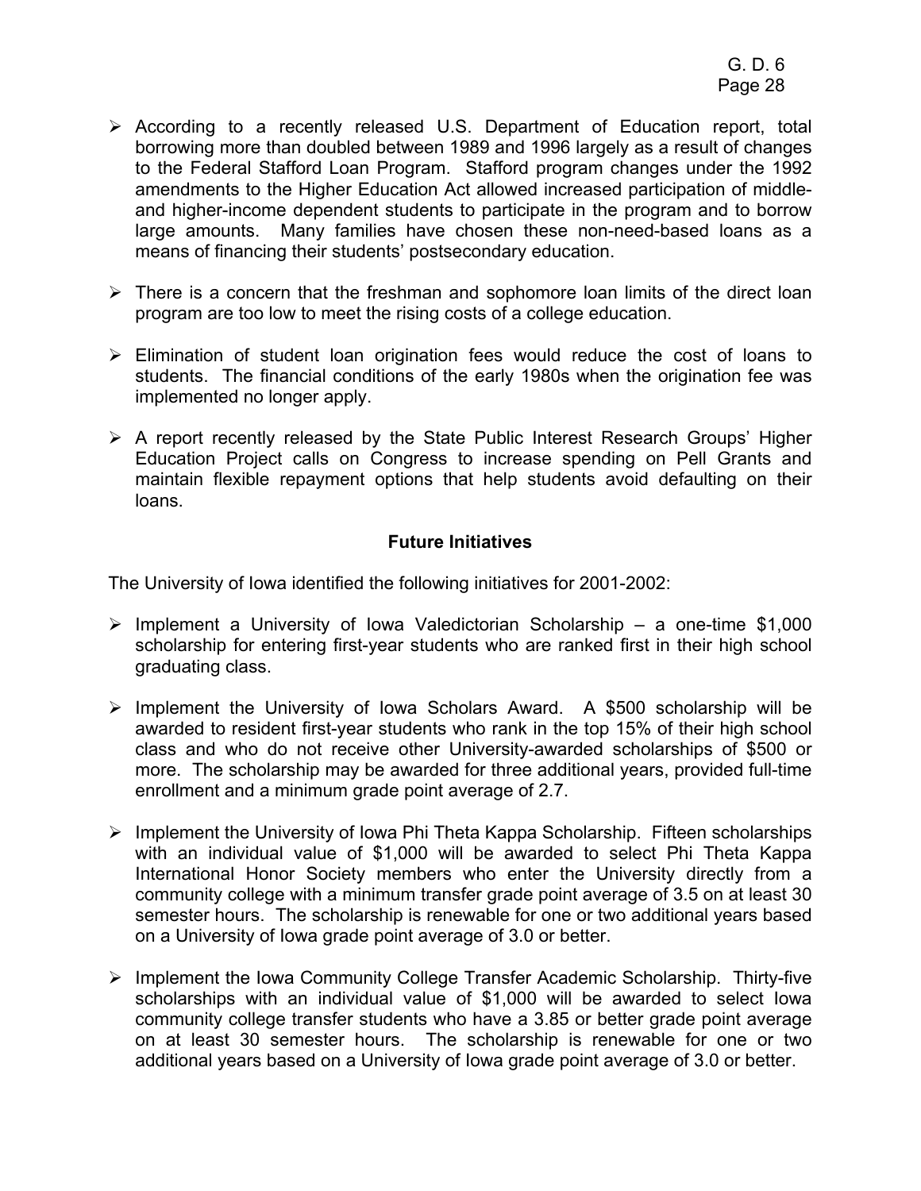- According to a recently released U.S. Department of Education report, total borrowing more than doubled between 1989 and 1996 largely as a result of changes to the Federal Stafford Loan Program. Stafford program changes under the 1992 amendments to the Higher Education Act allowed increased participation of middle- and higher-income dependent students to participate in the program and to borrow large amounts. Many families have chosen these non-need-based loans as a means of financing their students' postsecondary education.

- There is a concern that the freshman and sophomore loan limits of the direct loan program are too low to meet the rising costs of a college education.

- Elimination of student loan origination fees would reduce the cost of loans to students. The financial conditions of the early 1980s when the origination fee was implemented no longer apply.

- A report recently released by the State Public Interest Research Groups' Higher Education Project calls on Congress to increase spending on Pell Grants and maintain flexible repayment options that help students avoid defaulting on their loans.

## Future Initiatives

The University of Iowa identified the following initiatives for 2001-2002:

- Implement a University of Iowa Valedictorian Scholarship – a one-time $1,000 scholarship for entering first-year students who are ranked first in their high school graduating class.

- Implement the University of Iowa Scholars Award. A $500 scholarship will be awarded to resident first-year students who rank in the top 15% of their high school class and who do not receive other University-awarded scholarships of $500 or more. The scholarship may be awarded for three additional years, provided full-time enrollment and a minimum grade point average of 2.7.

- Implement the University of Iowa Phi Theta Kappa Scholarship. Fifteen scholarships with an individual value of $1,000 will be awarded to select Phi Theta Kappa International Honor Society members who enter the University directly from a community college with a minimum transfer grade point average of 3.5 on at least 30 semester hours. The scholarship is renewable for one or two additional years based on a University of Iowa grade point average of 3.0 or better.

- Implement the Iowa Community College Transfer Academic Scholarship. Thirty-five scholarships with an individual value of $1,000 will be awarded to select Iowa community college transfer students who have a 3.85 or better grade point average on at least 30 semester hours. The scholarship is renewable for one or two additional years based on a University of Iowa grade point average of 3.0 or better.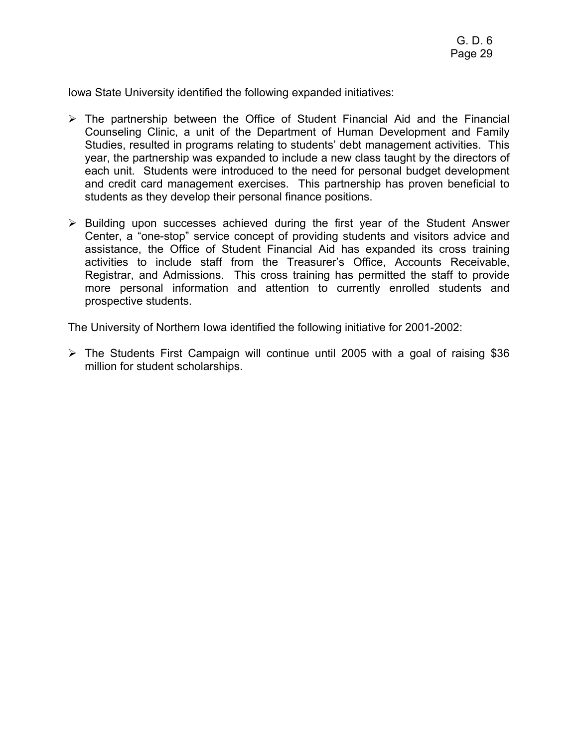Iowa State University identified the following expanded initiatives:

- The partnership between the Office of Student Financial Aid and the Financial Counseling Clinic, a unit of the Department of Human Development and Family Studies, resulted in programs relating to students' debt management activities. This year, the partnership was expanded to include a new class taught by the directors of each unit. Students were introduced to the need for personal budget development and credit card management exercises. This partnership has proven beneficial to students as they develop their personal finance positions.

- Building upon successes achieved during the first year of the Student Answer Center, a "one-stop" service concept of providing students and visitors advice and assistance, the Office of Student Financial Aid has expanded its cross training activities to include staff from the Treasurer's Office, Accounts Receivable, Registrar, and Admissions. This cross training has permitted the staff to provide more personal information and attention to currently enrolled students and prospective students.

The University of Northern Iowa identified the following initiative for 2001-2002:

- The Students First Campaign will continue until 2005 with a goal of raising $36 million for student scholarships.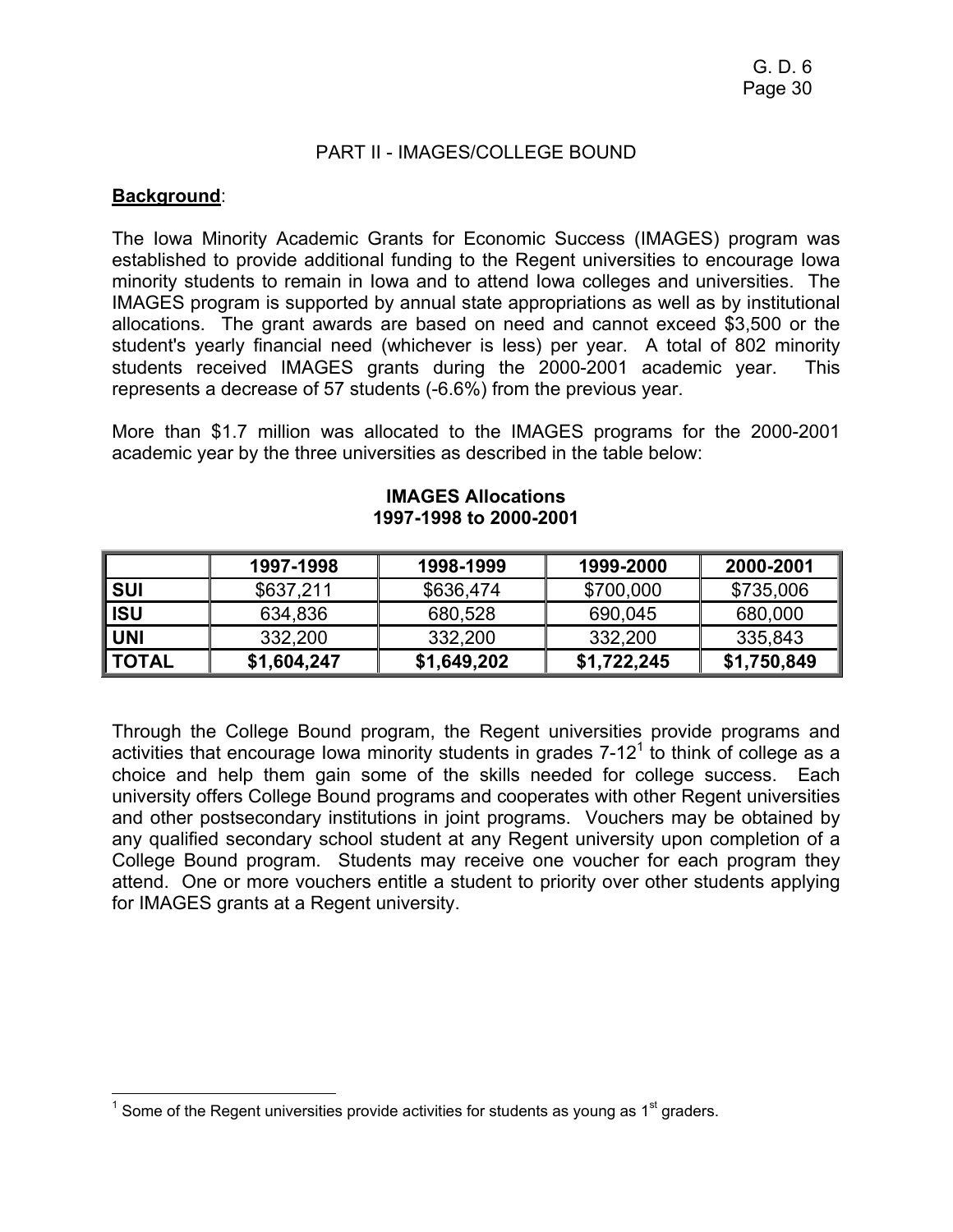## PART II - IMAGES/COLLEGE BOUND

**Background**:

The Iowa Minority Academic Grants for Economic Success (IMAGES) program was established to provide additional funding to the Regent universities to encourage Iowa minority students to remain in Iowa and to attend Iowa colleges and universities. The IMAGES program is supported by annual state appropriations as well as by institutional allocations. The grant awards are based on need and cannot exceed $3,500 or the student's yearly financial need (whichever is less) per year. A total of 802 minority students received IMAGES grants during the 2000-2001 academic year. This represents a decrease of 57 students (-6.6%) from the previous year.

More than $1.7 million was allocated to the IMAGES programs for the 2000-2001 academic year by the three universities as described in the table below:

**IMAGES Allocations**
**1997-1998 to 2000-2001**

| | 1997-1998 | 1998-1999 | 1999-2000 | 2000-2001 |
|---|---|---|---|---|
| **SUI** | $637,211 | $636,474 | $700,000 | $735,006 |
| **ISU** | 634,836 | 680,528 | 690,045 | 680,000 |
| **UNI** | 332,200 | 332,200 | 332,200 | 335,843 |
| **TOTAL** | **$1,604,247** | **$1,649,202** | **$1,722,245** | **$1,750,849** |

Through the College Bound program, the Regent universities provide programs and activities that encourage Iowa minority students in grades 7-12[1] to think of college as a choice and help them gain some of the skills needed for college success. Each university offers College Bound programs and cooperates with other Regent universities and other postsecondary institutions in joint programs. Vouchers may be obtained by any qualified secondary school student at any Regent university upon completion of a College Bound program. Students may receive one voucher for each program they attend. One or more vouchers entitle a student to priority over other students applying for IMAGES grants at a Regent university.

[1] Some of the Regent universities provide activities for students as young as 1st graders.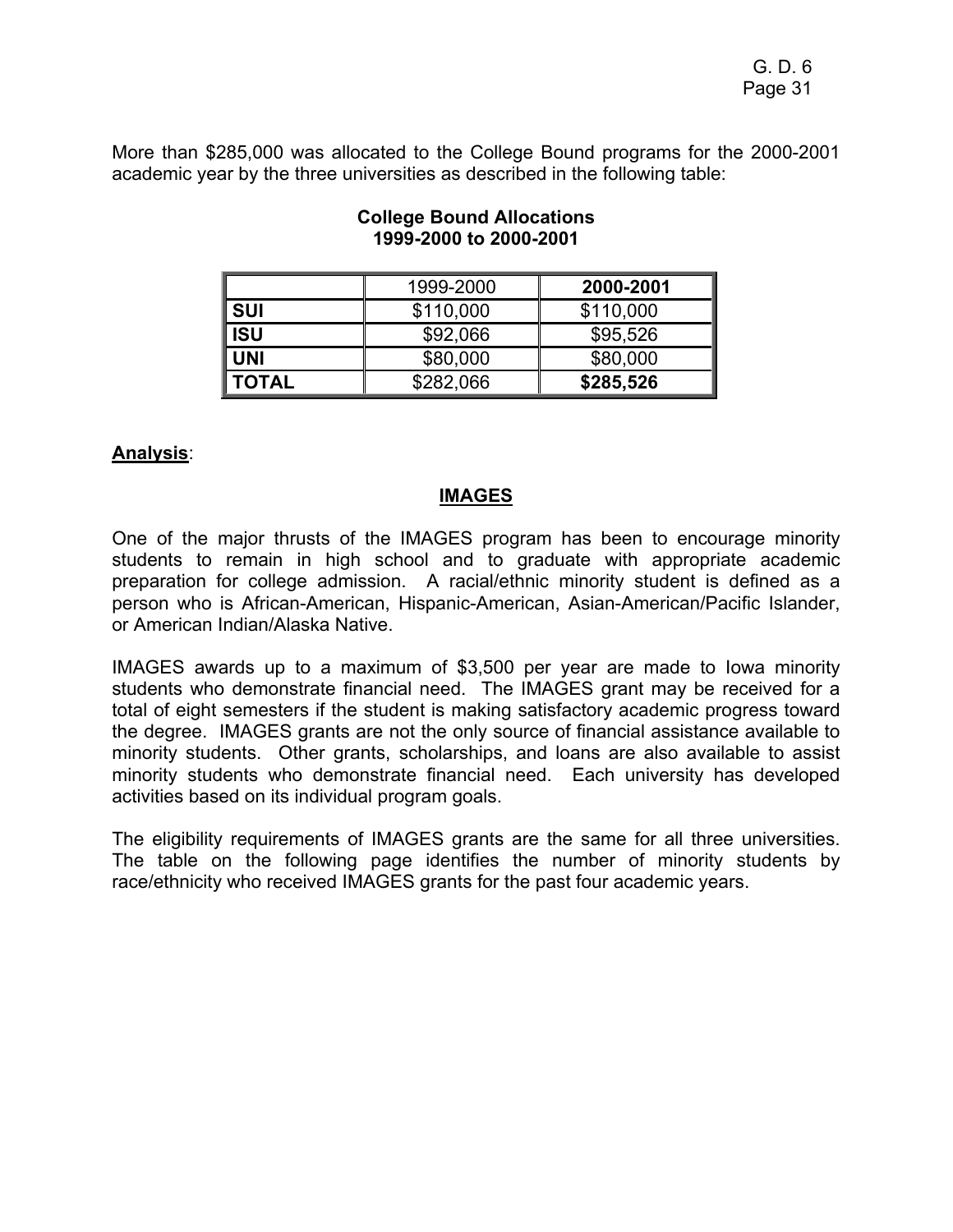More than \$285,000 was allocated to the College Bound programs for the 2000-2001 academic year by the three universities as described in the following table:

**College Bound Allocations**
**1999-2000 to 2000-2001**

| | 1999-2000 | **2000-2001** |
|---|---|---|
| **SUI** | \$110,000 | \$110,000 |
| **ISU** | \$92,066 | \$95,526 |
| **UNI** | \$80,000 | \$80,000 |
| **TOTAL** | \$282,066 | **\$285,526** |

**<u>Analysis</u>**:

## <u>IMAGES</u>

One of the major thrusts of the IMAGES program has been to encourage minority students to remain in high school and to graduate with appropriate academic preparation for college admission. A racial/ethnic minority student is defined as a person who is African-American, Hispanic-American, Asian-American/Pacific Islander, or American Indian/Alaska Native.

IMAGES awards up to a maximum of \$3,500 per year are made to Iowa minority students who demonstrate financial need. The IMAGES grant may be received for a total of eight semesters if the student is making satisfactory academic progress toward the degree. IMAGES grants are not the only source of financial assistance available to minority students. Other grants, scholarships, and loans are also available to assist minority students who demonstrate financial need. Each university has developed activities based on its individual program goals.

The eligibility requirements of IMAGES grants are the same for all three universities. The table on the following page identifies the number of minority students by race/ethnicity who received IMAGES grants for the past four academic years.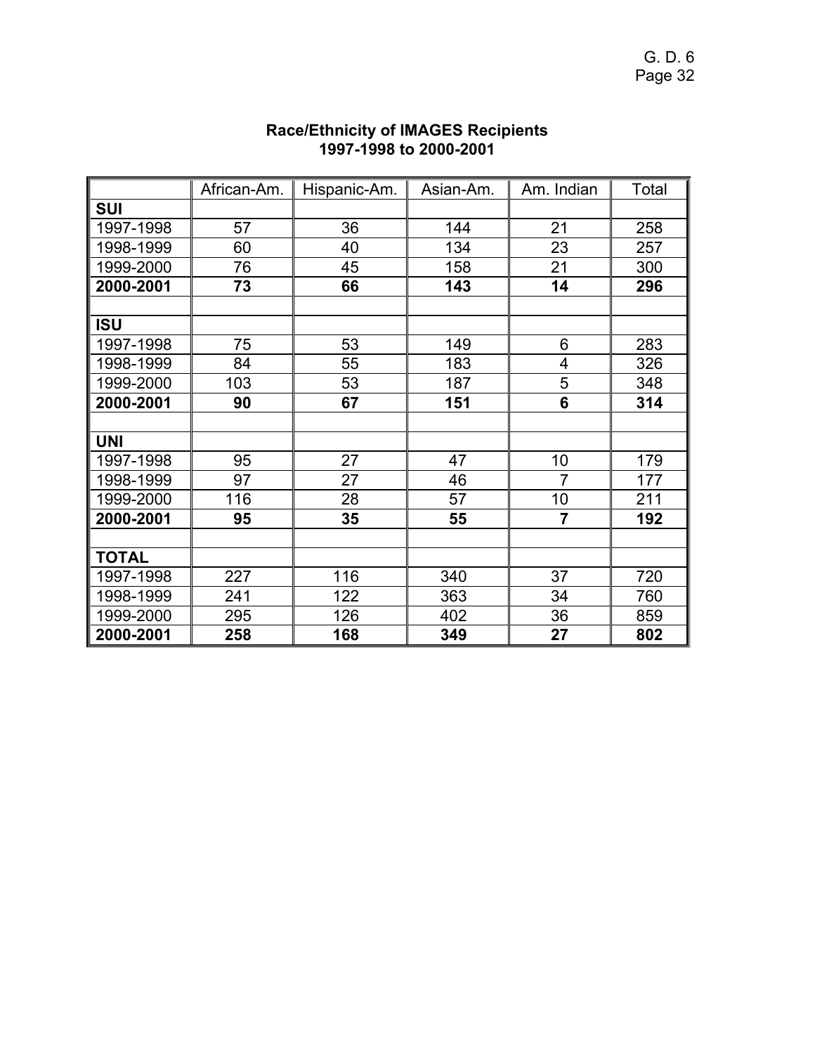**Race/Ethnicity of IMAGES Recipients**
**1997-1998 to 2000-2001**

| | African-Am. | Hispanic-Am. | Asian-Am. | Am. Indian | Total |
|---|---|---|---|---|---|
| **SUI** | | | | | |
| 1997-1998 | 57 | 36 | 144 | 21 | 258 |
| 1998-1999 | 60 | 40 | 134 | 23 | 257 |
| 1999-2000 | 76 | 45 | 158 | 21 | 300 |
| **2000-2001** | **73** | **66** | **143** | **14** | **296** |
| | | | | | |
| **ISU** | | | | | |
| 1997-1998 | 75 | 53 | 149 | 6 | 283 |
| 1998-1999 | 84 | 55 | 183 | 4 | 326 |
| 1999-2000 | 103 | 53 | 187 | 5 | 348 |
| **2000-2001** | **90** | **67** | **151** | **6** | **314** |
| | | | | | |
| **UNI** | | | | | |
| 1997-1998 | 95 | 27 | 47 | 10 | 179 |
| 1998-1999 | 97 | 27 | 46 | 7 | 177 |
| 1999-2000 | 116 | 28 | 57 | 10 | 211 |
| **2000-2001** | **95** | **35** | **55** | **7** | **192** |
| | | | | | |
| **TOTAL** | | | | | |
| 1997-1998 | 227 | 116 | 340 | 37 | 720 |
| 1998-1999 | 241 | 122 | 363 | 34 | 760 |
| 1999-2000 | 295 | 126 | 402 | 36 | 859 |
| **2000-2001** | **258** | **168** | **349** | **27** | **802** |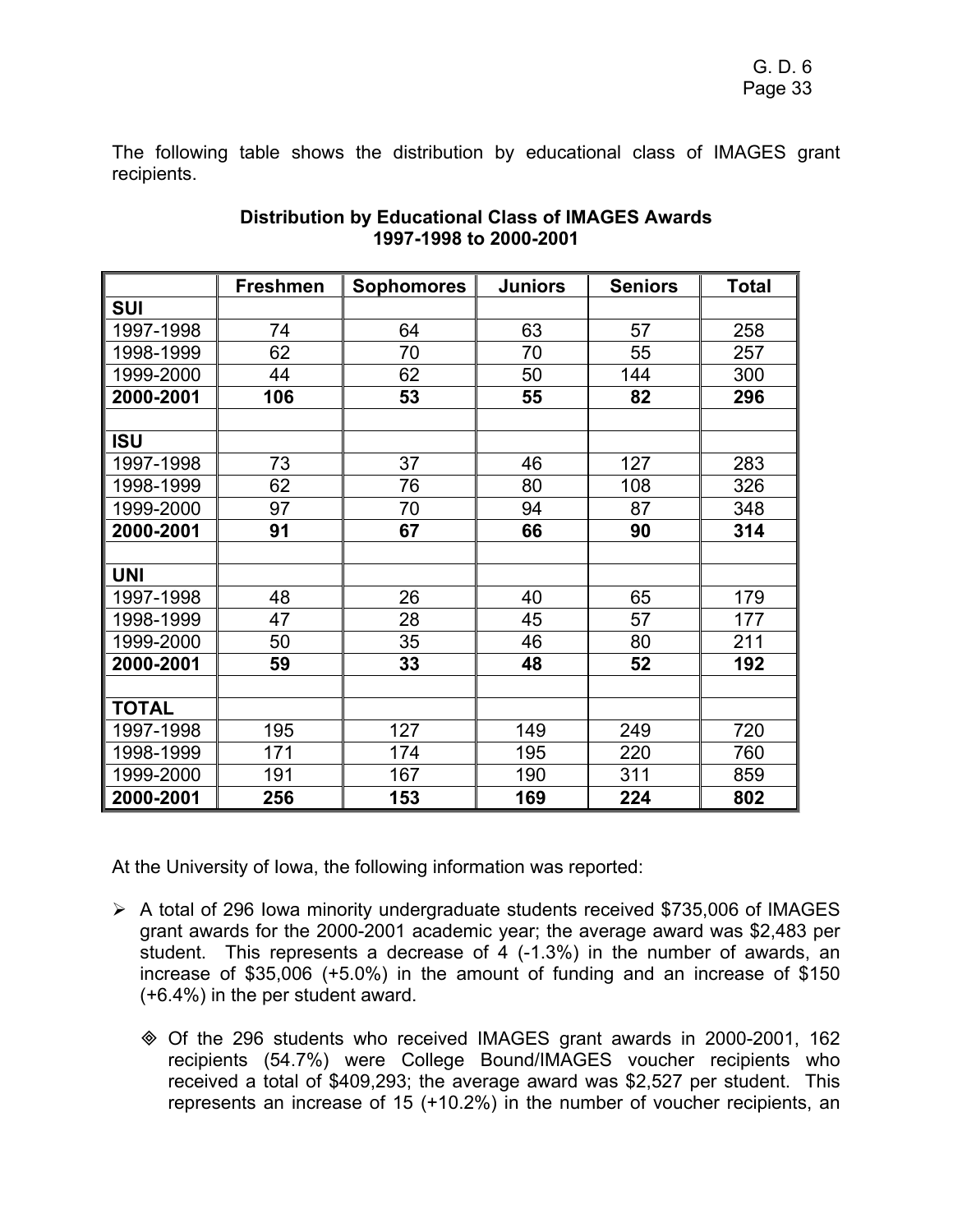The following table shows the distribution by educational class of IMAGES grant recipients.

**Distribution by Educational Class of IMAGES Awards 1997-1998 to 2000-2001**

| | Freshmen | Sophomores | Juniors | Seniors | Total |
|---|---|---|---|---|---|
| **SUI** | | | | | |
| 1997-1998 | 74 | 64 | 63 | 57 | 258 |
| 1998-1999 | 62 | 70 | 70 | 55 | 257 |
| 1999-2000 | 44 | 62 | 50 | 144 | 300 |
| **2000-2001** | **106** | **53** | **55** | **82** | **296** |
| | | | | | |
| **ISU** | | | | | |
| 1997-1998 | 73 | 37 | 46 | 127 | 283 |
| 1998-1999 | 62 | 76 | 80 | 108 | 326 |
| 1999-2000 | 97 | 70 | 94 | 87 | 348 |
| **2000-2001** | **91** | **67** | **66** | **90** | **314** |
| | | | | | |
| **UNI** | | | | | |
| 1997-1998 | 48 | 26 | 40 | 65 | 179 |
| 1998-1999 | 47 | 28 | 45 | 57 | 177 |
| 1999-2000 | 50 | 35 | 46 | 80 | 211 |
| **2000-2001** | **59** | **33** | **48** | **52** | **192** |
| | | | | | |
| **TOTAL** | | | | | |
| 1997-1998 | 195 | 127 | 149 | 249 | 720 |
| 1998-1999 | 171 | 174 | 195 | 220 | 760 |
| 1999-2000 | 191 | 167 | 190 | 311 | 859 |
| **2000-2001** | **256** | **153** | **169** | **224** | **802** |

At the University of Iowa, the following information was reported:

- A total of 296 Iowa minority undergraduate students received $735,006 of IMAGES grant awards for the 2000-2001 academic year; the average award was $2,483 per student. This represents a decrease of 4 (-1.3%) in the number of awards, an increase of $35,006 (+5.0%) in the amount of funding and an increase of $150 (+6.4%) in the per student award.

  - Of the 296 students who received IMAGES grant awards in 2000-2001, 162 recipients (54.7%) were College Bound/IMAGES voucher recipients who received a total of $409,293; the average award was $2,527 per student. This represents an increase of 15 (+10.2%) in the number of voucher recipients, an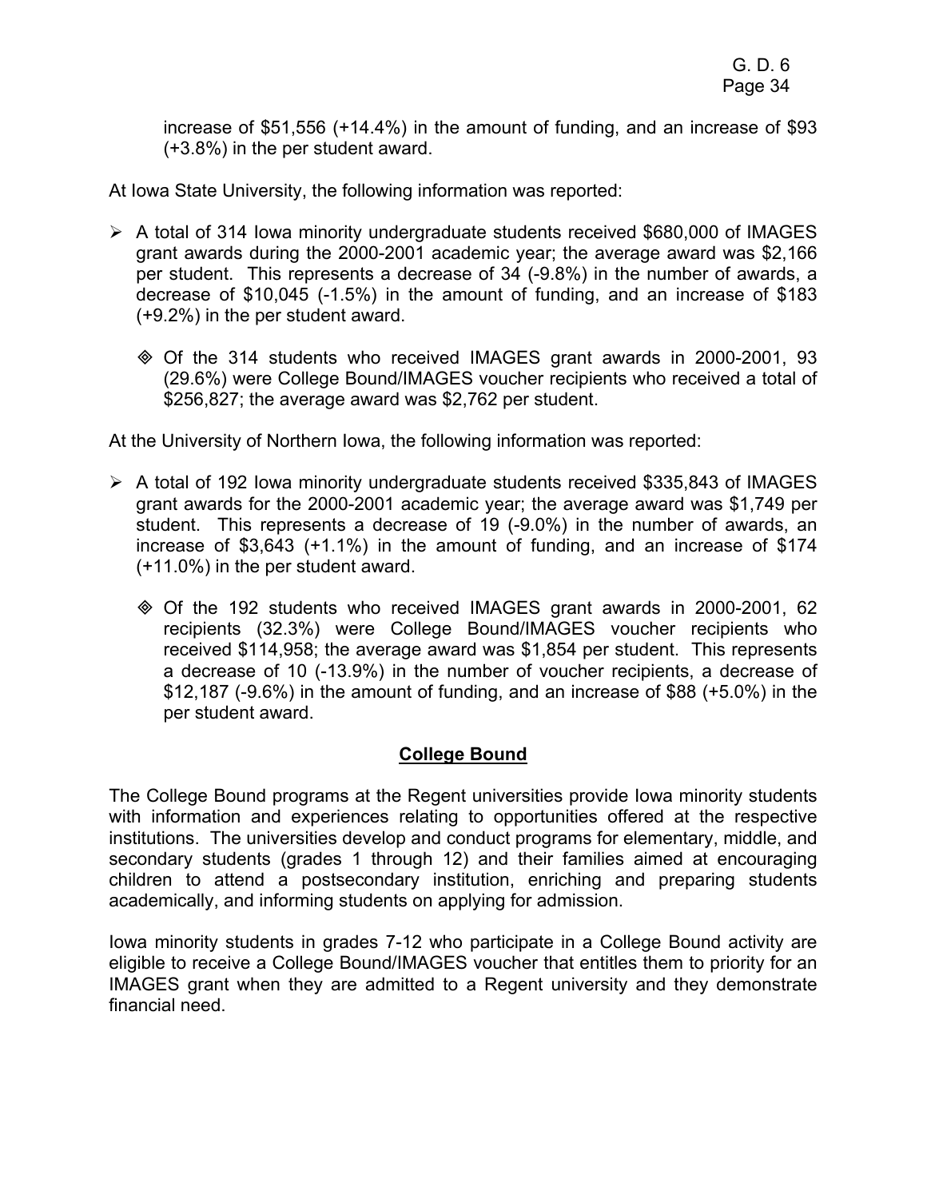increase of $51,556 (+14.4%) in the amount of funding, and an increase of $93 (+3.8%) in the per student award.

At Iowa State University, the following information was reported:

- A total of 314 Iowa minority undergraduate students received $680,000 of IMAGES grant awards during the 2000-2001 academic year; the average award was $2,166 per student. This represents a decrease of 34 (-9.8%) in the number of awards, a decrease of $10,045 (-1.5%) in the amount of funding, and an increase of $183 (+9.2%) in the per student award.
  - Of the 314 students who received IMAGES grant awards in 2000-2001, 93 (29.6%) were College Bound/IMAGES voucher recipients who received a total of $256,827; the average award was $2,762 per student.

At the University of Northern Iowa, the following information was reported:

- A total of 192 Iowa minority undergraduate students received $335,843 of IMAGES grant awards for the 2000-2001 academic year; the average award was $1,749 per student. This represents a decrease of 19 (-9.0%) in the number of awards, an increase of $3,643 (+1.1%) in the amount of funding, and an increase of $174 (+11.0%) in the per student award.
  - Of the 192 students who received IMAGES grant awards in 2000-2001, 62 recipients (32.3%) were College Bound/IMAGES voucher recipients who received $114,958; the average award was $1,854 per student. This represents a decrease of 10 (-13.9%) in the number of voucher recipients, a decrease of $12,187 (-9.6%) in the amount of funding, and an increase of $88 (+5.0%) in the per student award.

## College Bound

The College Bound programs at the Regent universities provide Iowa minority students with information and experiences relating to opportunities offered at the respective institutions. The universities develop and conduct programs for elementary, middle, and secondary students (grades 1 through 12) and their families aimed at encouraging children to attend a postsecondary institution, enriching and preparing students academically, and informing students on applying for admission.

Iowa minority students in grades 7-12 who participate in a College Bound activity are eligible to receive a College Bound/IMAGES voucher that entitles them to priority for an IMAGES grant when they are admitted to a Regent university and they demonstrate financial need.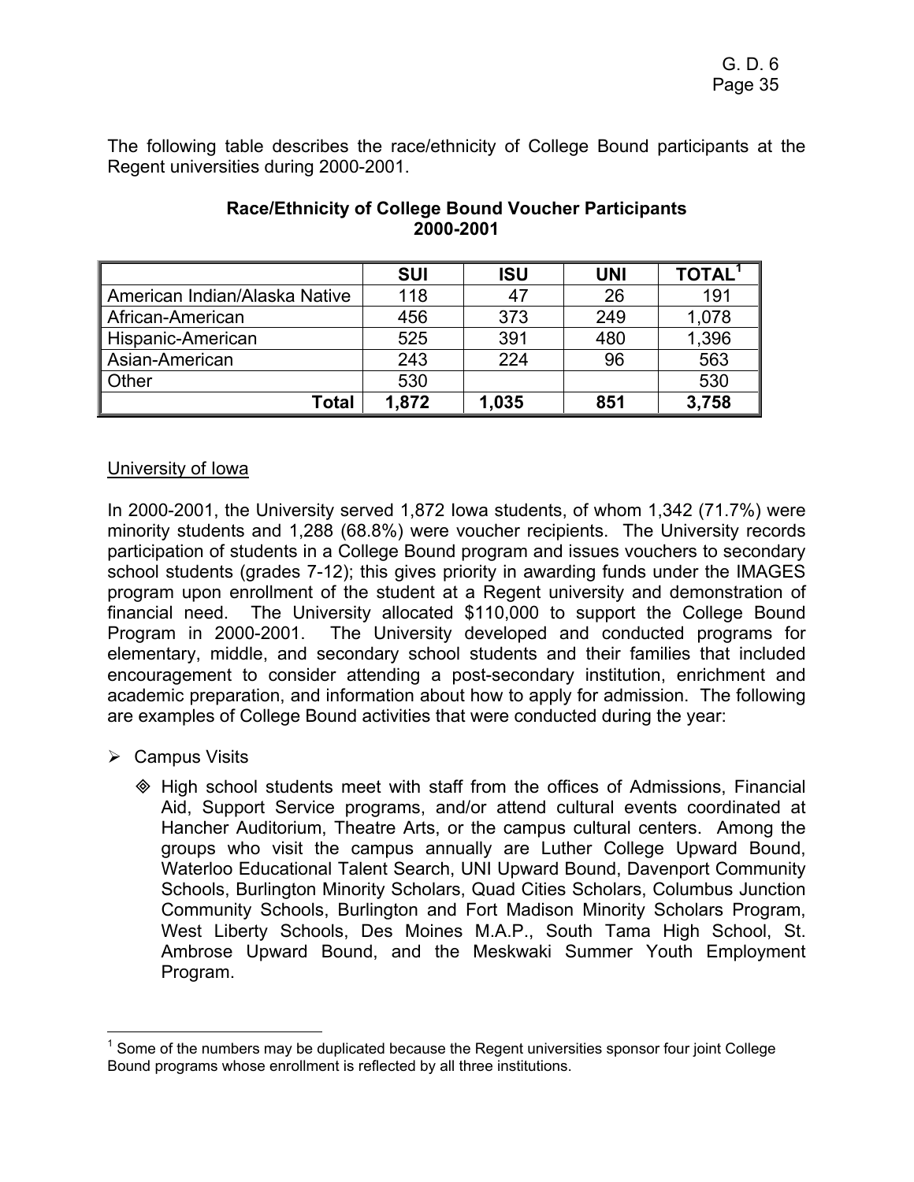The following table describes the race/ethnicity of College Bound participants at the Regent universities during 2000-2001.

**Race/Ethnicity of College Bound Voucher Participants 2000-2001**

| | SUI | ISU | UNI | TOTAL[1] |
|---|---|---|---|---|
| American Indian/Alaska Native | 118 | 47 | 26 | 191 |
| African-American | 456 | 373 | 249 | 1,078 |
| Hispanic-American | 525 | 391 | 480 | 1,396 |
| Asian-American | 243 | 224 | 96 | 563 |
| Other | 530 | | | 530 |
| **Total** | **1,872** | **1,035** | **851** | **3,758** |

University of Iowa

In 2000-2001, the University served 1,872 Iowa students, of whom 1,342 (71.7%) were minority students and 1,288 (68.8%) were voucher recipients. The University records participation of students in a College Bound program and issues vouchers to secondary school students (grades 7-12); this gives priority in awarding funds under the IMAGES program upon enrollment of the student at a Regent university and demonstration of financial need. The University allocated $110,000 to support the College Bound Program in 2000-2001. The University developed and conducted programs for elementary, middle, and secondary school students and their families that included encouragement to consider attending a post-secondary institution, enrichment and academic preparation, and information about how to apply for admission. The following are examples of College Bound activities that were conducted during the year:

- Campus Visits
  - High school students meet with staff from the offices of Admissions, Financial Aid, Support Service programs, and/or attend cultural events coordinated at Hancher Auditorium, Theatre Arts, or the campus cultural centers. Among the groups who visit the campus annually are Luther College Upward Bound, Waterloo Educational Talent Search, UNI Upward Bound, Davenport Community Schools, Burlington Minority Scholars, Quad Cities Scholars, Columbus Junction Community Schools, Burlington and Fort Madison Minority Scholars Program, West Liberty Schools, Des Moines M.A.P., South Tama High School, St. Ambrose Upward Bound, and the Meskwaki Summer Youth Employment Program.

[1] Some of the numbers may be duplicated because the Regent universities sponsor four joint College Bound programs whose enrollment is reflected by all three institutions.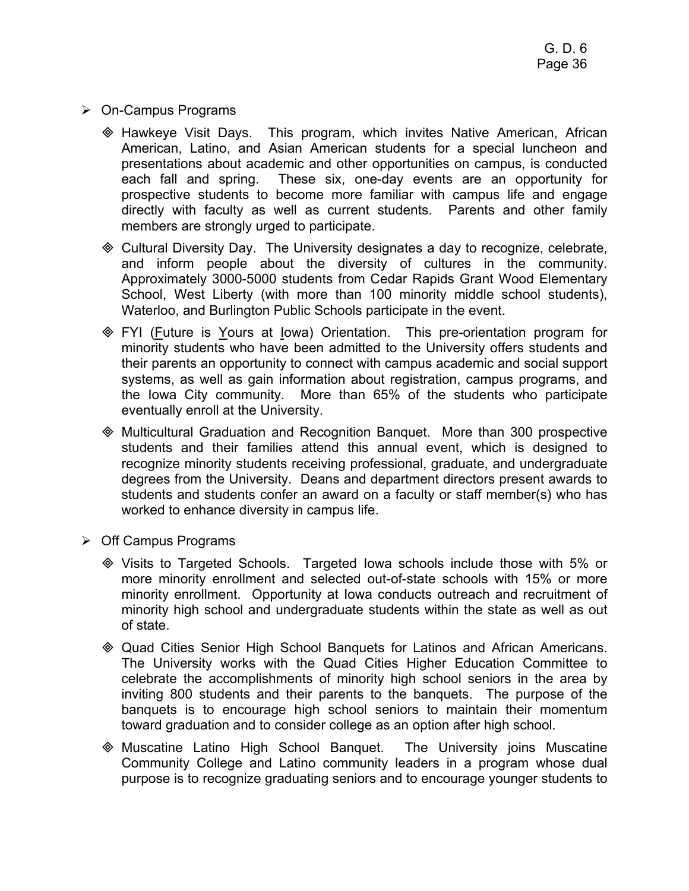- On-Campus Programs
  - Hawkeye Visit Days. This program, which invites Native American, African American, Latino, and Asian American students for a special luncheon and presentations about academic and other opportunities on campus, is conducted each fall and spring. These six, one-day events are an opportunity for prospective students to become more familiar with campus life and engage directly with faculty as well as current students. Parents and other family members are strongly urged to participate.
  - Cultural Diversity Day. The University designates a day to recognize, celebrate, and inform people about the diversity of cultures in the community. Approximately 3000-5000 students from Cedar Rapids Grant Wood Elementary School, West Liberty (with more than 100 minority middle school students), Waterloo, and Burlington Public Schools participate in the event.
  - FYI (Future is Yours at Iowa) Orientation. This pre-orientation program for minority students who have been admitted to the University offers students and their parents an opportunity to connect with campus academic and social support systems, as well as gain information about registration, campus programs, and the Iowa City community. More than 65% of the students who participate eventually enroll at the University.
  - Multicultural Graduation and Recognition Banquet. More than 300 prospective students and their families attend this annual event, which is designed to recognize minority students receiving professional, graduate, and undergraduate degrees from the University. Deans and department directors present awards to students and students confer an award on a faculty or staff member(s) who has worked to enhance diversity in campus life.
- Off Campus Programs
  - Visits to Targeted Schools. Targeted Iowa schools include those with 5% or more minority enrollment and selected out-of-state schools with 15% or more minority enrollment. Opportunity at Iowa conducts outreach and recruitment of minority high school and undergraduate students within the state as well as out of state.
  - Quad Cities Senior High School Banquets for Latinos and African Americans. The University works with the Quad Cities Higher Education Committee to celebrate the accomplishments of minority high school seniors in the area by inviting 800 students and their parents to the banquets. The purpose of the banquets is to encourage high school seniors to maintain their momentum toward graduation and to consider college as an option after high school.
  - Muscatine Latino High School Banquet. The University joins Muscatine Community College and Latino community leaders in a program whose dual purpose is to recognize graduating seniors and to encourage younger students to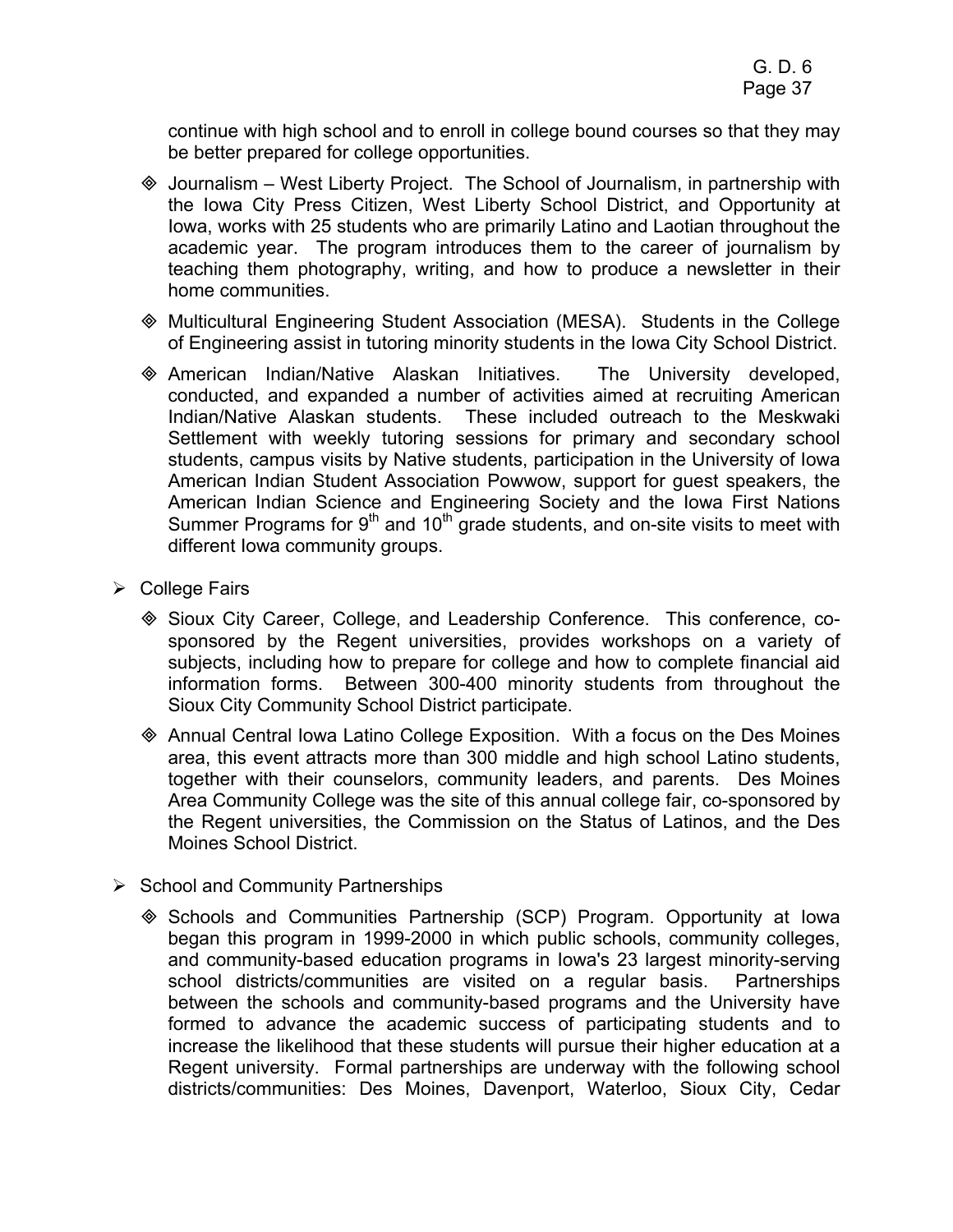continue with high school and to enroll in college bound courses so that they may be better prepared for college opportunities.

- Journalism – West Liberty Project. The School of Journalism, in partnership with the Iowa City Press Citizen, West Liberty School District, and Opportunity at Iowa, works with 25 students who are primarily Latino and Laotian throughout the academic year. The program introduces them to the career of journalism by teaching them photography, writing, and how to produce a newsletter in their home communities.
- Multicultural Engineering Student Association (MESA). Students in the College of Engineering assist in tutoring minority students in the Iowa City School District.
- American Indian/Native Alaskan Initiatives. The University developed, conducted, and expanded a number of activities aimed at recruiting American Indian/Native Alaskan students. These included outreach to the Meskwaki Settlement with weekly tutoring sessions for primary and secondary school students, campus visits by Native students, participation in the University of Iowa American Indian Student Association Powwow, support for guest speakers, the American Indian Science and Engineering Society and the Iowa First Nations Summer Programs for 9th and 10th grade students, and on-site visits to meet with different Iowa community groups.

- College Fairs
  - Sioux City Career, College, and Leadership Conference. This conference, co-sponsored by the Regent universities, provides workshops on a variety of subjects, including how to prepare for college and how to complete financial aid information forms. Between 300-400 minority students from throughout the Sioux City Community School District participate.
  - Annual Central Iowa Latino College Exposition. With a focus on the Des Moines area, this event attracts more than 300 middle and high school Latino students, together with their counselors, community leaders, and parents. Des Moines Area Community College was the site of this annual college fair, co-sponsored by the Regent universities, the Commission on the Status of Latinos, and the Des Moines School District.

- School and Community Partnerships
  - Schools and Communities Partnership (SCP) Program. Opportunity at Iowa began this program in 1999-2000 in which public schools, community colleges, and community-based education programs in Iowa's 23 largest minority-serving school districts/communities are visited on a regular basis. Partnerships between the schools and community-based programs and the University have formed to advance the academic success of participating students and to increase the likelihood that these students will pursue their higher education at a Regent university. Formal partnerships are underway with the following school districts/communities: Des Moines, Davenport, Waterloo, Sioux City, Cedar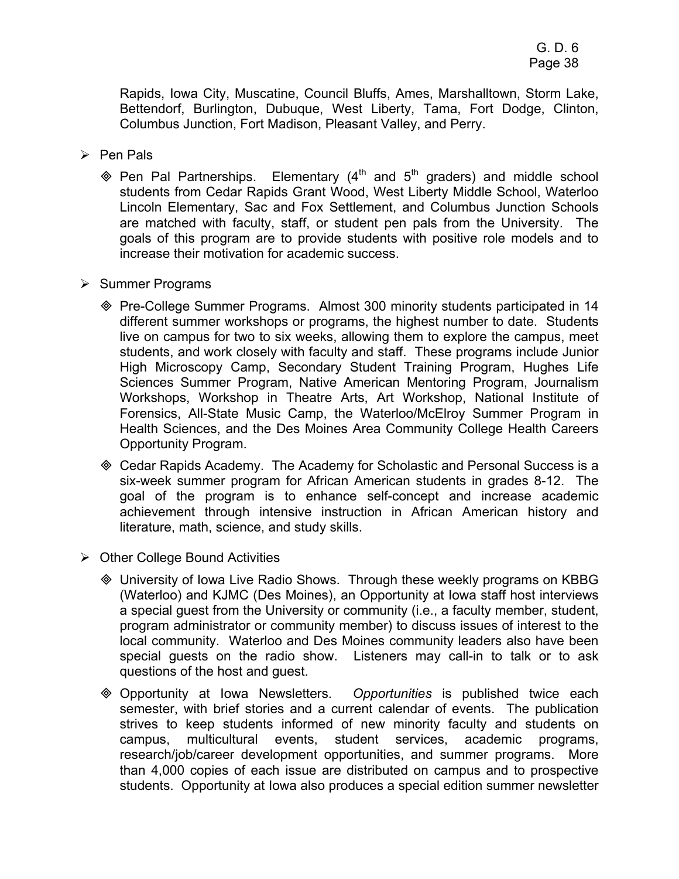Rapids, Iowa City, Muscatine, Council Bluffs, Ames, Marshalltown, Storm Lake, Bettendorf, Burlington, Dubuque, West Liberty, Tama, Fort Dodge, Clinton, Columbus Junction, Fort Madison, Pleasant Valley, and Perry.

- Pen Pals
  - Pen Pal Partnerships. Elementary (4th and 5th graders) and middle school students from Cedar Rapids Grant Wood, West Liberty Middle School, Waterloo Lincoln Elementary, Sac and Fox Settlement, and Columbus Junction Schools are matched with faculty, staff, or student pen pals from the University. The goals of this program are to provide students with positive role models and to increase their motivation for academic success.

- Summer Programs
  - Pre-College Summer Programs. Almost 300 minority students participated in 14 different summer workshops or programs, the highest number to date. Students live on campus for two to six weeks, allowing them to explore the campus, meet students, and work closely with faculty and staff. These programs include Junior High Microscopy Camp, Secondary Student Training Program, Hughes Life Sciences Summer Program, Native American Mentoring Program, Journalism Workshops, Workshop in Theatre Arts, Art Workshop, National Institute of Forensics, All-State Music Camp, the Waterloo/McElroy Summer Program in Health Sciences, and the Des Moines Area Community College Health Careers Opportunity Program.
  - Cedar Rapids Academy. The Academy for Scholastic and Personal Success is a six-week summer program for African American students in grades 8-12. The goal of the program is to enhance self-concept and increase academic achievement through intensive instruction in African American history and literature, math, science, and study skills.

- Other College Bound Activities
  - University of Iowa Live Radio Shows. Through these weekly programs on KBBG (Waterloo) and KJMC (Des Moines), an Opportunity at Iowa staff host interviews a special guest from the University or community (i.e., a faculty member, student, program administrator or community member) to discuss issues of interest to the local community. Waterloo and Des Moines community leaders also have been special guests on the radio show. Listeners may call-in to talk or to ask questions of the host and guest.
  - Opportunity at Iowa Newsletters. *Opportunities* is published twice each semester, with brief stories and a current calendar of events. The publication strives to keep students informed of new minority faculty and students on campus, multicultural events, student services, academic programs, research/job/career development opportunities, and summer programs. More than 4,000 copies of each issue are distributed on campus and to prospective students. Opportunity at Iowa also produces a special edition summer newsletter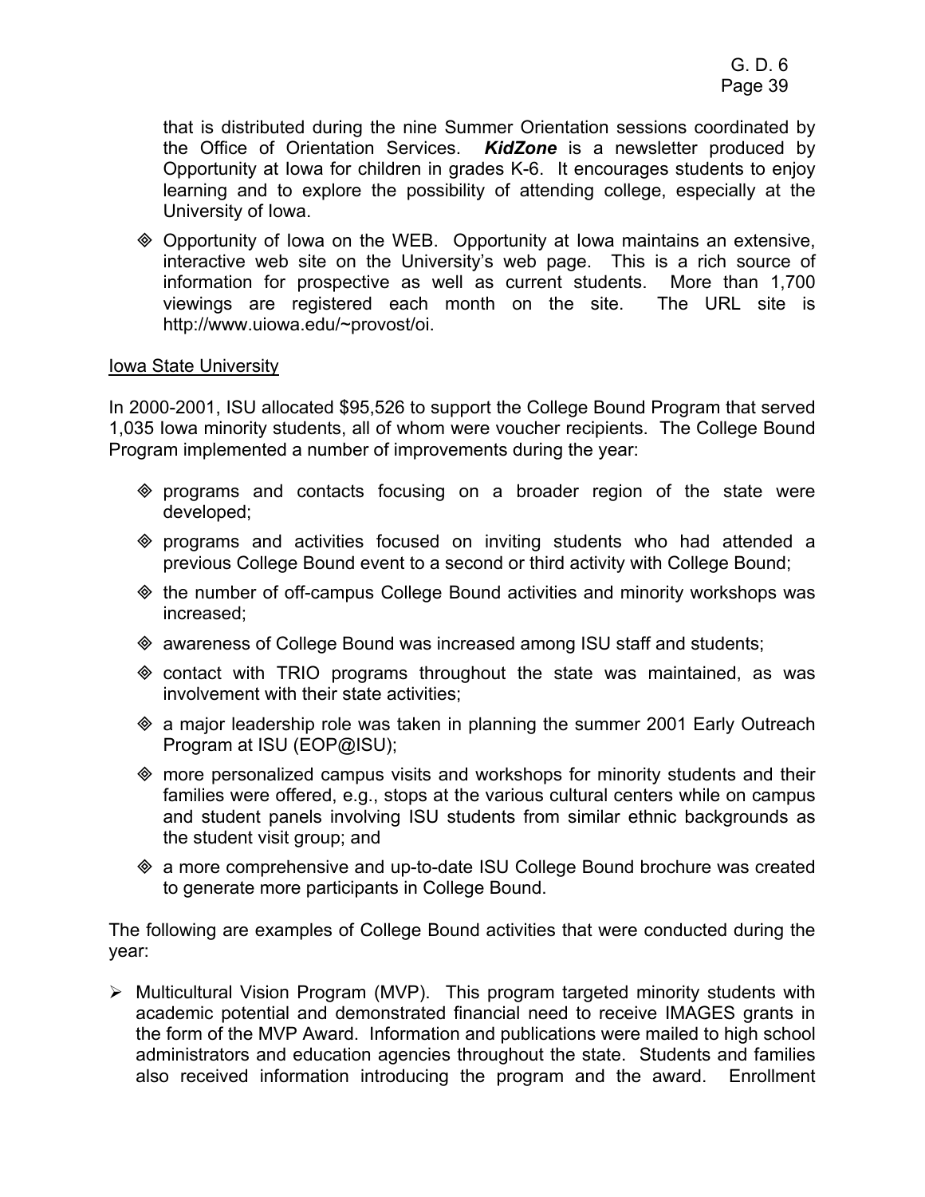that is distributed during the nine Summer Orientation sessions coordinated by the Office of Orientation Services. ***KidZone*** is a newsletter produced by Opportunity at Iowa for children in grades K-6. It encourages students to enjoy learning and to explore the possibility of attending college, especially at the University of Iowa.

- Opportunity of Iowa on the WEB. Opportunity at Iowa maintains an extensive, interactive web site on the University's web page. This is a rich source of information for prospective as well as current students. More than 1,700 viewings are registered each month on the site. The URL site is http://www.uiowa.edu/~provost/oi.

Iowa State University

In 2000-2001, ISU allocated $95,526 to support the College Bound Program that served 1,035 Iowa minority students, all of whom were voucher recipients. The College Bound Program implemented a number of improvements during the year:

- programs and contacts focusing on a broader region of the state were developed;
- programs and activities focused on inviting students who had attended a previous College Bound event to a second or third activity with College Bound;
- the number of off-campus College Bound activities and minority workshops was increased;
- awareness of College Bound was increased among ISU staff and students;
- contact with TRIO programs throughout the state was maintained, as was involvement with their state activities;
- a major leadership role was taken in planning the summer 2001 Early Outreach Program at ISU (EOP@ISU);
- more personalized campus visits and workshops for minority students and their families were offered, e.g., stops at the various cultural centers while on campus and student panels involving ISU students from similar ethnic backgrounds as the student visit group; and
- a more comprehensive and up-to-date ISU College Bound brochure was created to generate more participants in College Bound.

The following are examples of College Bound activities that were conducted during the year:

- Multicultural Vision Program (MVP). This program targeted minority students with academic potential and demonstrated financial need to receive IMAGES grants in the form of the MVP Award. Information and publications were mailed to high school administrators and education agencies throughout the state. Students and families also received information introducing the program and the award. Enrollment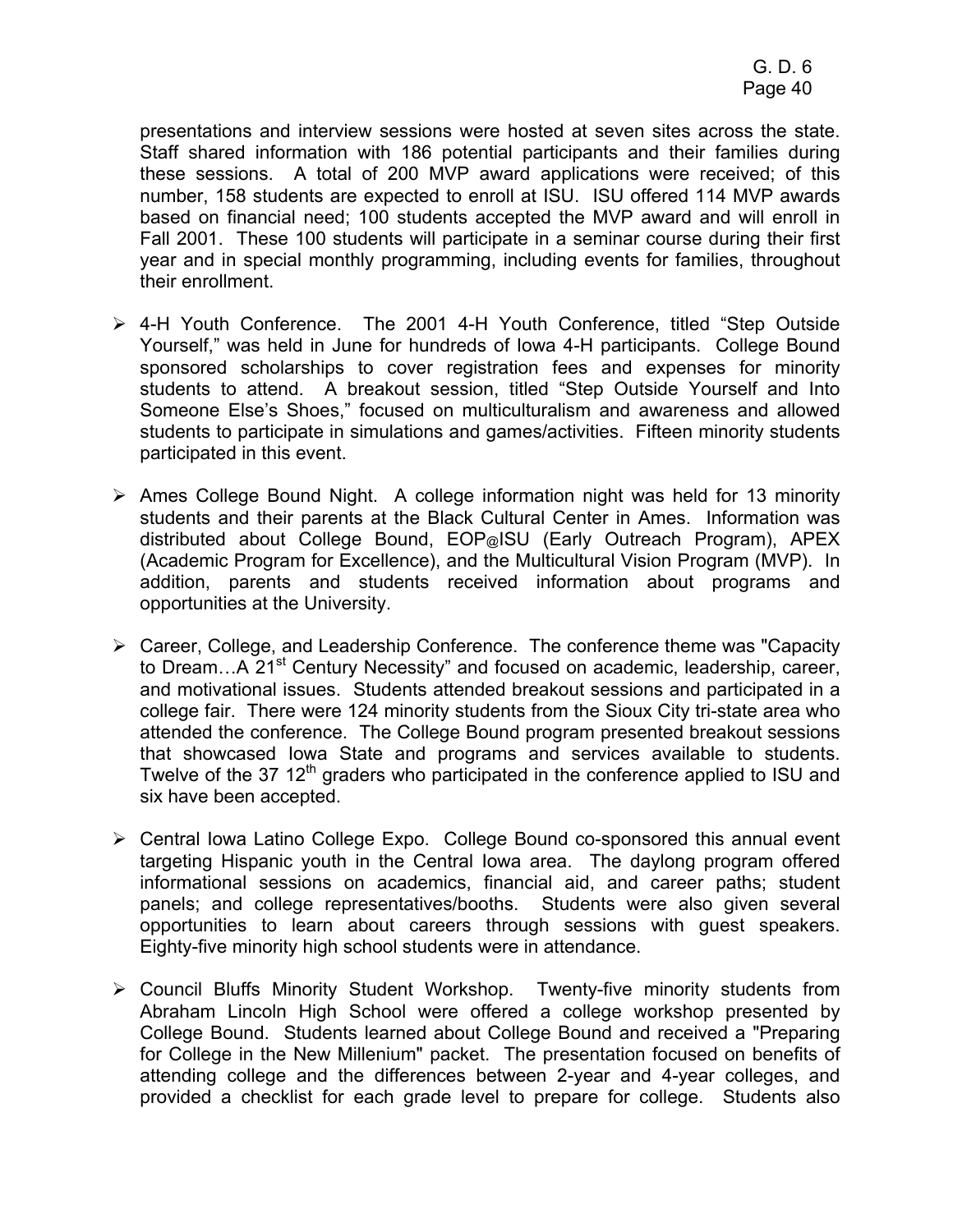presentations and interview sessions were hosted at seven sites across the state. Staff shared information with 186 potential participants and their families during these sessions. A total of 200 MVP award applications were received; of this number, 158 students are expected to enroll at ISU. ISU offered 114 MVP awards based on financial need; 100 students accepted the MVP award and will enroll in Fall 2001. These 100 students will participate in a seminar course during their first year and in special monthly programming, including events for families, throughout their enrollment.

- 4-H Youth Conference. The 2001 4-H Youth Conference, titled "Step Outside Yourself," was held in June for hundreds of Iowa 4-H participants. College Bound sponsored scholarships to cover registration fees and expenses for minority students to attend. A breakout session, titled "Step Outside Yourself and Into Someone Else's Shoes," focused on multiculturalism and awareness and allowed students to participate in simulations and games/activities. Fifteen minority students participated in this event.

- Ames College Bound Night. A college information night was held for 13 minority students and their parents at the Black Cultural Center in Ames. Information was distributed about College Bound, EOP@ISU (Early Outreach Program), APEX (Academic Program for Excellence), and the Multicultural Vision Program (MVP). In addition, parents and students received information about programs and opportunities at the University.

- Career, College, and Leadership Conference. The conference theme was "Capacity to Dream…A 21st Century Necessity" and focused on academic, leadership, career, and motivational issues. Students attended breakout sessions and participated in a college fair. There were 124 minority students from the Sioux City tri-state area who attended the conference. The College Bound program presented breakout sessions that showcased Iowa State and programs and services available to students. Twelve of the 37 12th graders who participated in the conference applied to ISU and six have been accepted.

- Central Iowa Latino College Expo. College Bound co-sponsored this annual event targeting Hispanic youth in the Central Iowa area. The daylong program offered informational sessions on academics, financial aid, and career paths; student panels; and college representatives/booths. Students were also given several opportunities to learn about careers through sessions with guest speakers. Eighty-five minority high school students were in attendance.

- Council Bluffs Minority Student Workshop. Twenty-five minority students from Abraham Lincoln High School were offered a college workshop presented by College Bound. Students learned about College Bound and received a "Preparing for College in the New Millenium" packet. The presentation focused on benefits of attending college and the differences between 2-year and 4-year colleges, and provided a checklist for each grade level to prepare for college. Students also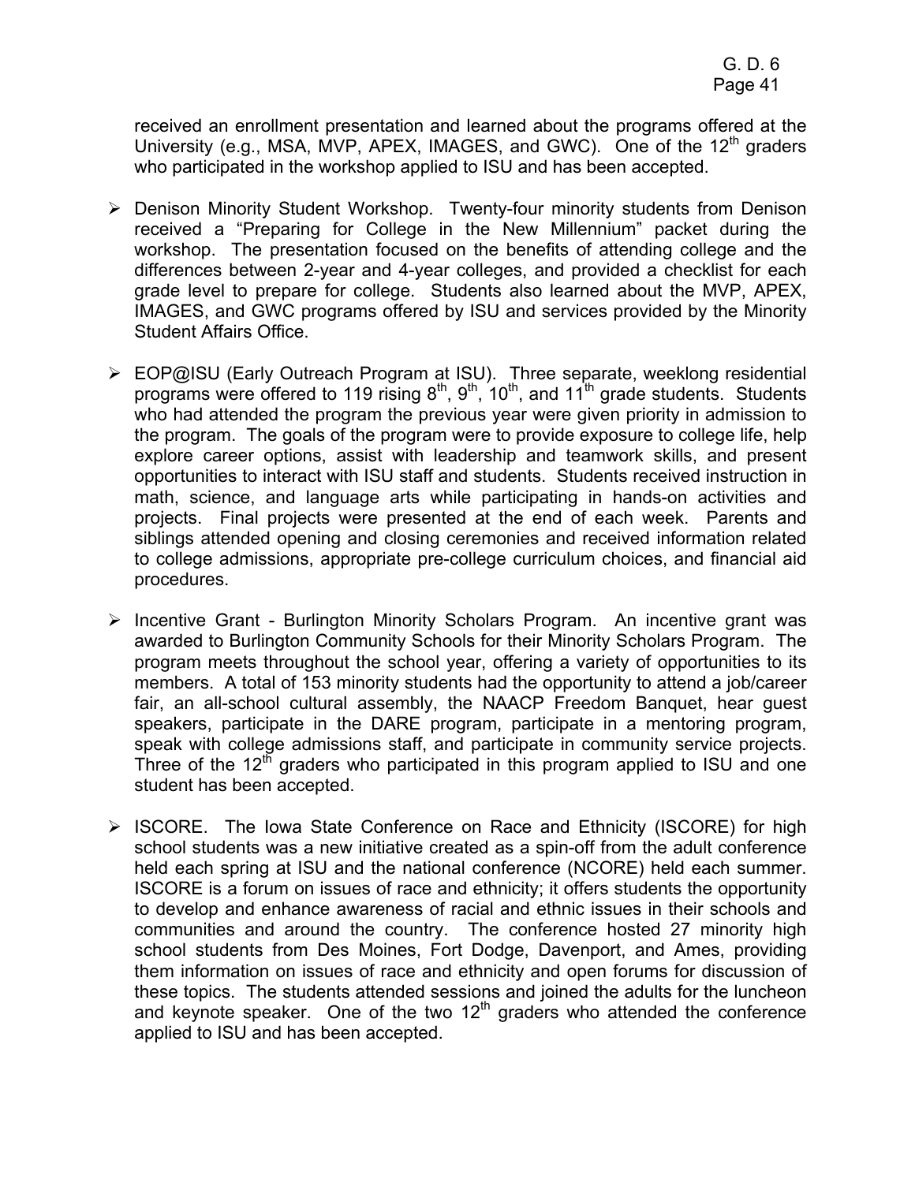received an enrollment presentation and learned about the programs offered at the University (e.g., MSA, MVP, APEX, IMAGES, and GWC). One of the 12th graders who participated in the workshop applied to ISU and has been accepted.

- Denison Minority Student Workshop. Twenty-four minority students from Denison received a "Preparing for College in the New Millennium" packet during the workshop. The presentation focused on the benefits of attending college and the differences between 2-year and 4-year colleges, and provided a checklist for each grade level to prepare for college. Students also learned about the MVP, APEX, IMAGES, and GWC programs offered by ISU and services provided by the Minority Student Affairs Office.

- EOP@ISU (Early Outreach Program at ISU). Three separate, weeklong residential programs were offered to 119 rising 8th, 9th, 10th, and 11th grade students. Students who had attended the program the previous year were given priority in admission to the program. The goals of the program were to provide exposure to college life, help explore career options, assist with leadership and teamwork skills, and present opportunities to interact with ISU staff and students. Students received instruction in math, science, and language arts while participating in hands-on activities and projects. Final projects were presented at the end of each week. Parents and siblings attended opening and closing ceremonies and received information related to college admissions, appropriate pre-college curriculum choices, and financial aid procedures.

- Incentive Grant - Burlington Minority Scholars Program. An incentive grant was awarded to Burlington Community Schools for their Minority Scholars Program. The program meets throughout the school year, offering a variety of opportunities to its members. A total of 153 minority students had the opportunity to attend a job/career fair, an all-school cultural assembly, the NAACP Freedom Banquet, hear guest speakers, participate in the DARE program, participate in a mentoring program, speak with college admissions staff, and participate in community service projects. Three of the 12th graders who participated in this program applied to ISU and one student has been accepted.

- ISCORE. The Iowa State Conference on Race and Ethnicity (ISCORE) for high school students was a new initiative created as a spin-off from the adult conference held each spring at ISU and the national conference (NCORE) held each summer. ISCORE is a forum on issues of race and ethnicity; it offers students the opportunity to develop and enhance awareness of racial and ethnic issues in their schools and communities and around the country. The conference hosted 27 minority high school students from Des Moines, Fort Dodge, Davenport, and Ames, providing them information on issues of race and ethnicity and open forums for discussion of these topics. The students attended sessions and joined the adults for the luncheon and keynote speaker. One of the two 12th graders who attended the conference applied to ISU and has been accepted.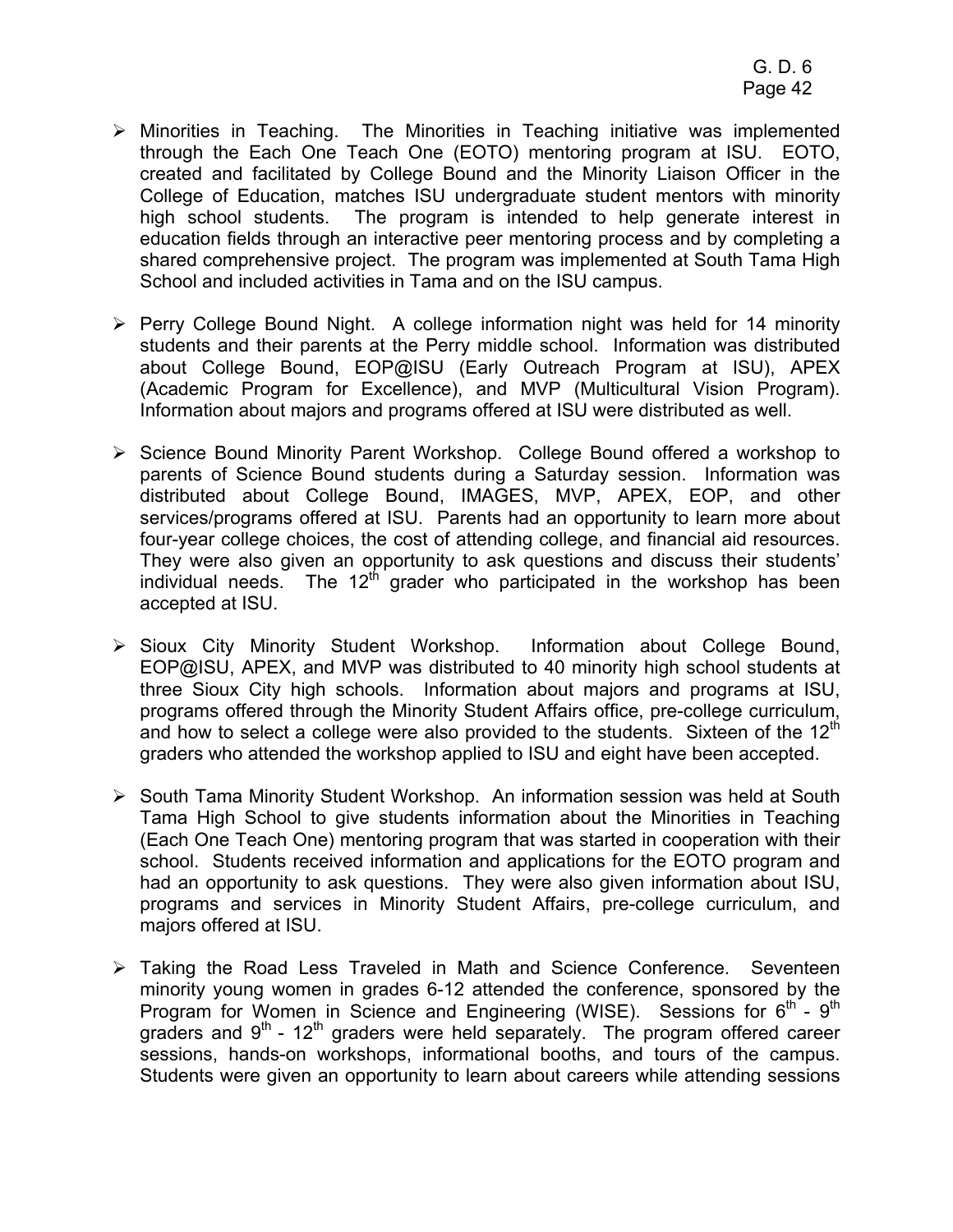- Minorities in Teaching. The Minorities in Teaching initiative was implemented through the Each One Teach One (EOTO) mentoring program at ISU. EOTO, created and facilitated by College Bound and the Minority Liaison Officer in the College of Education, matches ISU undergraduate student mentors with minority high school students. The program is intended to help generate interest in education fields through an interactive peer mentoring process and by completing a shared comprehensive project. The program was implemented at South Tama High School and included activities in Tama and on the ISU campus.

- Perry College Bound Night. A college information night was held for 14 minority students and their parents at the Perry middle school. Information was distributed about College Bound, EOP@ISU (Early Outreach Program at ISU), APEX (Academic Program for Excellence), and MVP (Multicultural Vision Program). Information about majors and programs offered at ISU were distributed as well.

- Science Bound Minority Parent Workshop. College Bound offered a workshop to parents of Science Bound students during a Saturday session. Information was distributed about College Bound, IMAGES, MVP, APEX, EOP, and other services/programs offered at ISU. Parents had an opportunity to learn more about four-year college choices, the cost of attending college, and financial aid resources. They were also given an opportunity to ask questions and discuss their students' individual needs. The 12th grader who participated in the workshop has been accepted at ISU.

- Sioux City Minority Student Workshop. Information about College Bound, EOP@ISU, APEX, and MVP was distributed to 40 minority high school students at three Sioux City high schools. Information about majors and programs at ISU, programs offered through the Minority Student Affairs office, pre-college curriculum, and how to select a college were also provided to the students. Sixteen of the 12th graders who attended the workshop applied to ISU and eight have been accepted.

- South Tama Minority Student Workshop. An information session was held at South Tama High School to give students information about the Minorities in Teaching (Each One Teach One) mentoring program that was started in cooperation with their school. Students received information and applications for the EOTO program and had an opportunity to ask questions. They were also given information about ISU, programs and services in Minority Student Affairs, pre-college curriculum, and majors offered at ISU.

- Taking the Road Less Traveled in Math and Science Conference. Seventeen minority young women in grades 6-12 attended the conference, sponsored by the Program for Women in Science and Engineering (WISE). Sessions for 6th - 9th graders and 9th - 12th graders were held separately. The program offered career sessions, hands-on workshops, informational booths, and tours of the campus. Students were given an opportunity to learn about careers while attending sessions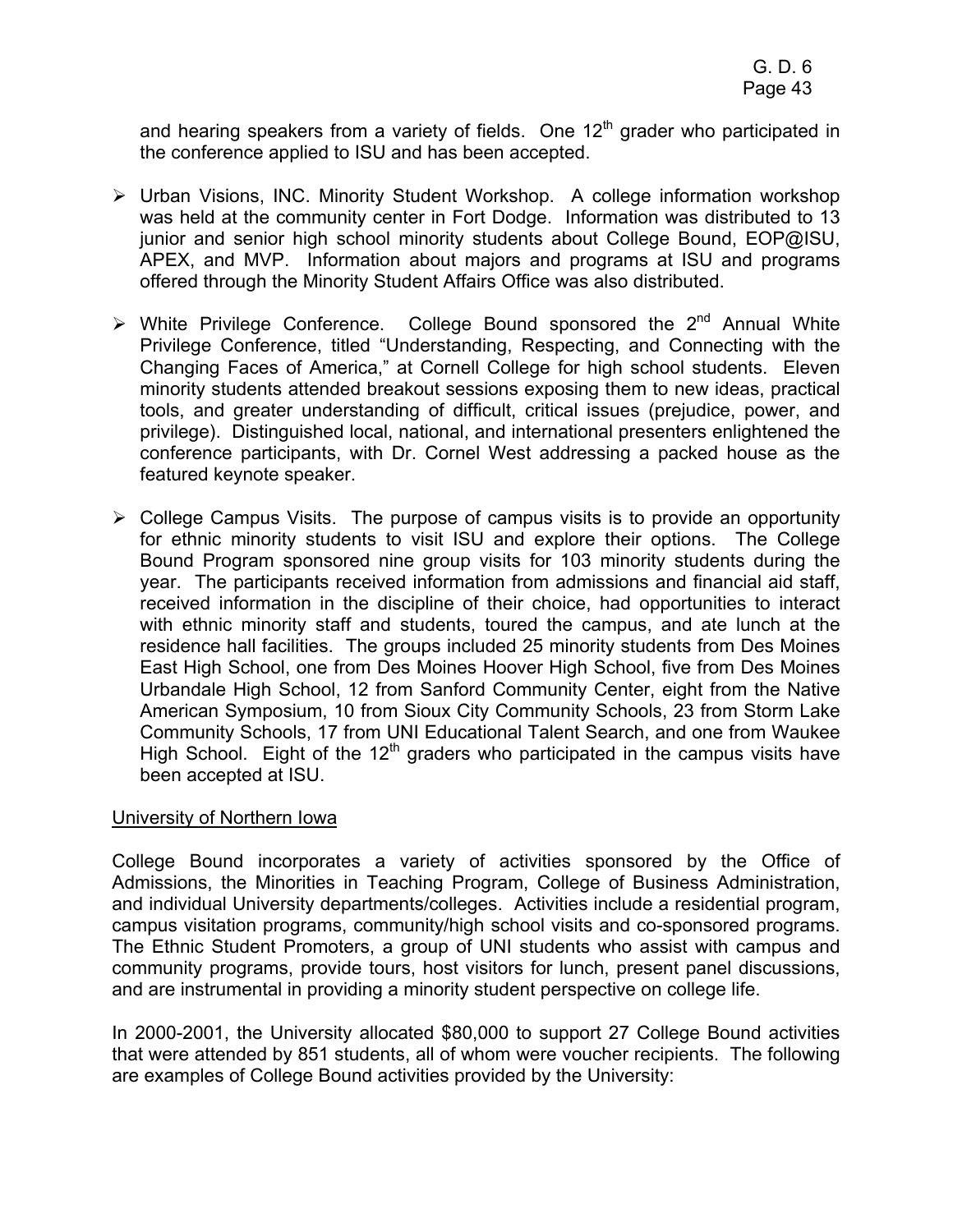and hearing speakers from a variety of fields. One 12th grader who participated in the conference applied to ISU and has been accepted.

- Urban Visions, INC. Minority Student Workshop. A college information workshop was held at the community center in Fort Dodge. Information was distributed to 13 junior and senior high school minority students about College Bound, EOP@ISU, APEX, and MVP. Information about majors and programs at ISU and programs offered through the Minority Student Affairs Office was also distributed.

- White Privilege Conference. College Bound sponsored the 2nd Annual White Privilege Conference, titled "Understanding, Respecting, and Connecting with the Changing Faces of America," at Cornell College for high school students. Eleven minority students attended breakout sessions exposing them to new ideas, practical tools, and greater understanding of difficult, critical issues (prejudice, power, and privilege). Distinguished local, national, and international presenters enlightened the conference participants, with Dr. Cornel West addressing a packed house as the featured keynote speaker.

- College Campus Visits. The purpose of campus visits is to provide an opportunity for ethnic minority students to visit ISU and explore their options. The College Bound Program sponsored nine group visits for 103 minority students during the year. The participants received information from admissions and financial aid staff, received information in the discipline of their choice, had opportunities to interact with ethnic minority staff and students, toured the campus, and ate lunch at the residence hall facilities. The groups included 25 minority students from Des Moines East High School, one from Des Moines Hoover High School, five from Des Moines Urbandale High School, 12 from Sanford Community Center, eight from the Native American Symposium, 10 from Sioux City Community Schools, 23 from Storm Lake Community Schools, 17 from UNI Educational Talent Search, and one from Waukee High School. Eight of the 12th graders who participated in the campus visits have been accepted at ISU.

University of Northern Iowa

College Bound incorporates a variety of activities sponsored by the Office of Admissions, the Minorities in Teaching Program, College of Business Administration, and individual University departments/colleges. Activities include a residential program, campus visitation programs, community/high school visits and co-sponsored programs. The Ethnic Student Promoters, a group of UNI students who assist with campus and community programs, provide tours, host visitors for lunch, present panel discussions, and are instrumental in providing a minority student perspective on college life.

In 2000-2001, the University allocated $80,000 to support 27 College Bound activities that were attended by 851 students, all of whom were voucher recipients. The following are examples of College Bound activities provided by the University: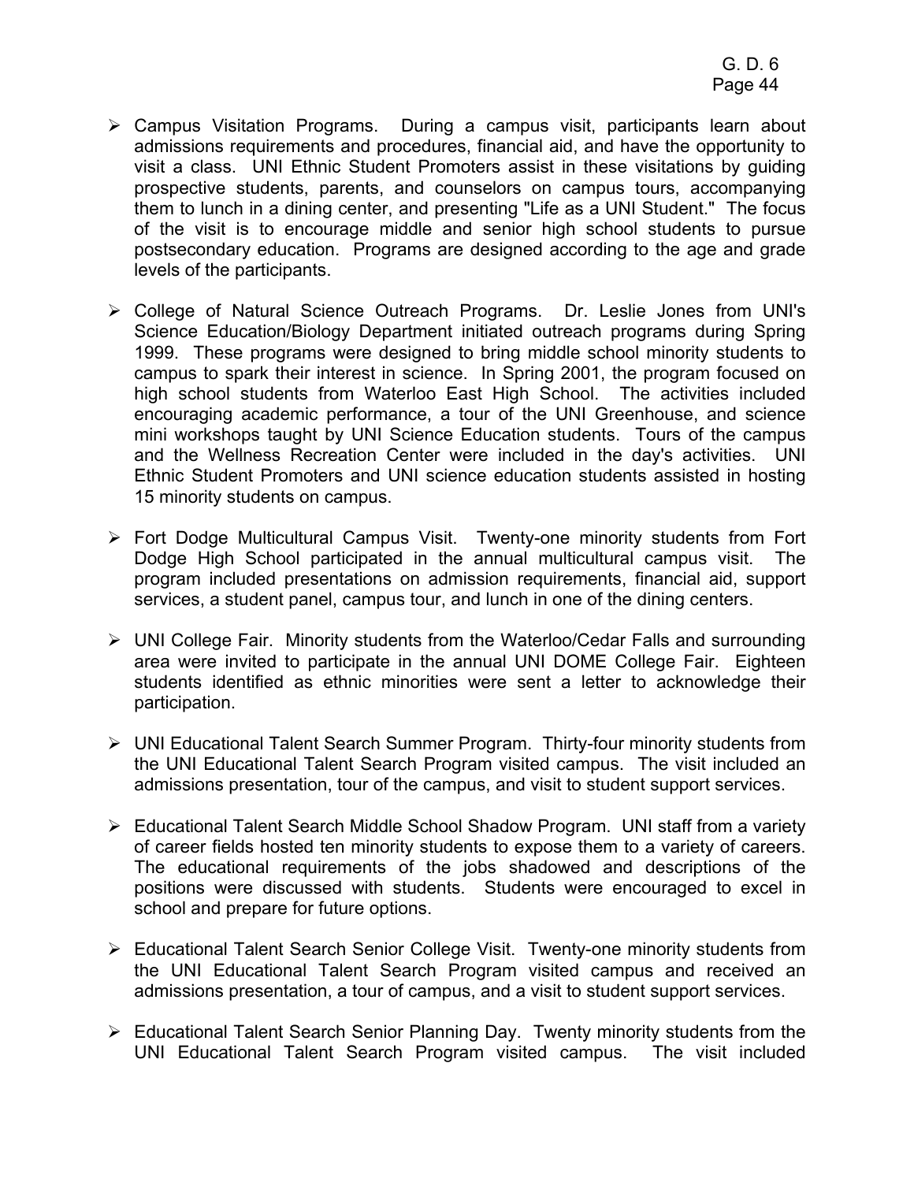- Campus Visitation Programs. During a campus visit, participants learn about admissions requirements and procedures, financial aid, and have the opportunity to visit a class. UNI Ethnic Student Promoters assist in these visitations by guiding prospective students, parents, and counselors on campus tours, accompanying them to lunch in a dining center, and presenting "Life as a UNI Student." The focus of the visit is to encourage middle and senior high school students to pursue postsecondary education. Programs are designed according to the age and grade levels of the participants.

- College of Natural Science Outreach Programs. Dr. Leslie Jones from UNI's Science Education/Biology Department initiated outreach programs during Spring 1999. These programs were designed to bring middle school minority students to campus to spark their interest in science. In Spring 2001, the program focused on high school students from Waterloo East High School. The activities included encouraging academic performance, a tour of the UNI Greenhouse, and science mini workshops taught by UNI Science Education students. Tours of the campus and the Wellness Recreation Center were included in the day's activities. UNI Ethnic Student Promoters and UNI science education students assisted in hosting 15 minority students on campus.

- Fort Dodge Multicultural Campus Visit. Twenty-one minority students from Fort Dodge High School participated in the annual multicultural campus visit. The program included presentations on admission requirements, financial aid, support services, a student panel, campus tour, and lunch in one of the dining centers.

- UNI College Fair. Minority students from the Waterloo/Cedar Falls and surrounding area were invited to participate in the annual UNI DOME College Fair. Eighteen students identified as ethnic minorities were sent a letter to acknowledge their participation.

- UNI Educational Talent Search Summer Program. Thirty-four minority students from the UNI Educational Talent Search Program visited campus. The visit included an admissions presentation, tour of the campus, and visit to student support services.

- Educational Talent Search Middle School Shadow Program. UNI staff from a variety of career fields hosted ten minority students to expose them to a variety of careers. The educational requirements of the jobs shadowed and descriptions of the positions were discussed with students. Students were encouraged to excel in school and prepare for future options.

- Educational Talent Search Senior College Visit. Twenty-one minority students from the UNI Educational Talent Search Program visited campus and received an admissions presentation, a tour of campus, and a visit to student support services.

- Educational Talent Search Senior Planning Day. Twenty minority students from the UNI Educational Talent Search Program visited campus. The visit included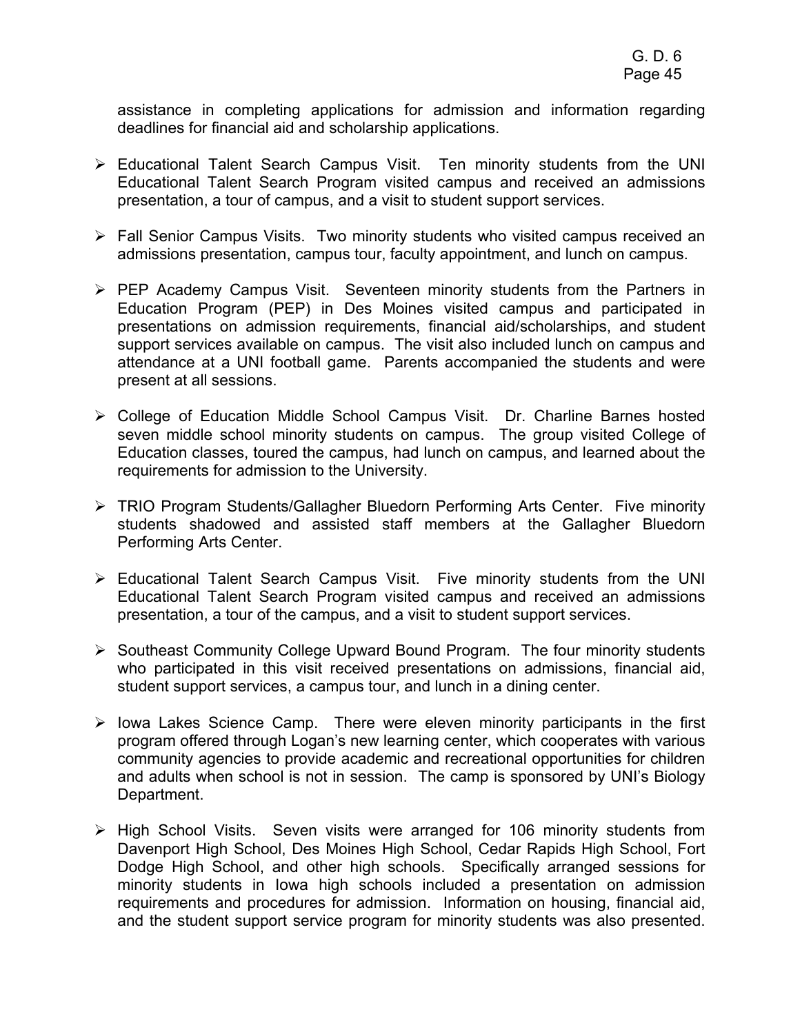assistance in completing applications for admission and information regarding deadlines for financial aid and scholarship applications.

- Educational Talent Search Campus Visit. Ten minority students from the UNI Educational Talent Search Program visited campus and received an admissions presentation, a tour of campus, and a visit to student support services.

- Fall Senior Campus Visits. Two minority students who visited campus received an admissions presentation, campus tour, faculty appointment, and lunch on campus.

- PEP Academy Campus Visit. Seventeen minority students from the Partners in Education Program (PEP) in Des Moines visited campus and participated in presentations on admission requirements, financial aid/scholarships, and student support services available on campus. The visit also included lunch on campus and attendance at a UNI football game. Parents accompanied the students and were present at all sessions.

- College of Education Middle School Campus Visit. Dr. Charline Barnes hosted seven middle school minority students on campus. The group visited College of Education classes, toured the campus, had lunch on campus, and learned about the requirements for admission to the University.

- TRIO Program Students/Gallagher Bluedorn Performing Arts Center. Five minority students shadowed and assisted staff members at the Gallagher Bluedorn Performing Arts Center.

- Educational Talent Search Campus Visit. Five minority students from the UNI Educational Talent Search Program visited campus and received an admissions presentation, a tour of the campus, and a visit to student support services.

- Southeast Community College Upward Bound Program. The four minority students who participated in this visit received presentations on admissions, financial aid, student support services, a campus tour, and lunch in a dining center.

- Iowa Lakes Science Camp. There were eleven minority participants in the first program offered through Logan's new learning center, which cooperates with various community agencies to provide academic and recreational opportunities for children and adults when school is not in session. The camp is sponsored by UNI's Biology Department.

- High School Visits. Seven visits were arranged for 106 minority students from Davenport High School, Des Moines High School, Cedar Rapids High School, Fort Dodge High School, and other high schools. Specifically arranged sessions for minority students in Iowa high schools included a presentation on admission requirements and procedures for admission. Information on housing, financial aid, and the student support service program for minority students was also presented.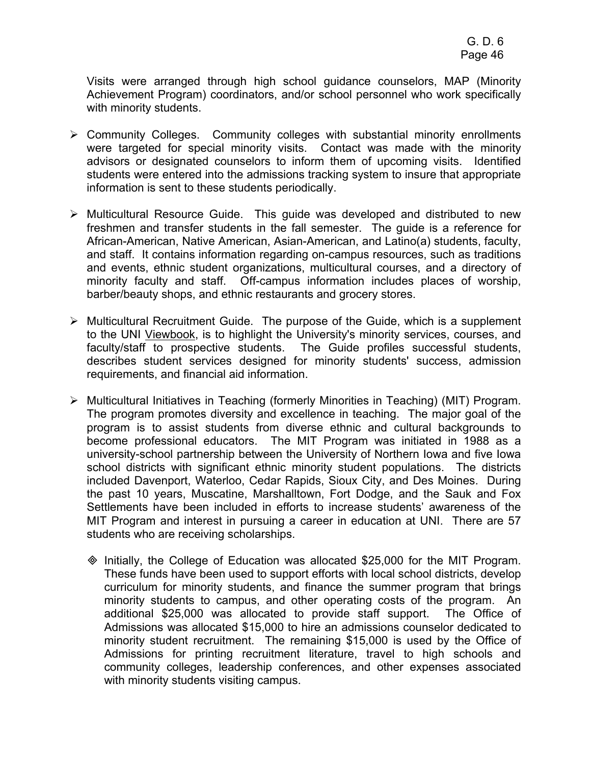Visits were arranged through high school guidance counselors, MAP (Minority Achievement Program) coordinators, and/or school personnel who work specifically with minority students.

- Community Colleges. Community colleges with substantial minority enrollments were targeted for special minority visits. Contact was made with the minority advisors or designated counselors to inform them of upcoming visits. Identified students were entered into the admissions tracking system to insure that appropriate information is sent to these students periodically.

- Multicultural Resource Guide. This guide was developed and distributed to new freshmen and transfer students in the fall semester. The guide is a reference for African-American, Native American, Asian-American, and Latino(a) students, faculty, and staff. It contains information regarding on-campus resources, such as traditions and events, ethnic student organizations, multicultural courses, and a directory of minority faculty and staff. Off-campus information includes places of worship, barber/beauty shops, and ethnic restaurants and grocery stores.

- Multicultural Recruitment Guide. The purpose of the Guide, which is a supplement to the UNI Viewbook, is to highlight the University's minority services, courses, and faculty/staff to prospective students. The Guide profiles successful students, describes student services designed for minority students' success, admission requirements, and financial aid information.

- Multicultural Initiatives in Teaching (formerly Minorities in Teaching) (MIT) Program. The program promotes diversity and excellence in teaching. The major goal of the program is to assist students from diverse ethnic and cultural backgrounds to become professional educators. The MIT Program was initiated in 1988 as a university-school partnership between the University of Northern Iowa and five Iowa school districts with significant ethnic minority student populations. The districts included Davenport, Waterloo, Cedar Rapids, Sioux City, and Des Moines. During the past 10 years, Muscatine, Marshalltown, Fort Dodge, and the Sauk and Fox Settlements have been included in efforts to increase students' awareness of the MIT Program and interest in pursuing a career in education at UNI. There are 57 students who are receiving scholarships.

  - Initially, the College of Education was allocated $25,000 for the MIT Program. These funds have been used to support efforts with local school districts, develop curriculum for minority students, and finance the summer program that brings minority students to campus, and other operating costs of the program. An additional $25,000 was allocated to provide staff support. The Office of Admissions was allocated $15,000 to hire an admissions counselor dedicated to minority student recruitment. The remaining $15,000 is used by the Office of Admissions for printing recruitment literature, travel to high schools and community colleges, leadership conferences, and other expenses associated with minority students visiting campus.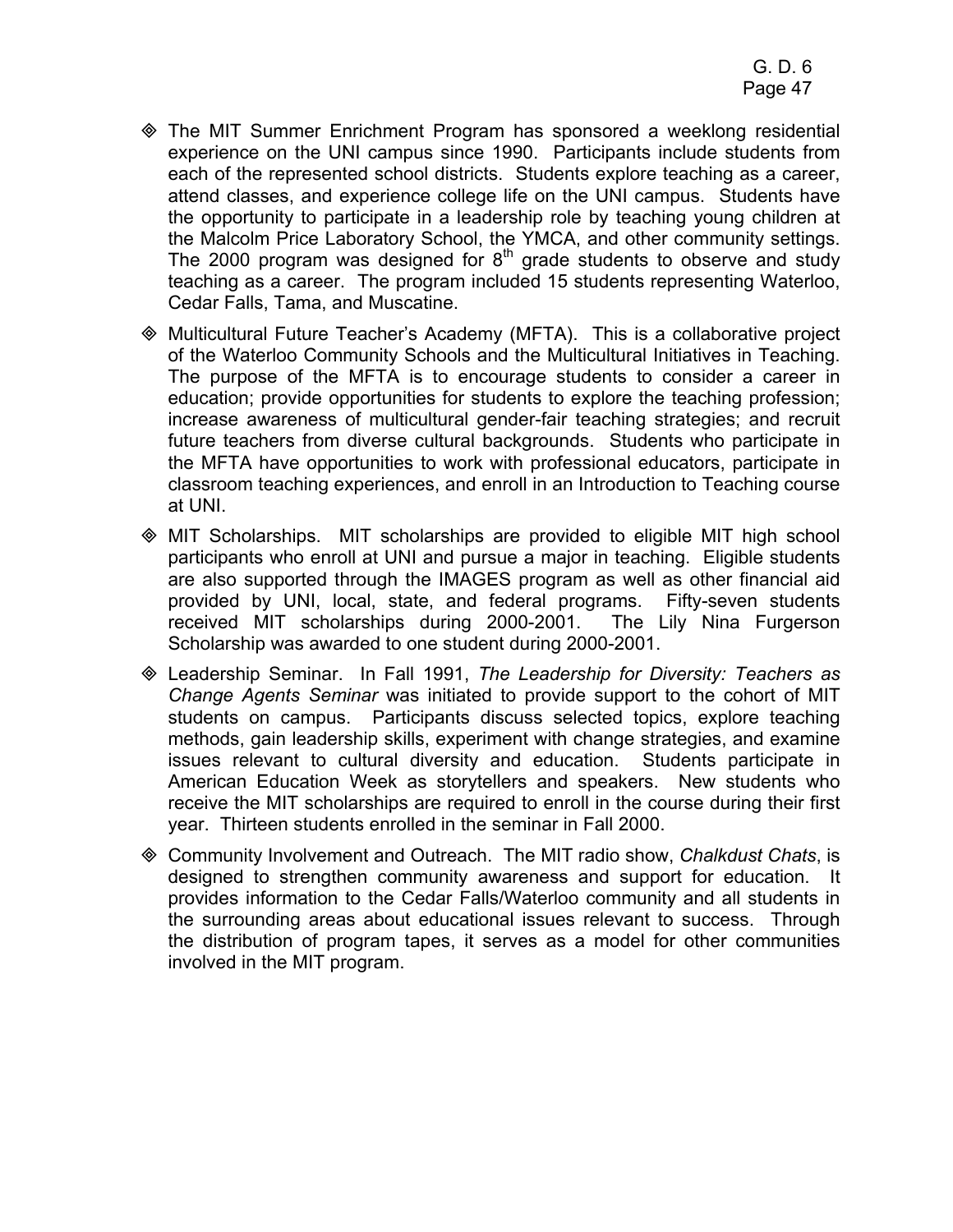- The MIT Summer Enrichment Program has sponsored a weeklong residential experience on the UNI campus since 1990. Participants include students from each of the represented school districts. Students explore teaching as a career, attend classes, and experience college life on the UNI campus. Students have the opportunity to participate in a leadership role by teaching young children at the Malcolm Price Laboratory School, the YMCA, and other community settings. The 2000 program was designed for 8th grade students to observe and study teaching as a career. The program included 15 students representing Waterloo, Cedar Falls, Tama, and Muscatine.

- Multicultural Future Teacher's Academy (MFTA). This is a collaborative project of the Waterloo Community Schools and the Multicultural Initiatives in Teaching. The purpose of the MFTA is to encourage students to consider a career in education; provide opportunities for students to explore the teaching profession; increase awareness of multicultural gender-fair teaching strategies; and recruit future teachers from diverse cultural backgrounds. Students who participate in the MFTA have opportunities to work with professional educators, participate in classroom teaching experiences, and enroll in an Introduction to Teaching course at UNI.

- MIT Scholarships. MIT scholarships are provided to eligible MIT high school participants who enroll at UNI and pursue a major in teaching. Eligible students are also supported through the IMAGES program as well as other financial aid provided by UNI, local, state, and federal programs. Fifty-seven students received MIT scholarships during 2000-2001. The Lily Nina Furgerson Scholarship was awarded to one student during 2000-2001.

- Leadership Seminar. In Fall 1991, *The Leadership for Diversity: Teachers as Change Agents Seminar* was initiated to provide support to the cohort of MIT students on campus. Participants discuss selected topics, explore teaching methods, gain leadership skills, experiment with change strategies, and examine issues relevant to cultural diversity and education. Students participate in American Education Week as storytellers and speakers. New students who receive the MIT scholarships are required to enroll in the course during their first year. Thirteen students enrolled in the seminar in Fall 2000.

- Community Involvement and Outreach. The MIT radio show, *Chalkdust Chats*, is designed to strengthen community awareness and support for education. It provides information to the Cedar Falls/Waterloo community and all students in the surrounding areas about educational issues relevant to success. Through the distribution of program tapes, it serves as a model for other communities involved in the MIT program.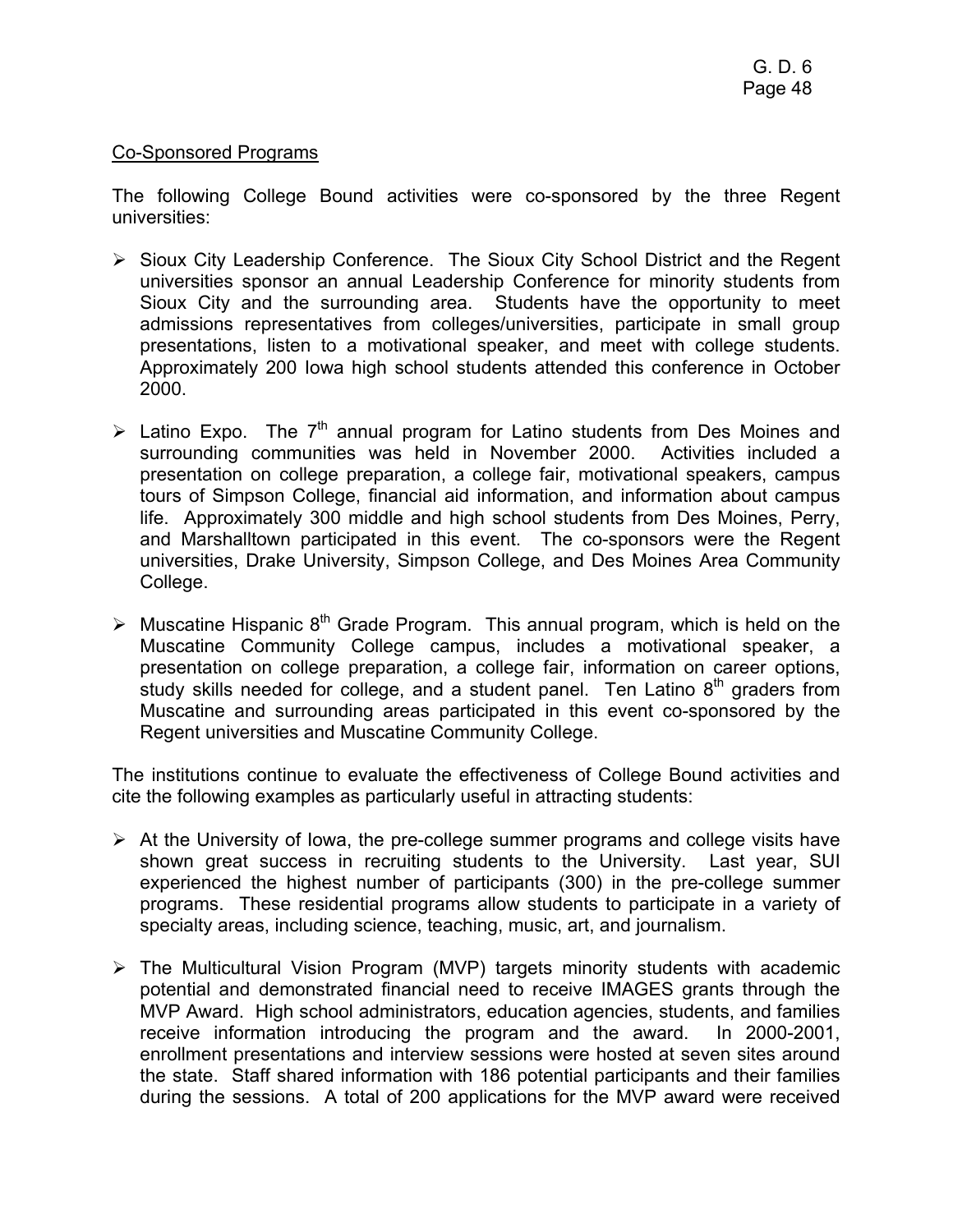Co-Sponsored Programs

The following College Bound activities were co-sponsored by the three Regent universities:

- Sioux City Leadership Conference. The Sioux City School District and the Regent universities sponsor an annual Leadership Conference for minority students from Sioux City and the surrounding area. Students have the opportunity to meet admissions representatives from colleges/universities, participate in small group presentations, listen to a motivational speaker, and meet with college students. Approximately 200 Iowa high school students attended this conference in October 2000.

- Latino Expo. The 7th annual program for Latino students from Des Moines and surrounding communities was held in November 2000. Activities included a presentation on college preparation, a college fair, motivational speakers, campus tours of Simpson College, financial aid information, and information about campus life. Approximately 300 middle and high school students from Des Moines, Perry, and Marshalltown participated in this event. The co-sponsors were the Regent universities, Drake University, Simpson College, and Des Moines Area Community College.

- Muscatine Hispanic 8th Grade Program. This annual program, which is held on the Muscatine Community College campus, includes a motivational speaker, a presentation on college preparation, a college fair, information on career options, study skills needed for college, and a student panel. Ten Latino 8th graders from Muscatine and surrounding areas participated in this event co-sponsored by the Regent universities and Muscatine Community College.

The institutions continue to evaluate the effectiveness of College Bound activities and cite the following examples as particularly useful in attracting students:

- At the University of Iowa, the pre-college summer programs and college visits have shown great success in recruiting students to the University. Last year, SUI experienced the highest number of participants (300) in the pre-college summer programs. These residential programs allow students to participate in a variety of specialty areas, including science, teaching, music, art, and journalism.

- The Multicultural Vision Program (MVP) targets minority students with academic potential and demonstrated financial need to receive IMAGES grants through the MVP Award. High school administrators, education agencies, students, and families receive information introducing the program and the award. In 2000-2001, enrollment presentations and interview sessions were hosted at seven sites around the state. Staff shared information with 186 potential participants and their families during the sessions. A total of 200 applications for the MVP award were received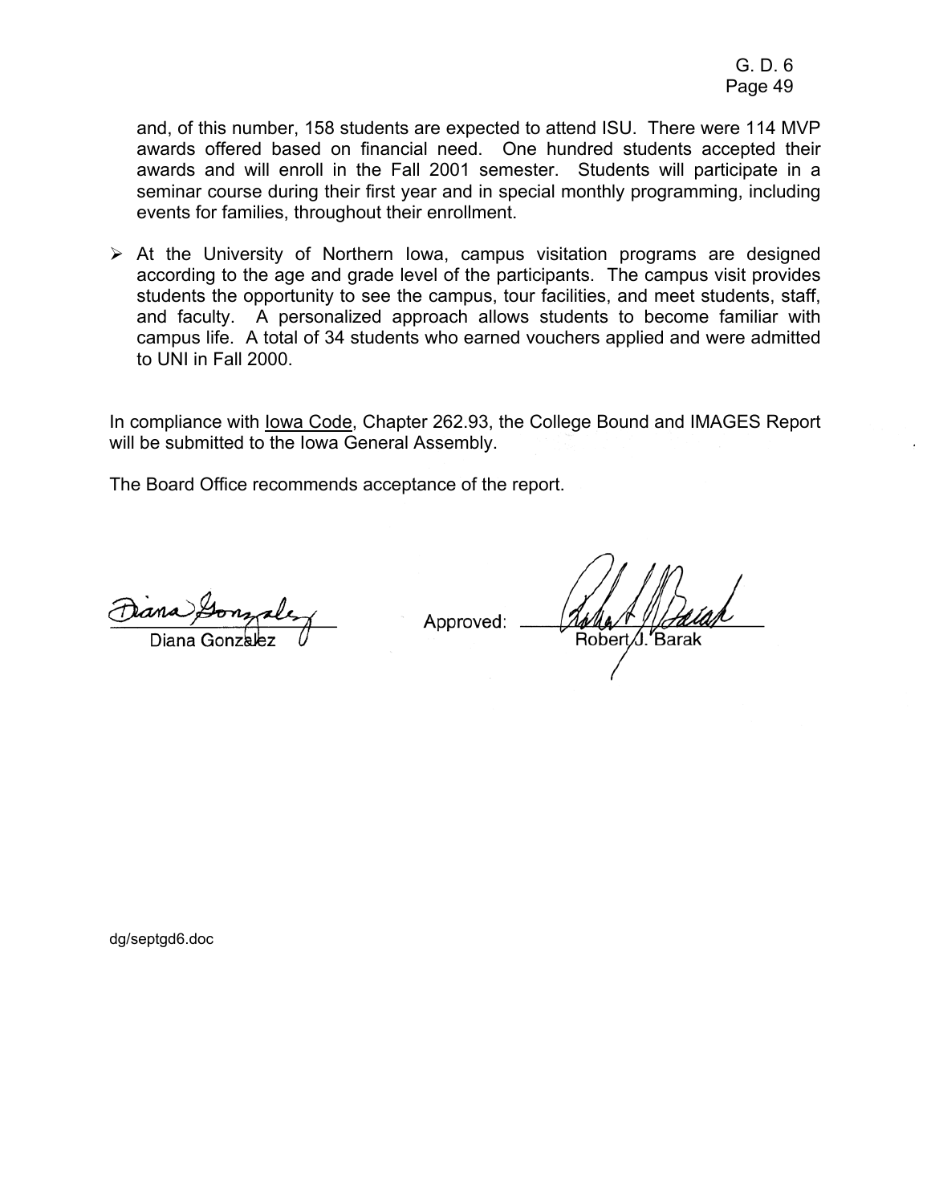and, of this number, 158 students are expected to attend ISU. There were 114 MVP awards offered based on financial need. One hundred students accepted their awards and will enroll in the Fall 2001 semester. Students will participate in a seminar course during their first year and in special monthly programming, including events for families, throughout their enrollment.

- At the University of Northern Iowa, campus visitation programs are designed according to the age and grade level of the participants. The campus visit provides students the opportunity to see the campus, tour facilities, and meet students, staff, and faculty. A personalized approach allows students to become familiar with campus life. A total of 34 students who earned vouchers applied and were admitted to UNI in Fall 2000.

In compliance with Iowa Code, Chapter 262.93, the College Bound and IMAGES Report will be submitted to the Iowa General Assembly.

The Board Office recommends acceptance of the report.

Diana Gonzalez

Approved: Robert J. Barak

dg/septgd6.doc